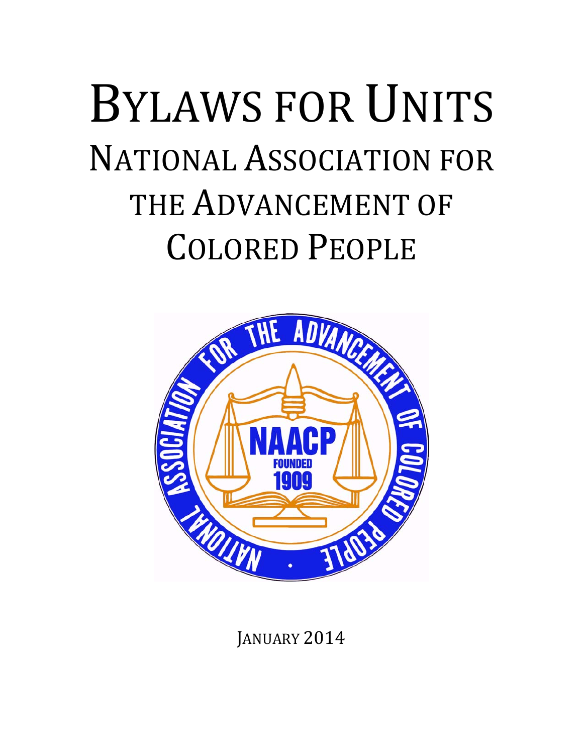# BYLAWS FOR UNITS

## NATIONAL ASSOCIATION FOR THE ADVANCEMENT OF COLORED PEOPLE

JANUARY 2014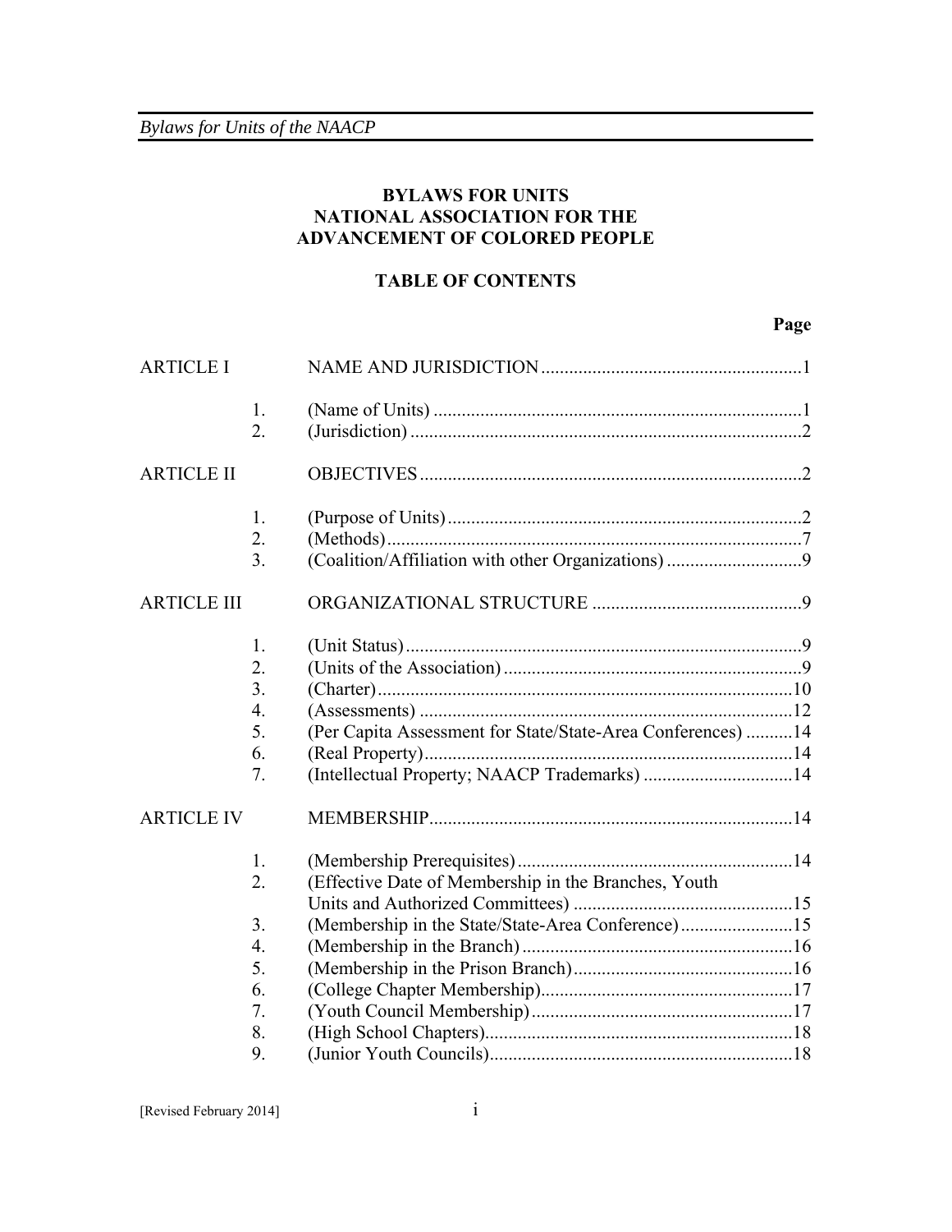**BYLAWS FOR UNITS**
**NATIONAL ASSOCIATION FOR THE**
**ADVANCEMENT OF COLORED PEOPLE**

**TABLE OF CONTENTS**

| | | | **Page** |
|---|---|---|---|
| ARTICLE I | | NAME AND JURISDICTION | 1 |
| | 1. | (Name of Units) | 1 |
| | 2. | (Jurisdiction) | 2 |
| ARTICLE II | | OBJECTIVES | 2 |
| | 1. | (Purpose of Units) | 2 |
| | 2. | (Methods) | 7 |
| | 3. | (Coalition/Affiliation with other Organizations) | 9 |
| ARTICLE III | | ORGANIZATIONAL STRUCTURE | 9 |
| | 1. | (Unit Status) | 9 |
| | 2. | (Units of the Association) | 9 |
| | 3. | (Charter) | 10 |
| | 4. | (Assessments) | 12 |
| | 5. | (Per Capita Assessment for State/State-Area Conferences) | 14 |
| | 6. | (Real Property) | 14 |
| | 7. | (Intellectual Property; NAACP Trademarks) | 14 |
| ARTICLE IV | | MEMBERSHIP | 14 |
| | 1. | (Membership Prerequisites) | 14 |
| | 2. | (Effective Date of Membership in the Branches, Youth Units and Authorized Committees) | 15 |
| | 3. | (Membership in the State/State-Area Conference) | 15 |
| | 4. | (Membership in the Branch) | 16 |
| | 5. | (Membership in the Prison Branch) | 16 |
| | 6. | (College Chapter Membership) | 17 |
| | 7. | (Youth Council Membership) | 17 |
| | 8. | (High School Chapters) | 18 |
| | 9. | (Junior Youth Councils) | 18 |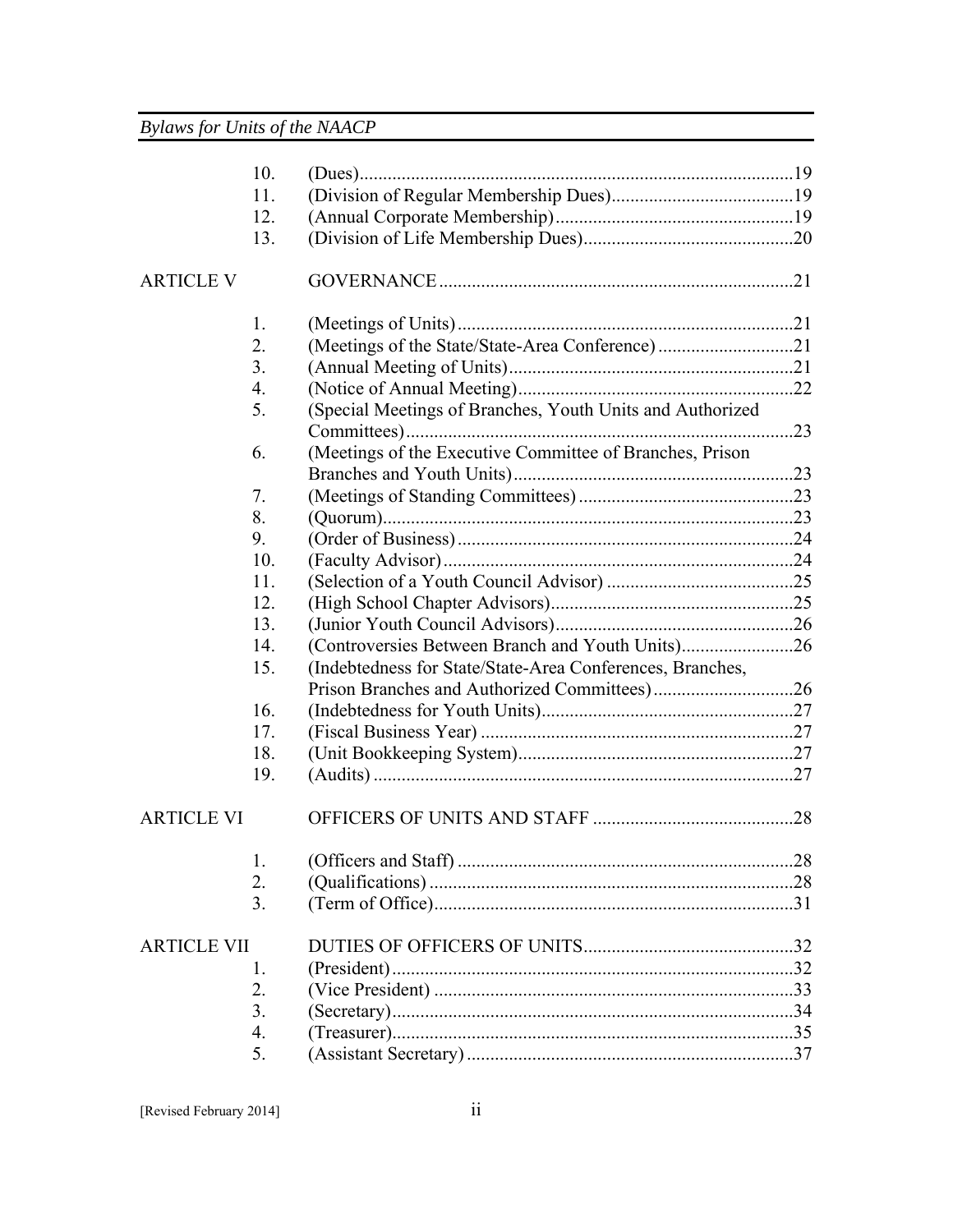| | | |
|---|---|---|
| 10. | (Dues) | 19 |
| 11. | (Division of Regular Membership Dues) | 19 |
| 12. | (Annual Corporate Membership) | 19 |
| 13. | (Division of Life Membership Dues) | 20 |
| **ARTICLE V** | **GOVERNANCE** | **21** |
| 1. | (Meetings of Units) | 21 |
| 2. | (Meetings of the State/State-Area Conference) | 21 |
| 3. | (Annual Meeting of Units) | 21 |
| 4. | (Notice of Annual Meeting) | 22 |
| 5. | (Special Meetings of Branches, Youth Units and Authorized Committees) | 23 |
| 6. | (Meetings of the Executive Committee of Branches, Prison Branches and Youth Units) | 23 |
| 7. | (Meetings of Standing Committees) | 23 |
| 8. | (Quorum) | 23 |
| 9. | (Order of Business) | 24 |
| 10. | (Faculty Advisor) | 24 |
| 11. | (Selection of a Youth Council Advisor) | 25 |
| 12. | (High School Chapter Advisors) | 25 |
| 13. | (Junior Youth Council Advisors) | 26 |
| 14. | (Controversies Between Branch and Youth Units) | 26 |
| 15. | (Indebtedness for State/State-Area Conferences, Branches, Prison Branches and Authorized Committees) | 26 |
| 16. | (Indebtedness for Youth Units) | 27 |
| 17. | (Fiscal Business Year) | 27 |
| 18. | (Unit Bookkeeping System) | 27 |
| 19. | (Audits) | 27 |
| **ARTICLE VI** | **OFFICERS OF UNITS AND STAFF** | **28** |
| 1. | (Officers and Staff) | 28 |
| 2. | (Qualifications) | 28 |
| 3. | (Term of Office) | 31 |
| **ARTICLE VII** | **DUTIES OF OFFICERS OF UNITS** | **32** |
| 1. | (President) | 32 |
| 2. | (Vice President) | 33 |
| 3. | (Secretary) | 34 |
| 4. | (Treasurer) | 35 |
| 5. | (Assistant Secretary) | 37 |

[Revised February 2014]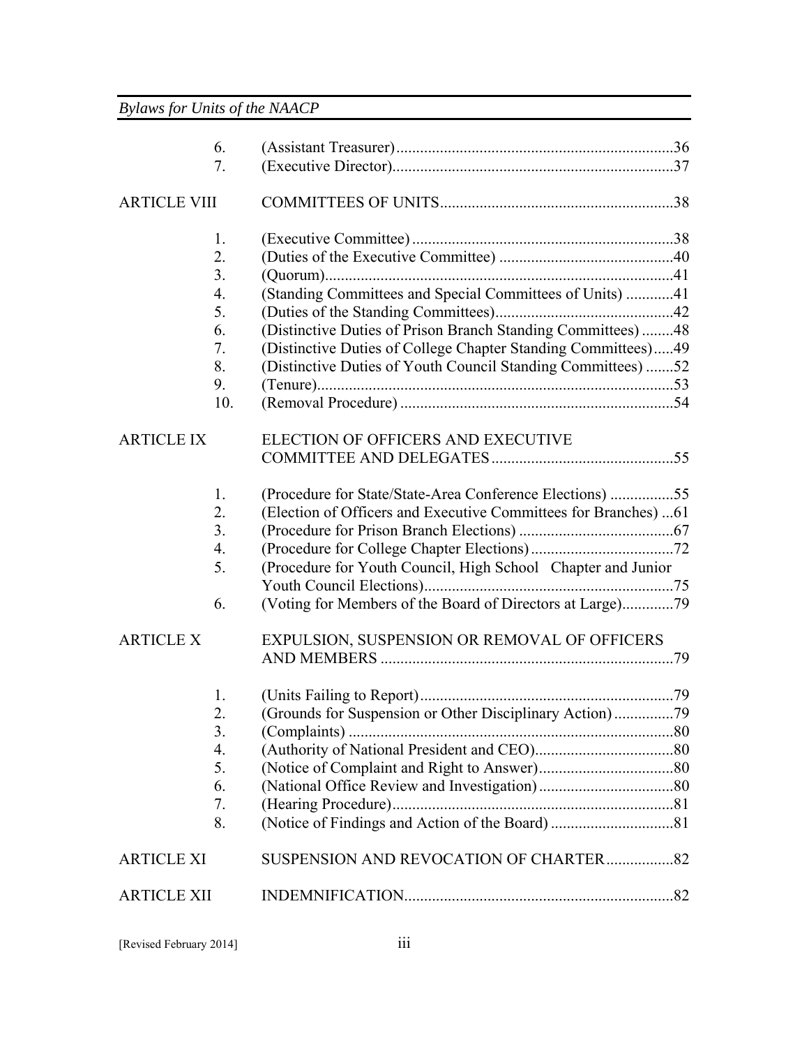| | | |
|---|---|---|
| | 6. | (Assistant Treasurer) ......................................................................36 |
| | 7. | (Executive Director).......................................................................37 |
| ARTICLE VIII | | COMMITTEES OF UNITS...........................................................38 |
| | 1. | (Executive Committee) ..................................................................38 |
| | 2. | (Duties of the Executive Committee) ............................................40 |
| | 3. | (Quorum)........................................................................................41 |
| | 4. | (Standing Committees and Special Committees of Units) ............41 |
| | 5. | (Duties of the Standing Committees).............................................42 |
| | 6. | (Distinctive Duties of Prison Branch Standing Committees) ........48 |
| | 7. | (Distinctive Duties of College Chapter Standing Committees).....49 |
| | 8. | (Distinctive Duties of Youth Council Standing Committees) .......52 |
| | 9. | (Tenure)..........................................................................................53 |
| | 10. | (Removal Procedure) .....................................................................54 |
| ARTICLE IX | | ELECTION OF OFFICERS AND EXECUTIVE COMMITTEE AND DELEGATES..............................................55 |
| | 1. | (Procedure for State/State-Area Conference Elections) ................55 |
| | 2. | (Election of Officers and Executive Committees for Branches) ...61 |
| | 3. | (Procedure for Prison Branch Elections) .......................................67 |
| | 4. | (Procedure for College Chapter Elections)....................................72 |
| | 5. | (Procedure for Youth Council, High School Chapter and Junior Youth Council Elections)...............................................................75 |
| | 6. | (Voting for Members of the Board of Directors at Large).............79 |
| ARTICLE X | | EXPULSION, SUSPENSION OR REMOVAL OF OFFICERS AND MEMBERS ..........................................................................79 |
| | 1. | (Units Failing to Report)................................................................79 |
| | 2. | (Grounds for Suspension or Other Disciplinary Action)...............79 |
| | 3. | (Complaints) ..................................................................................80 |
| | 4. | (Authority of National President and CEO)...................................80 |
| | 5. | (Notice of Complaint and Right to Answer)..................................80 |
| | 6. | (National Office Review and Investigation)..................................80 |
| | 7. | (Hearing Procedure).......................................................................81 |
| | 8. | (Notice of Findings and Action of the Board) ...............................81 |
| ARTICLE XI | | SUSPENSION AND REVOCATION OF CHARTER.................82 |
| ARTICLE XII | | INDEMNIFICATION....................................................................82 |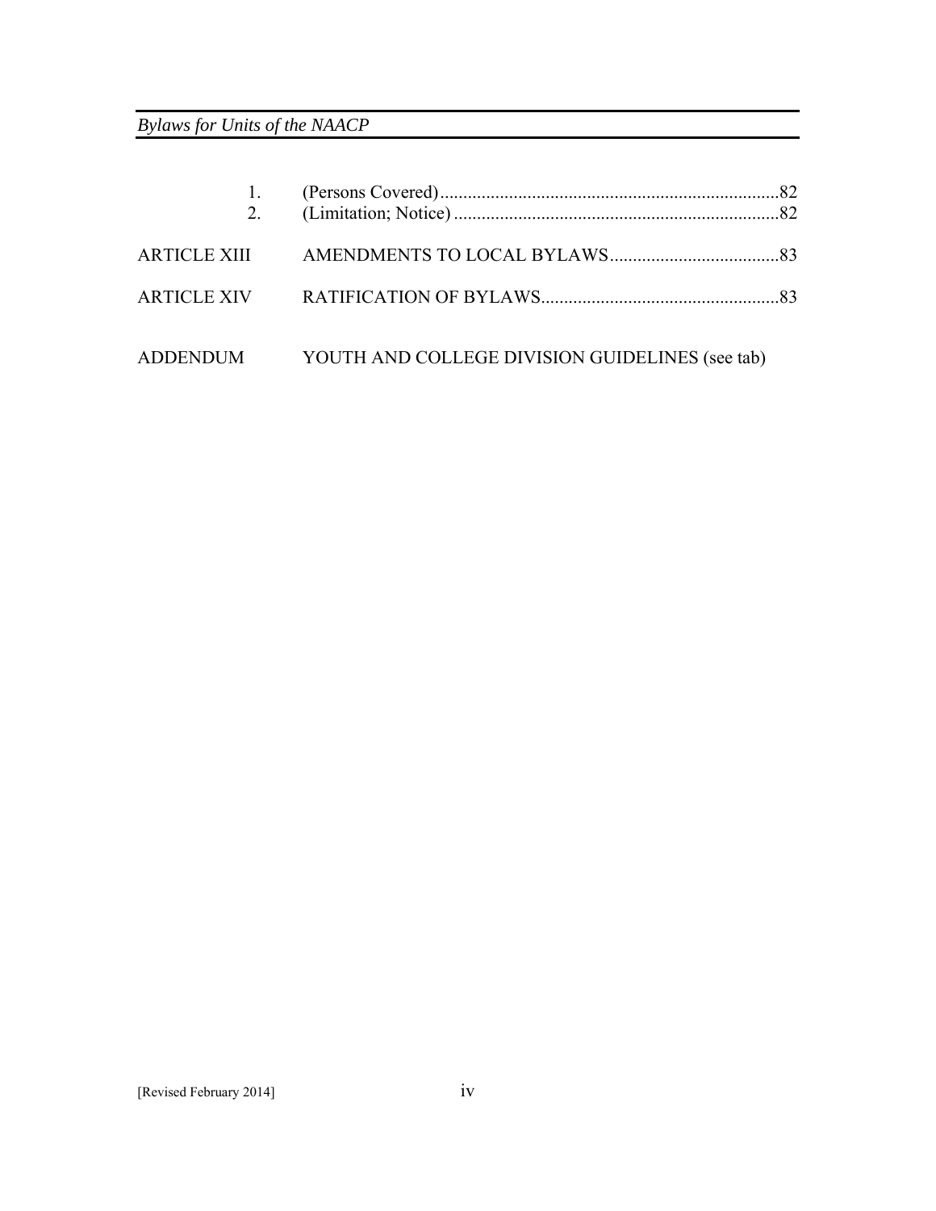| | | |
|---|---|---|
| 1. | (Persons Covered) | 82 |
| 2. | (Limitation; Notice) | 82 |
| ARTICLE XIII | AMENDMENTS TO LOCAL BYLAWS | 83 |
| ARTICLE XIV | RATIFICATION OF BYLAWS | 83 |
| ADDENDUM | YOUTH AND COLLEGE DIVISION GUIDELINES (see tab) | |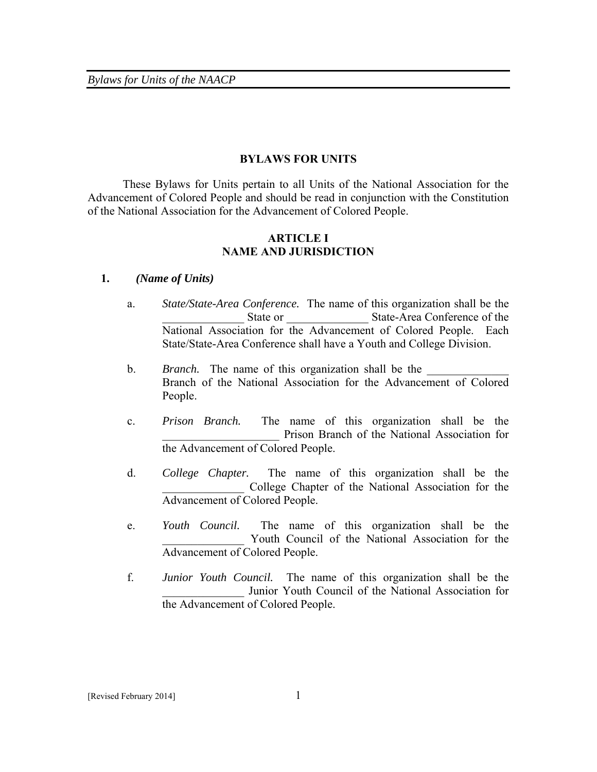## BYLAWS FOR UNITS

These Bylaws for Units pertain to all Units of the National Association for the Advancement of Colored People and should be read in conjunction with the Constitution of the National Association for the Advancement of Colored People.

## ARTICLE I
## NAME AND JURISDICTION

**1.** ***(Name of Units)***

a. *State/State-Area Conference.* The name of this organization shall be the ______________ State or ______________ State-Area Conference of the National Association for the Advancement of Colored People. Each State/State-Area Conference shall have a Youth and College Division.

b. *Branch.* The name of this organization shall be the ______________ Branch of the National Association for the Advancement of Colored People.

c. *Prison Branch.* The name of this organization shall be the ____________________ Prison Branch of the National Association for the Advancement of Colored People.

d. *College Chapter.* The name of this organization shall be the ______________ College Chapter of the National Association for the Advancement of Colored People.

e. *Youth Council.* The name of this organization shall be the ______________ Youth Council of the National Association for the Advancement of Colored People.

f. *Junior Youth Council.* The name of this organization shall be the ______________ Junior Youth Council of the National Association for the Advancement of Colored People.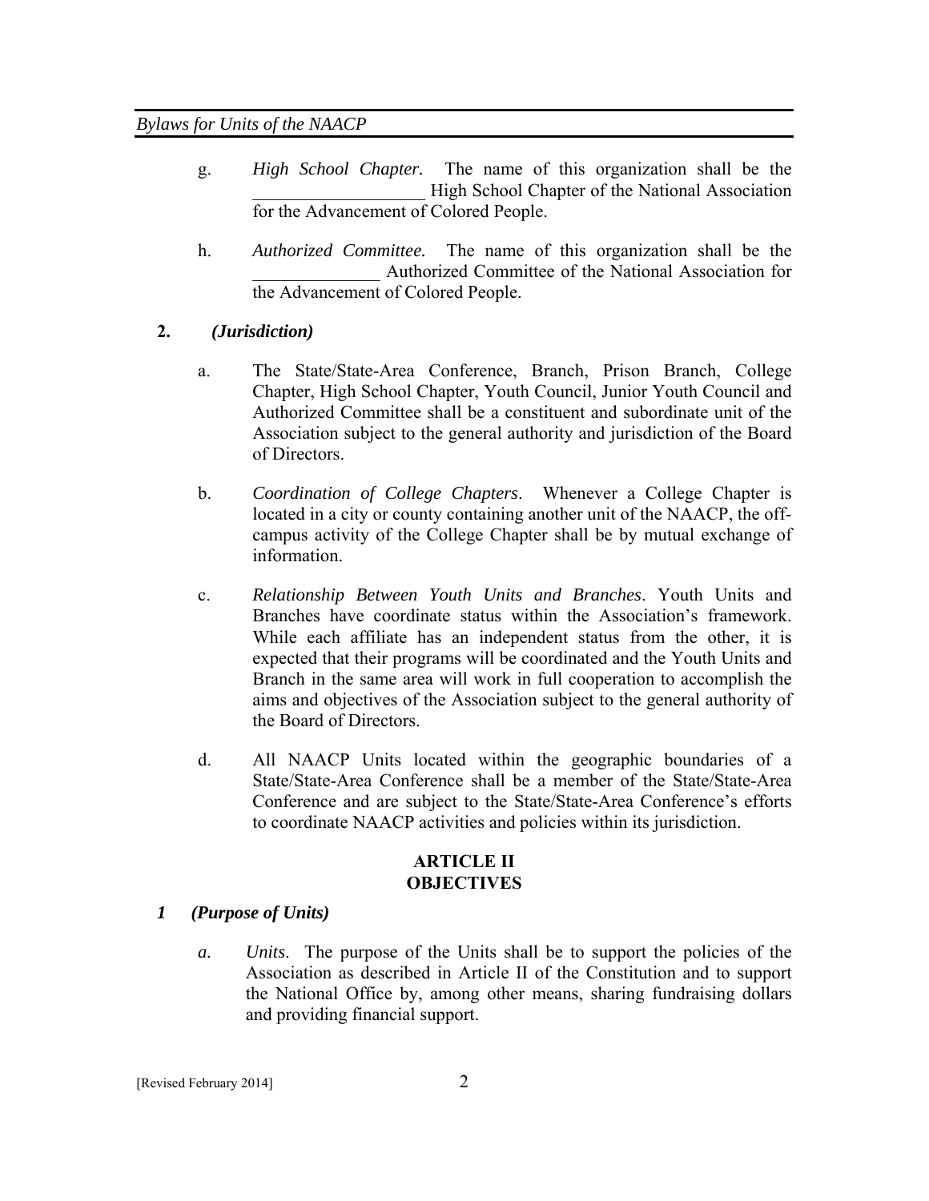g. *High School Chapter*. The name of this organization shall be the ___________________ High School Chapter of the National Association for the Advancement of Colored People.

h. *Authorized Committee.* The name of this organization shall be the ______________ Authorized Committee of the National Association for the Advancement of Colored People.

**2.** ***(Jurisdiction)***

a. The State/State-Area Conference, Branch, Prison Branch, College Chapter, High School Chapter, Youth Council, Junior Youth Council and Authorized Committee shall be a constituent and subordinate unit of the Association subject to the general authority and jurisdiction of the Board of Directors.

b. *Coordination of College Chapters*. Whenever a College Chapter is located in a city or county containing another unit of the NAACP, the off-campus activity of the College Chapter shall be by mutual exchange of information.

c. *Relationship Between Youth Units and Branches*. Youth Units and Branches have coordinate status within the Association's framework. While each affiliate has an independent status from the other, it is expected that their programs will be coordinated and the Youth Units and Branch in the same area will work in full cooperation to accomplish the aims and objectives of the Association subject to the general authority of the Board of Directors.

d. All NAACP Units located within the geographic boundaries of a State/State-Area Conference shall be a member of the State/State-Area Conference and are subject to the State/State-Area Conference's efforts to coordinate NAACP activities and policies within its jurisdiction.

## ARTICLE II
## OBJECTIVES

***1 (Purpose of Units)***

*a. Units*. The purpose of the Units shall be to support the policies of the Association as described in Article II of the Constitution and to support the National Office by, among other means, sharing fundraising dollars and providing financial support.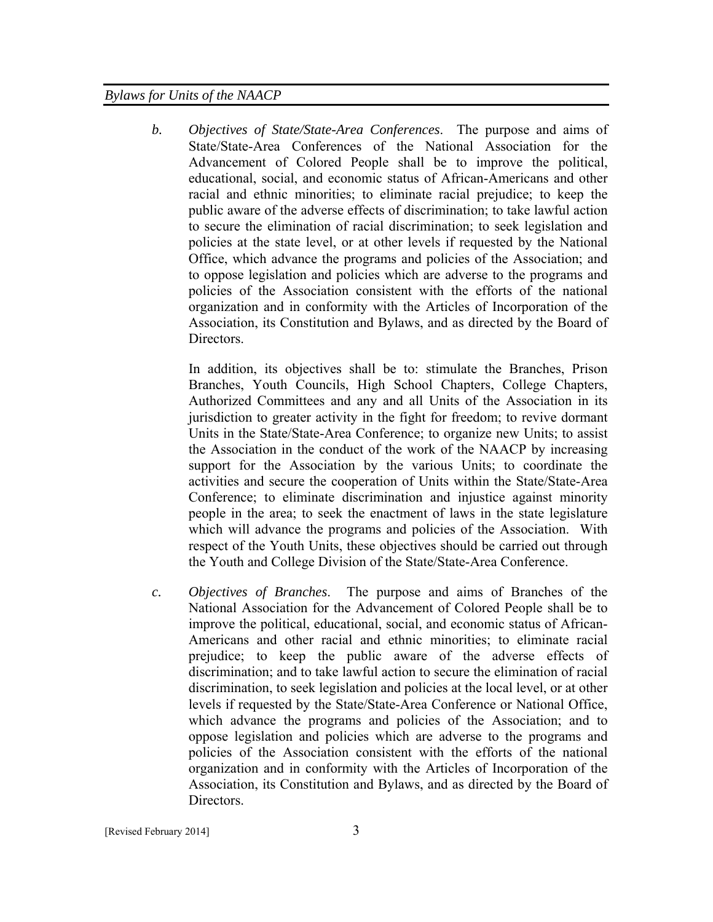*b.* *Objectives of State/State-Area Conferences*. The purpose and aims of State/State-Area Conferences of the National Association for the Advancement of Colored People shall be to improve the political, educational, social, and economic status of African-Americans and other racial and ethnic minorities; to eliminate racial prejudice; to keep the public aware of the adverse effects of discrimination; to take lawful action to secure the elimination of racial discrimination; to seek legislation and policies at the state level, or at other levels if requested by the National Office, which advance the programs and policies of the Association; and to oppose legislation and policies which are adverse to the programs and policies of the Association consistent with the efforts of the national organization and in conformity with the Articles of Incorporation of the Association, its Constitution and Bylaws, and as directed by the Board of Directors.

In addition, its objectives shall be to: stimulate the Branches, Prison Branches, Youth Councils, High School Chapters, College Chapters, Authorized Committees and any and all Units of the Association in its jurisdiction to greater activity in the fight for freedom; to revive dormant Units in the State/State-Area Conference; to organize new Units; to assist the Association in the conduct of the work of the NAACP by increasing support for the Association by the various Units; to coordinate the activities and secure the cooperation of Units within the State/State-Area Conference; to eliminate discrimination and injustice against minority people in the area; to seek the enactment of laws in the state legislature which will advance the programs and policies of the Association. With respect of the Youth Units, these objectives should be carried out through the Youth and College Division of the State/State-Area Conference.

*c.* *Objectives of Branches*. The purpose and aims of Branches of the National Association for the Advancement of Colored People shall be to improve the political, educational, social, and economic status of African-Americans and other racial and ethnic minorities; to eliminate racial prejudice; to keep the public aware of the adverse effects of discrimination; and to take lawful action to secure the elimination of racial discrimination, to seek legislation and policies at the local level, or at other levels if requested by the State/State-Area Conference or National Office, which advance the programs and policies of the Association; and to oppose legislation and policies which are adverse to the programs and policies of the Association consistent with the efforts of the national organization and in conformity with the Articles of Incorporation of the Association, its Constitution and Bylaws, and as directed by the Board of Directors.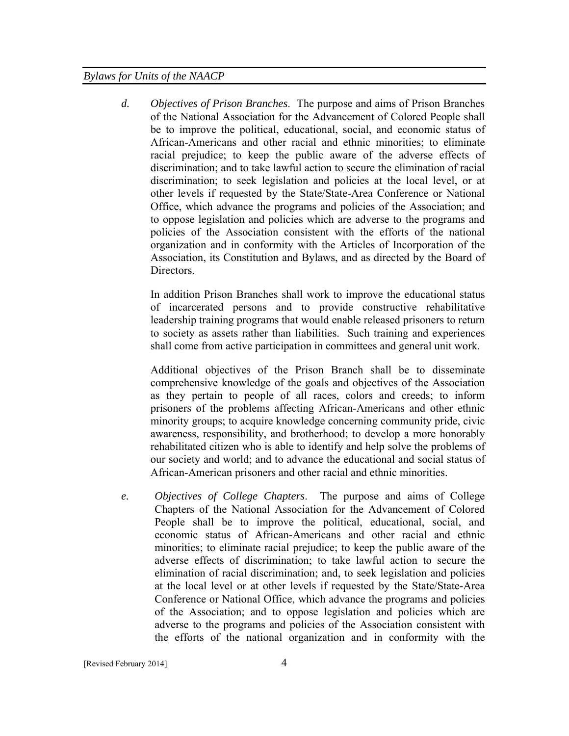*d.* *Objectives of Prison Branches*. The purpose and aims of Prison Branches of the National Association for the Advancement of Colored People shall be to improve the political, educational, social, and economic status of African-Americans and other racial and ethnic minorities; to eliminate racial prejudice; to keep the public aware of the adverse effects of discrimination; and to take lawful action to secure the elimination of racial discrimination; to seek legislation and policies at the local level, or at other levels if requested by the State/State-Area Conference or National Office, which advance the programs and policies of the Association; and to oppose legislation and policies which are adverse to the programs and policies of the Association consistent with the efforts of the national organization and in conformity with the Articles of Incorporation of the Association, its Constitution and Bylaws, and as directed by the Board of Directors.

In addition Prison Branches shall work to improve the educational status of incarcerated persons and to provide constructive rehabilitative leadership training programs that would enable released prisoners to return to society as assets rather than liabilities. Such training and experiences shall come from active participation in committees and general unit work.

Additional objectives of the Prison Branch shall be to disseminate comprehensive knowledge of the goals and objectives of the Association as they pertain to people of all races, colors and creeds; to inform prisoners of the problems affecting African-Americans and other ethnic minority groups; to acquire knowledge concerning community pride, civic awareness, responsibility, and brotherhood; to develop a more honorably rehabilitated citizen who is able to identify and help solve the problems of our society and world; and to advance the educational and social status of African-American prisoners and other racial and ethnic minorities.

*e.* *Objectives of College Chapters*. The purpose and aims of College Chapters of the National Association for the Advancement of Colored People shall be to improve the political, educational, social, and economic status of African-Americans and other racial and ethnic minorities; to eliminate racial prejudice; to keep the public aware of the adverse effects of discrimination; to take lawful action to secure the elimination of racial discrimination; and, to seek legislation and policies at the local level or at other levels if requested by the State/State-Area Conference or National Office, which advance the programs and policies of the Association; and to oppose legislation and policies which are adverse to the programs and policies of the Association consistent with the efforts of the national organization and in conformity with the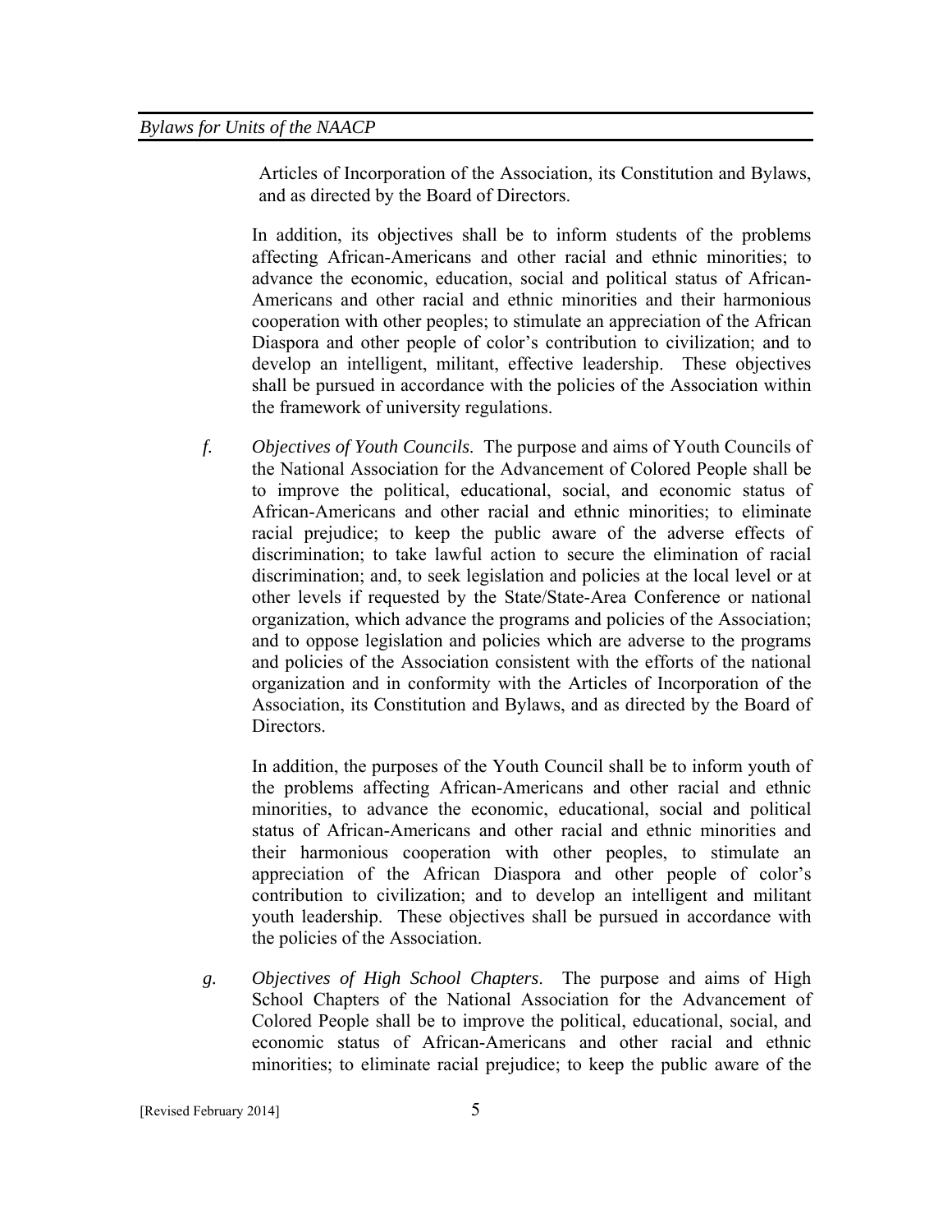Articles of Incorporation of the Association, its Constitution and Bylaws, and as directed by the Board of Directors.

In addition, its objectives shall be to inform students of the problems affecting African-Americans and other racial and ethnic minorities; to advance the economic, education, social and political status of African-Americans and other racial and ethnic minorities and their harmonious cooperation with other peoples; to stimulate an appreciation of the African Diaspora and other people of color's contribution to civilization; and to develop an intelligent, militant, effective leadership. These objectives shall be pursued in accordance with the policies of the Association within the framework of university regulations.

*f.* *Objectives of Youth Councils*. The purpose and aims of Youth Councils of the National Association for the Advancement of Colored People shall be to improve the political, educational, social, and economic status of African-Americans and other racial and ethnic minorities; to eliminate racial prejudice; to keep the public aware of the adverse effects of discrimination; to take lawful action to secure the elimination of racial discrimination; and, to seek legislation and policies at the local level or at other levels if requested by the State/State-Area Conference or national organization, which advance the programs and policies of the Association; and to oppose legislation and policies which are adverse to the programs and policies of the Association consistent with the efforts of the national organization and in conformity with the Articles of Incorporation of the Association, its Constitution and Bylaws, and as directed by the Board of Directors.

In addition, the purposes of the Youth Council shall be to inform youth of the problems affecting African-Americans and other racial and ethnic minorities, to advance the economic, educational, social and political status of African-Americans and other racial and ethnic minorities and their harmonious cooperation with other peoples, to stimulate an appreciation of the African Diaspora and other people of color's contribution to civilization; and to develop an intelligent and militant youth leadership. These objectives shall be pursued in accordance with the policies of the Association.

*g.* *Objectives of High School Chapters*. The purpose and aims of High School Chapters of the National Association for the Advancement of Colored People shall be to improve the political, educational, social, and economic status of African-Americans and other racial and ethnic minorities; to eliminate racial prejudice; to keep the public aware of the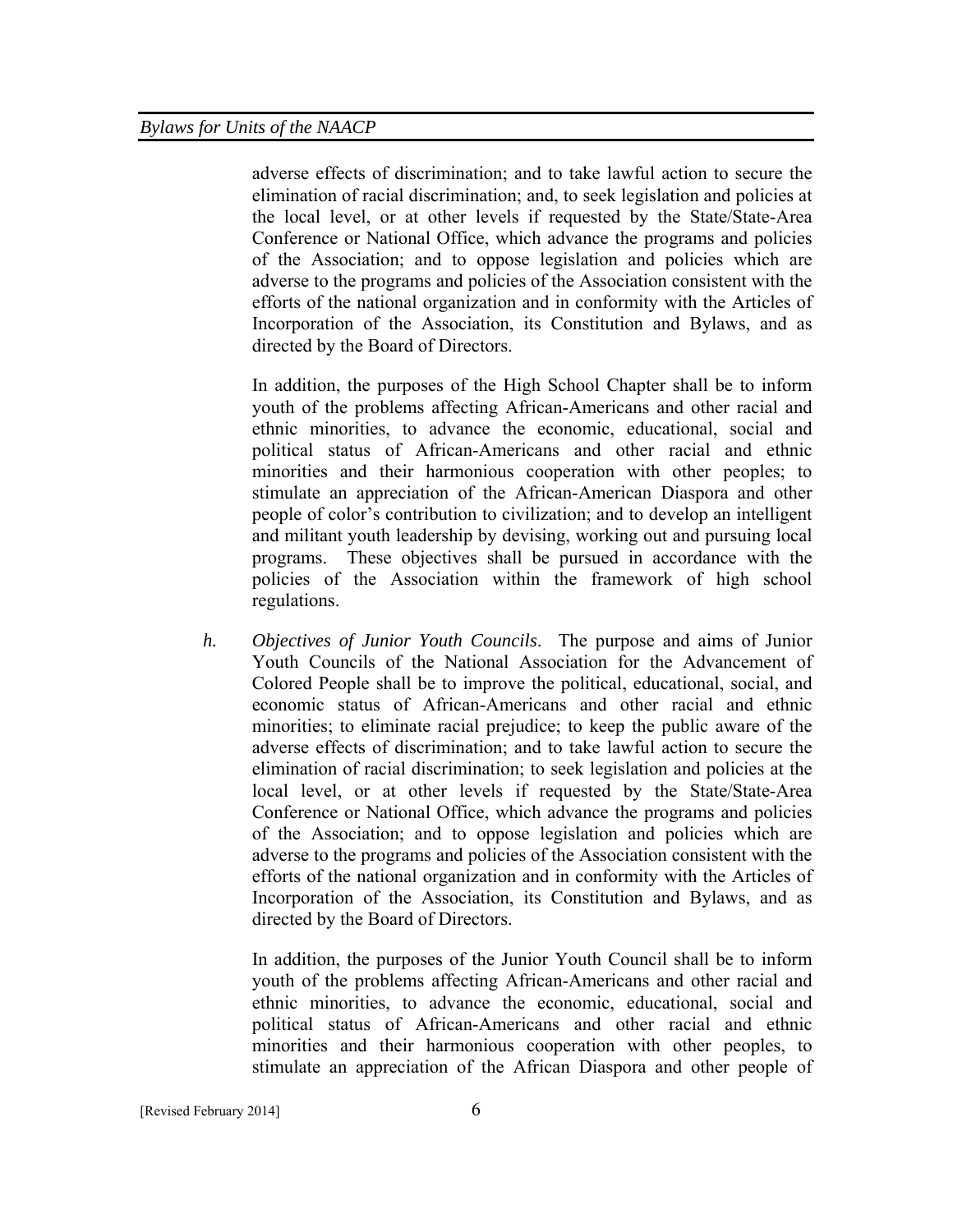adverse effects of discrimination; and to take lawful action to secure the elimination of racial discrimination; and, to seek legislation and policies at the local level, or at other levels if requested by the State/State-Area Conference or National Office, which advance the programs and policies of the Association; and to oppose legislation and policies which are adverse to the programs and policies of the Association consistent with the efforts of the national organization and in conformity with the Articles of Incorporation of the Association, its Constitution and Bylaws, and as directed by the Board of Directors.

In addition, the purposes of the High School Chapter shall be to inform youth of the problems affecting African-Americans and other racial and ethnic minorities, to advance the economic, educational, social and political status of African-Americans and other racial and ethnic minorities and their harmonious cooperation with other peoples; to stimulate an appreciation of the African-American Diaspora and other people of color's contribution to civilization; and to develop an intelligent and militant youth leadership by devising, working out and pursuing local programs. These objectives shall be pursued in accordance with the policies of the Association within the framework of high school regulations.

h. *Objectives of Junior Youth Councils*. The purpose and aims of Junior Youth Councils of the National Association for the Advancement of Colored People shall be to improve the political, educational, social, and economic status of African-Americans and other racial and ethnic minorities; to eliminate racial prejudice; to keep the public aware of the adverse effects of discrimination; and to take lawful action to secure the elimination of racial discrimination; to seek legislation and policies at the local level, or at other levels if requested by the State/State-Area Conference or National Office, which advance the programs and policies of the Association; and to oppose legislation and policies which are adverse to the programs and policies of the Association consistent with the efforts of the national organization and in conformity with the Articles of Incorporation of the Association, its Constitution and Bylaws, and as directed by the Board of Directors.

In addition, the purposes of the Junior Youth Council shall be to inform youth of the problems affecting African-Americans and other racial and ethnic minorities, to advance the economic, educational, social and political status of African-Americans and other racial and ethnic minorities and their harmonious cooperation with other peoples, to stimulate an appreciation of the African Diaspora and other people of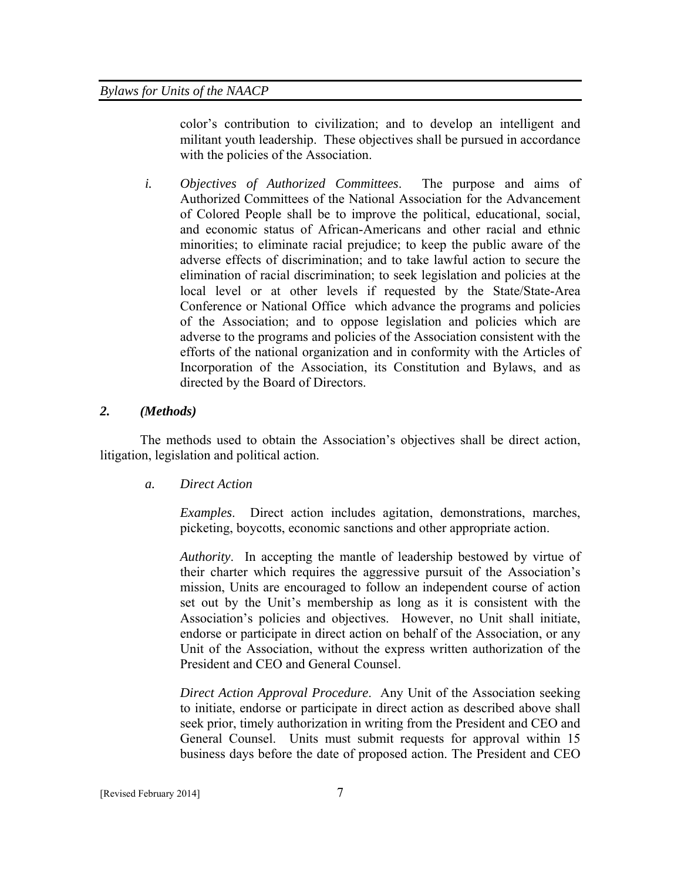color's contribution to civilization; and to develop an intelligent and militant youth leadership. These objectives shall be pursued in accordance with the policies of the Association.

*i.* *Objectives of Authorized Committees*. The purpose and aims of Authorized Committees of the National Association for the Advancement of Colored People shall be to improve the political, educational, social, and economic status of African-Americans and other racial and ethnic minorities; to eliminate racial prejudice; to keep the public aware of the adverse effects of discrimination; and to take lawful action to secure the elimination of racial discrimination; to seek legislation and policies at the local level or at other levels if requested by the State/State-Area Conference or National Office which advance the programs and policies of the Association; and to oppose legislation and policies which are adverse to the programs and policies of the Association consistent with the efforts of the national organization and in conformity with the Articles of Incorporation of the Association, its Constitution and Bylaws, and as directed by the Board of Directors.

### *2. (Methods)*

The methods used to obtain the Association's objectives shall be direct action, litigation, legislation and political action.

*a. Direct Action*

*Examples*. Direct action includes agitation, demonstrations, marches, picketing, boycotts, economic sanctions and other appropriate action.

*Authority*. In accepting the mantle of leadership bestowed by virtue of their charter which requires the aggressive pursuit of the Association's mission, Units are encouraged to follow an independent course of action set out by the Unit's membership as long as it is consistent with the Association's policies and objectives. However, no Unit shall initiate, endorse or participate in direct action on behalf of the Association, or any Unit of the Association, without the express written authorization of the President and CEO and General Counsel.

*Direct Action Approval Procedure*. Any Unit of the Association seeking to initiate, endorse or participate in direct action as described above shall seek prior, timely authorization in writing from the President and CEO and General Counsel. Units must submit requests for approval within 15 business days before the date of proposed action. The President and CEO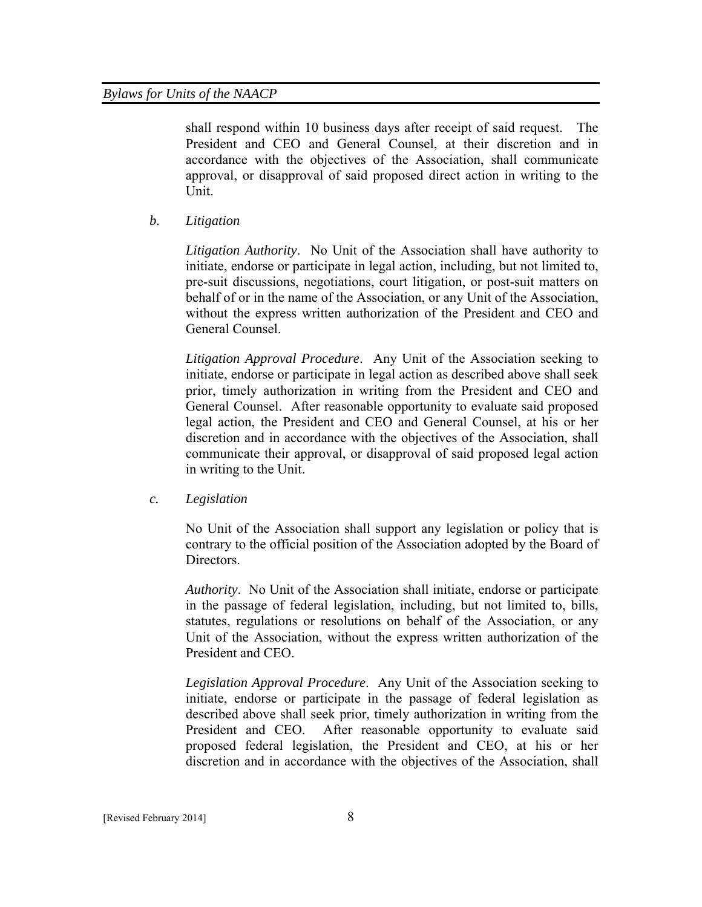shall respond within 10 business days after receipt of said request. The President and CEO and General Counsel, at their discretion and in accordance with the objectives of the Association, shall communicate approval, or disapproval of said proposed direct action in writing to the Unit.

*b. Litigation*

*Litigation Authority*. No Unit of the Association shall have authority to initiate, endorse or participate in legal action, including, but not limited to, pre-suit discussions, negotiations, court litigation, or post-suit matters on behalf of or in the name of the Association, or any Unit of the Association, without the express written authorization of the President and CEO and General Counsel.

*Litigation Approval Procedure*. Any Unit of the Association seeking to initiate, endorse or participate in legal action as described above shall seek prior, timely authorization in writing from the President and CEO and General Counsel. After reasonable opportunity to evaluate said proposed legal action, the President and CEO and General Counsel, at his or her discretion and in accordance with the objectives of the Association, shall communicate their approval, or disapproval of said proposed legal action in writing to the Unit.

*c. Legislation*

No Unit of the Association shall support any legislation or policy that is contrary to the official position of the Association adopted by the Board of Directors.

*Authority*. No Unit of the Association shall initiate, endorse or participate in the passage of federal legislation, including, but not limited to, bills, statutes, regulations or resolutions on behalf of the Association, or any Unit of the Association, without the express written authorization of the President and CEO.

*Legislation Approval Procedure*. Any Unit of the Association seeking to initiate, endorse or participate in the passage of federal legislation as described above shall seek prior, timely authorization in writing from the President and CEO. After reasonable opportunity to evaluate said proposed federal legislation, the President and CEO, at his or her discretion and in accordance with the objectives of the Association, shall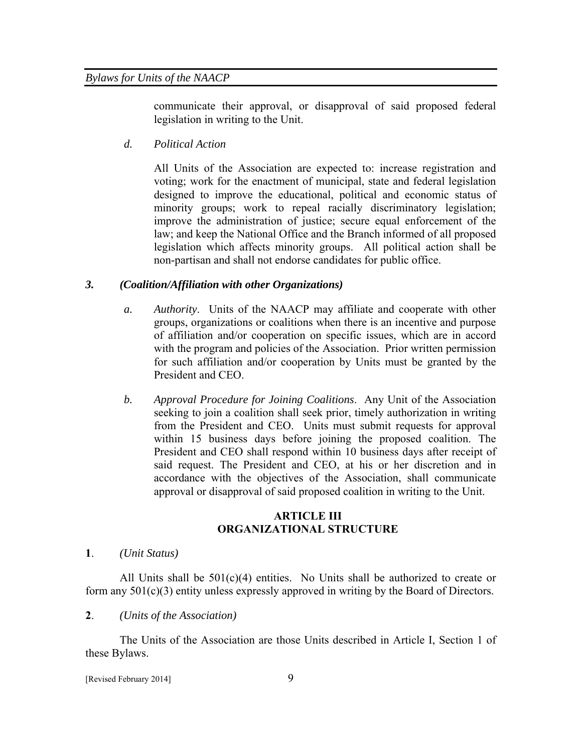communicate their approval, or disapproval of said proposed federal legislation in writing to the Unit.

*d. Political Action*

All Units of the Association are expected to: increase registration and voting; work for the enactment of municipal, state and federal legislation designed to improve the educational, political and economic status of minority groups; work to repeal racially discriminatory legislation; improve the administration of justice; secure equal enforcement of the law; and keep the National Office and the Branch informed of all proposed legislation which affects minority groups. All political action shall be non-partisan and shall not endorse candidates for public office.

***3. (Coalition/Affiliation with other Organizations)***

*a. Authority*. Units of the NAACP may affiliate and cooperate with other groups, organizations or coalitions when there is an incentive and purpose of affiliation and/or cooperation on specific issues, which are in accord with the program and policies of the Association. Prior written permission for such affiliation and/or cooperation by Units must be granted by the President and CEO.

*b. Approval Procedure for Joining Coalitions*. Any Unit of the Association seeking to join a coalition shall seek prior, timely authorization in writing from the President and CEO. Units must submit requests for approval within 15 business days before joining the proposed coalition. The President and CEO shall respond within 10 business days after receipt of said request. The President and CEO, at his or her discretion and in accordance with the objectives of the Association, shall communicate approval or disapproval of said proposed coalition in writing to the Unit.

## ARTICLE III
## ORGANIZATIONAL STRUCTURE

**1**. *(Unit Status)*

All Units shall be 501(c)(4) entities. No Units shall be authorized to create or form any 501(c)(3) entity unless expressly approved in writing by the Board of Directors.

**2**. *(Units of the Association)*

The Units of the Association are those Units described in Article I, Section 1 of these Bylaws.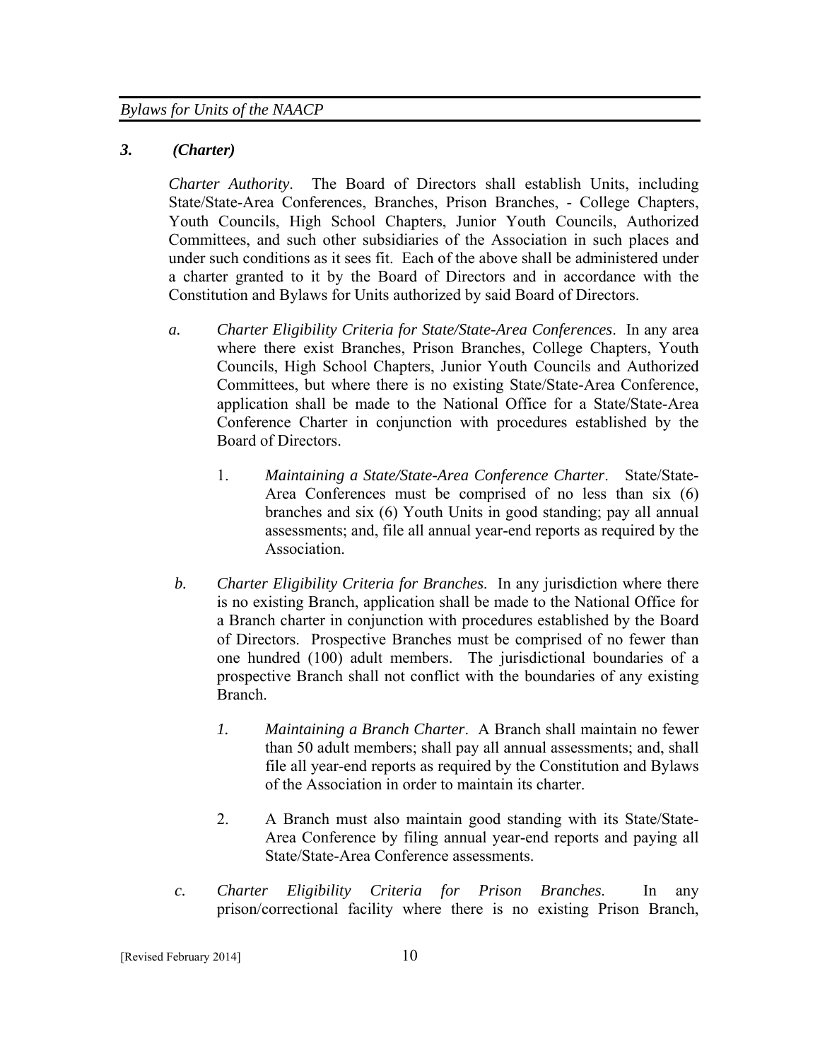### *3. (Charter)*

*Charter Authority*. The Board of Directors shall establish Units, including State/State-Area Conferences, Branches, Prison Branches, - College Chapters, Youth Councils, High School Chapters, Junior Youth Councils, Authorized Committees, and such other subsidiaries of the Association in such places and under such conditions as it sees fit. Each of the above shall be administered under a charter granted to it by the Board of Directors and in accordance with the Constitution and Bylaws for Units authorized by said Board of Directors.

*a.* *Charter Eligibility Criteria for State/State-Area Conferences*. In any area where there exist Branches, Prison Branches, College Chapters, Youth Councils, High School Chapters, Junior Youth Councils and Authorized Committees, but where there is no existing State/State-Area Conference, application shall be made to the National Office for a State/State-Area Conference Charter in conjunction with procedures established by the Board of Directors.

1. *Maintaining a State/State-Area Conference Charter*. State/State-Area Conferences must be comprised of no less than six (6) branches and six (6) Youth Units in good standing; pay all annual assessments; and, file all annual year-end reports as required by the Association.

*b.* *Charter Eligibility Criteria for Branches*. In any jurisdiction where there is no existing Branch, application shall be made to the National Office for a Branch charter in conjunction with procedures established by the Board of Directors. Prospective Branches must be comprised of no fewer than one hundred (100) adult members. The jurisdictional boundaries of a prospective Branch shall not conflict with the boundaries of any existing Branch.

*1.* *Maintaining a Branch Charter*. A Branch shall maintain no fewer than 50 adult members; shall pay all annual assessments; and, shall file all year-end reports as required by the Constitution and Bylaws of the Association in order to maintain its charter.

2. A Branch must also maintain good standing with its State/State-Area Conference by filing annual year-end reports and paying all State/State-Area Conference assessments.

*c.* *Charter Eligibility Criteria for Prison Branches*. In any prison/correctional facility where there is no existing Prison Branch,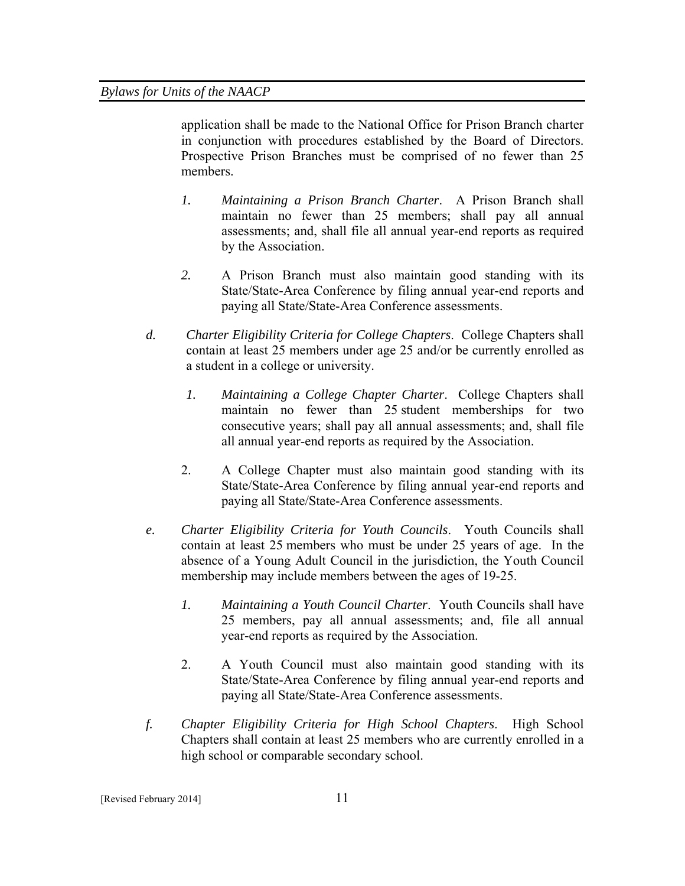application shall be made to the National Office for Prison Branch charter in conjunction with procedures established by the Board of Directors. Prospective Prison Branches must be comprised of no fewer than 25 members.

1. *Maintaining a Prison Branch Charter*. A Prison Branch shall maintain no fewer than 25 members; shall pay all annual assessments; and, shall file all annual year-end reports as required by the Association.

2. A Prison Branch must also maintain good standing with its State/State-Area Conference by filing annual year-end reports and paying all State/State-Area Conference assessments.

*d.* *Charter Eligibility Criteria for College Chapters*. College Chapters shall contain at least 25 members under age 25 and/or be currently enrolled as a student in a college or university.

1. *Maintaining a College Chapter Charter*. College Chapters shall maintain no fewer than 25 student memberships for two consecutive years; shall pay all annual assessments; and, shall file all annual year-end reports as required by the Association.

2. A College Chapter must also maintain good standing with its State/State-Area Conference by filing annual year-end reports and paying all State/State-Area Conference assessments.

*e.* *Charter Eligibility Criteria for Youth Councils*. Youth Councils shall contain at least 25 members who must be under 25 years of age. In the absence of a Young Adult Council in the jurisdiction, the Youth Council membership may include members between the ages of 19-25.

1. *Maintaining a Youth Council Charter*. Youth Councils shall have 25 members, pay all annual assessments; and, file all annual year-end reports as required by the Association.

2. A Youth Council must also maintain good standing with its State/State-Area Conference by filing annual year-end reports and paying all State/State-Area Conference assessments.

*f.* *Chapter Eligibility Criteria for High School Chapters*. High School Chapters shall contain at least 25 members who are currently enrolled in a high school or comparable secondary school.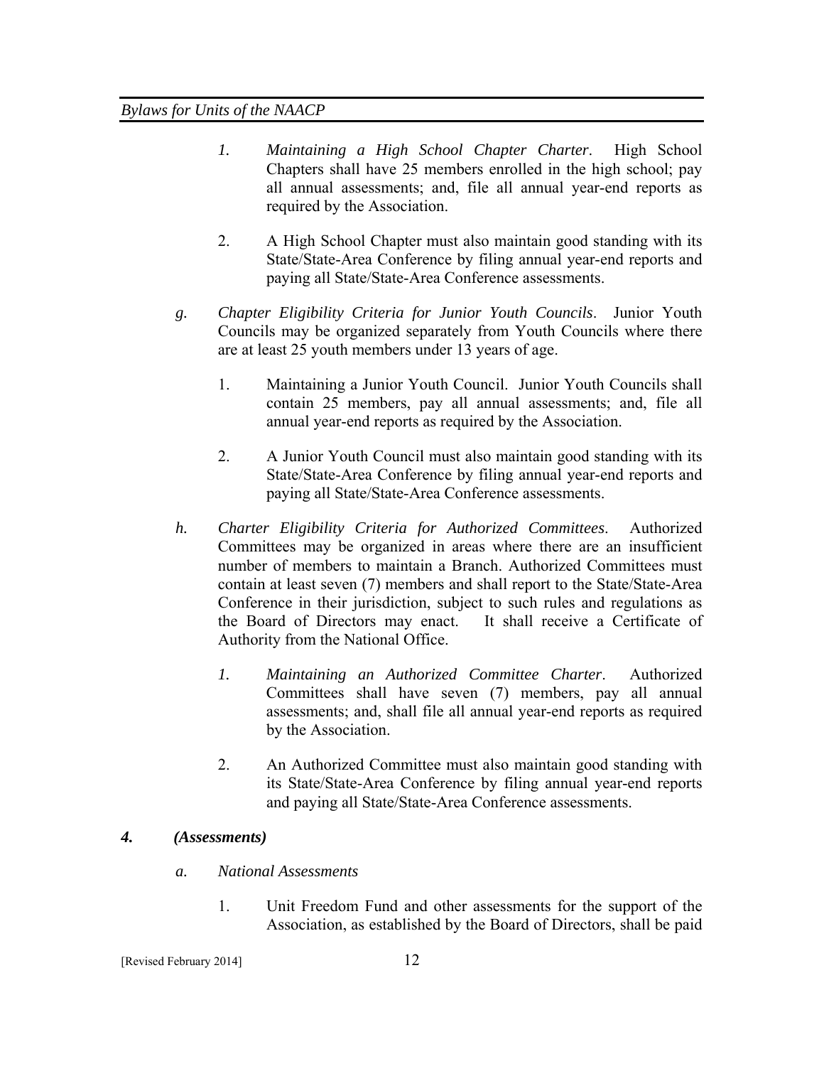1. *Maintaining a High School Chapter Charter*. High School Chapters shall have 25 members enrolled in the high school; pay all annual assessments; and, file all annual year-end reports as required by the Association.

2. A High School Chapter must also maintain good standing with its State/State-Area Conference by filing annual year-end reports and paying all State/State-Area Conference assessments.

g. *Chapter Eligibility Criteria for Junior Youth Councils*. Junior Youth Councils may be organized separately from Youth Councils where there are at least 25 youth members under 13 years of age.

1. Maintaining a Junior Youth Council. Junior Youth Councils shall contain 25 members, pay all annual assessments; and, file all annual year-end reports as required by the Association.

2. A Junior Youth Council must also maintain good standing with its State/State-Area Conference by filing annual year-end reports and paying all State/State-Area Conference assessments.

h. *Charter Eligibility Criteria for Authorized Committees*. Authorized Committees may be organized in areas where there are an insufficient number of members to maintain a Branch. Authorized Committees must contain at least seven (7) members and shall report to the State/State-Area Conference in their jurisdiction, subject to such rules and regulations as the Board of Directors may enact. It shall receive a Certificate of Authority from the National Office.

1. *Maintaining an Authorized Committee Charter*. Authorized Committees shall have seven (7) members, pay all annual assessments; and, shall file all annual year-end reports as required by the Association.

2. An Authorized Committee must also maintain good standing with its State/State-Area Conference by filing annual year-end reports and paying all State/State-Area Conference assessments.

***4. (Assessments)***

*a. National Assessments*

1. Unit Freedom Fund and other assessments for the support of the Association, as established by the Board of Directors, shall be paid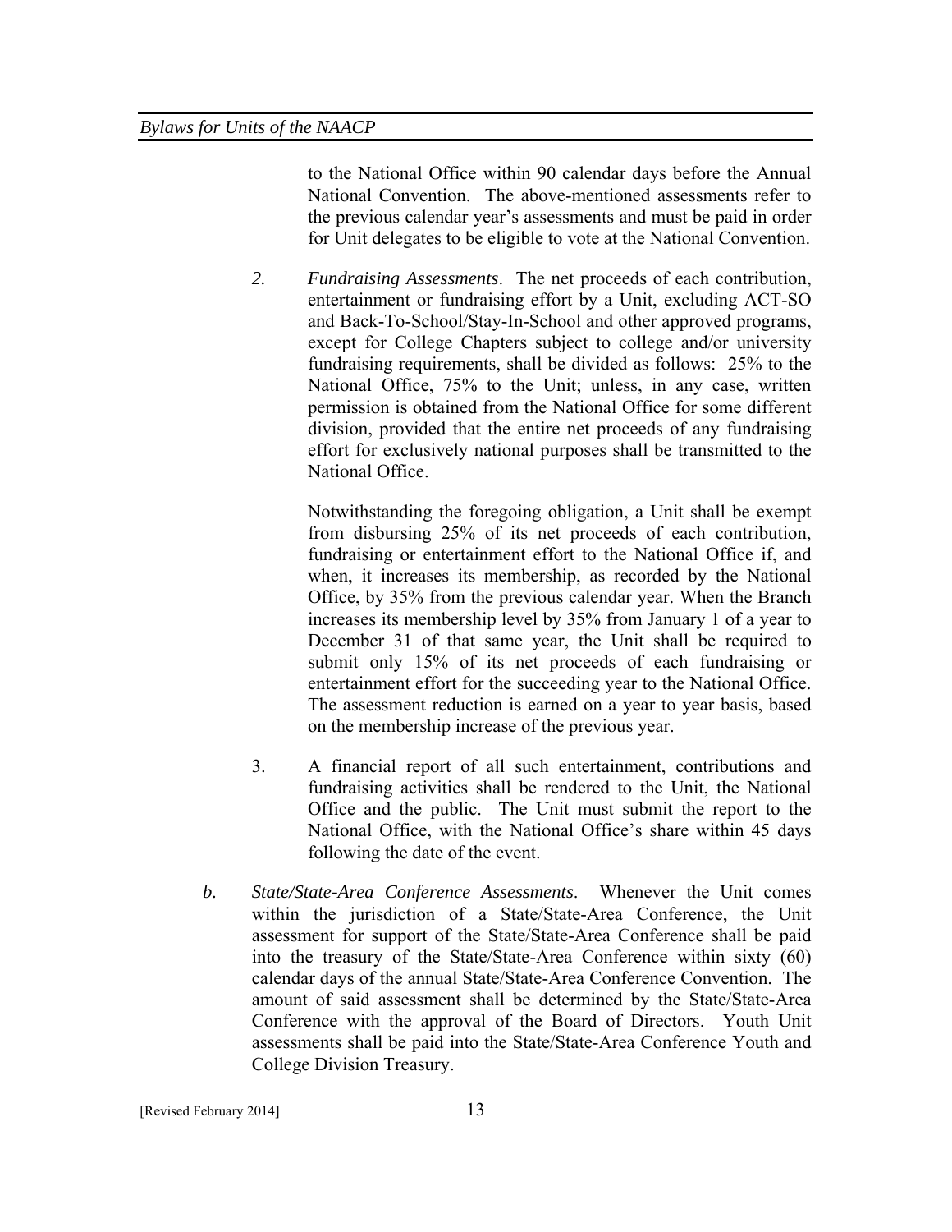to the National Office within 90 calendar days before the Annual National Convention. The above-mentioned assessments refer to the previous calendar year's assessments and must be paid in order for Unit delegates to be eligible to vote at the National Convention.

*2.* *Fundraising Assessments*. The net proceeds of each contribution, entertainment or fundraising effort by a Unit, excluding ACT-SO and Back-To-School/Stay-In-School and other approved programs, except for College Chapters subject to college and/or university fundraising requirements, shall be divided as follows: 25% to the National Office, 75% to the Unit; unless, in any case, written permission is obtained from the National Office for some different division, provided that the entire net proceeds of any fundraising effort for exclusively national purposes shall be transmitted to the National Office.

Notwithstanding the foregoing obligation, a Unit shall be exempt from disbursing 25% of its net proceeds of each contribution, fundraising or entertainment effort to the National Office if, and when, it increases its membership, as recorded by the National Office, by 35% from the previous calendar year. When the Branch increases its membership level by 35% from January 1 of a year to December 31 of that same year, the Unit shall be required to submit only 15% of its net proceeds of each fundraising or entertainment effort for the succeeding year to the National Office. The assessment reduction is earned on a year to year basis, based on the membership increase of the previous year.

3. A financial report of all such entertainment, contributions and fundraising activities shall be rendered to the Unit, the National Office and the public. The Unit must submit the report to the National Office, with the National Office's share within 45 days following the date of the event.

*b.* *State/State-Area Conference Assessments*. Whenever the Unit comes within the jurisdiction of a State/State-Area Conference, the Unit assessment for support of the State/State-Area Conference shall be paid into the treasury of the State/State-Area Conference within sixty (60) calendar days of the annual State/State-Area Conference Convention. The amount of said assessment shall be determined by the State/State-Area Conference with the approval of the Board of Directors. Youth Unit assessments shall be paid into the State/State-Area Conference Youth and College Division Treasury.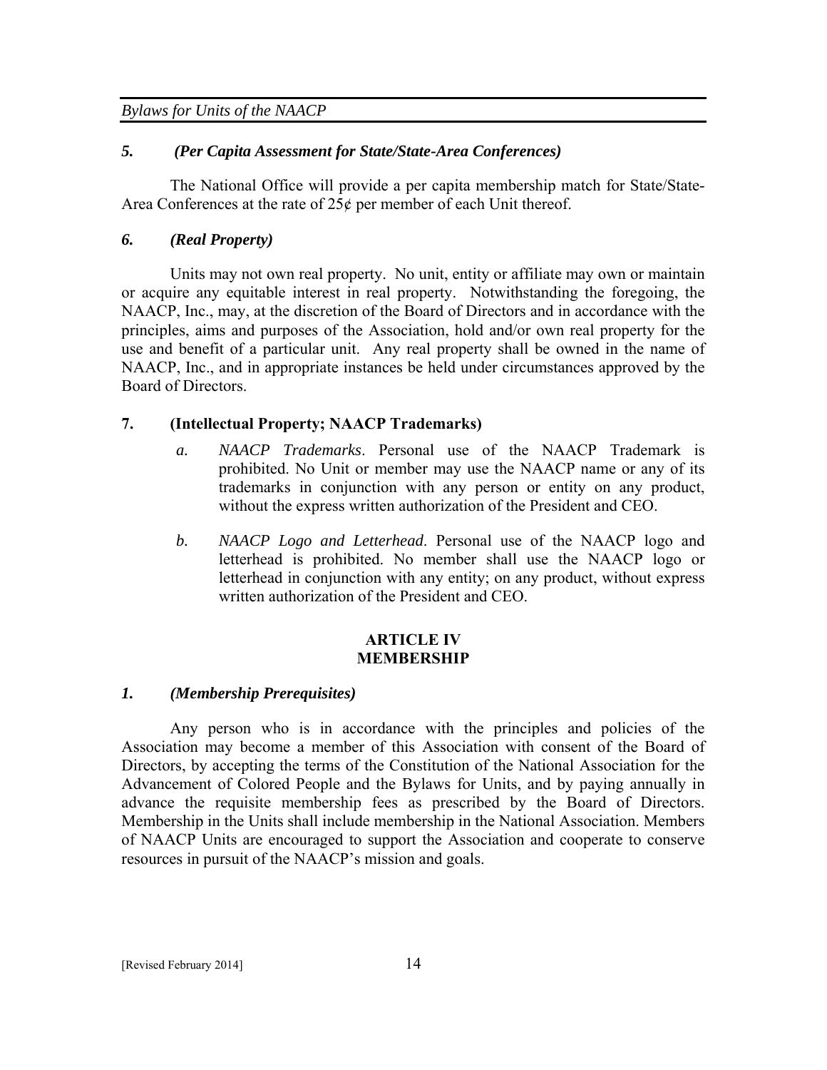*5. (Per Capita Assessment for State/State-Area Conferences)*

The National Office will provide a per capita membership match for State/State-Area Conferences at the rate of 25¢ per member of each Unit thereof.

*6. (Real Property)*

Units may not own real property. No unit, entity or affiliate may own or maintain or acquire any equitable interest in real property. Notwithstanding the foregoing, the NAACP, Inc., may, at the discretion of the Board of Directors and in accordance with the principles, aims and purposes of the Association, hold and/or own real property for the use and benefit of a particular unit. Any real property shall be owned in the name of NAACP, Inc., and in appropriate instances be held under circumstances approved by the Board of Directors.

**7. (Intellectual Property; NAACP Trademarks)**

*a. NAACP Trademarks*. Personal use of the NAACP Trademark is prohibited. No Unit or member may use the NAACP name or any of its trademarks in conjunction with any person or entity on any product, without the express written authorization of the President and CEO.

*b. NAACP Logo and Letterhead*. Personal use of the NAACP logo and letterhead is prohibited. No member shall use the NAACP logo or letterhead in conjunction with any entity; on any product, without express written authorization of the President and CEO.

## ARTICLE IV
## MEMBERSHIP

*1. (Membership Prerequisites)*

Any person who is in accordance with the principles and policies of the Association may become a member of this Association with consent of the Board of Directors, by accepting the terms of the Constitution of the National Association for the Advancement of Colored People and the Bylaws for Units, and by paying annually in advance the requisite membership fees as prescribed by the Board of Directors. Membership in the Units shall include membership in the National Association. Members of NAACP Units are encouraged to support the Association and cooperate to conserve resources in pursuit of the NAACP's mission and goals.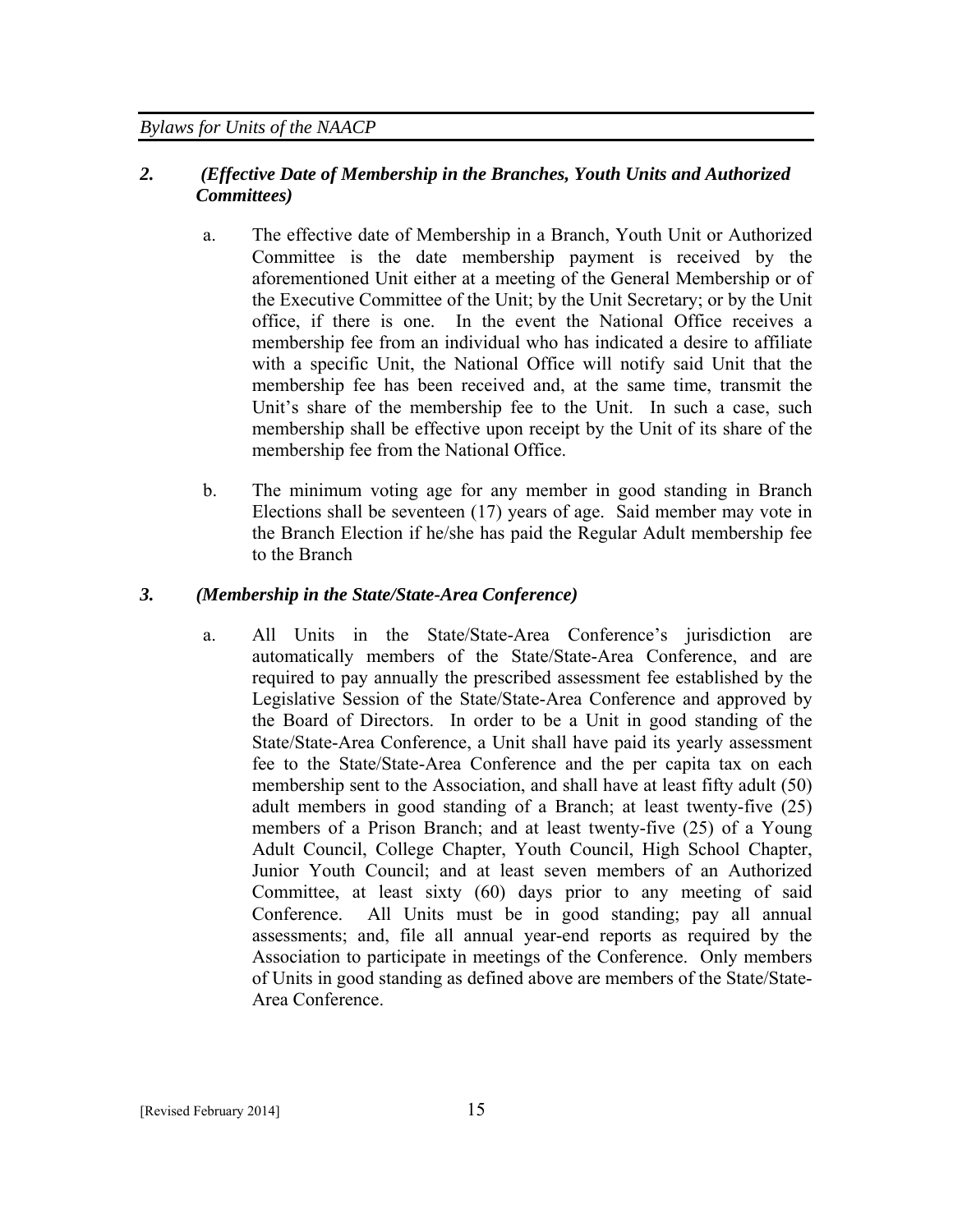## *2. (Effective Date of Membership in the Branches, Youth Units and Authorized Committees)*

a. The effective date of Membership in a Branch, Youth Unit or Authorized Committee is the date membership payment is received by the aforementioned Unit either at a meeting of the General Membership or of the Executive Committee of the Unit; by the Unit Secretary; or by the Unit office, if there is one. In the event the National Office receives a membership fee from an individual who has indicated a desire to affiliate with a specific Unit, the National Office will notify said Unit that the membership fee has been received and, at the same time, transmit the Unit's share of the membership fee to the Unit. In such a case, such membership shall be effective upon receipt by the Unit of its share of the membership fee from the National Office.

b. The minimum voting age for any member in good standing in Branch Elections shall be seventeen (17) years of age. Said member may vote in the Branch Election if he/she has paid the Regular Adult membership fee to the Branch

## *3. (Membership in the State/State-Area Conference)*

a. All Units in the State/State-Area Conference's jurisdiction are automatically members of the State/State-Area Conference, and are required to pay annually the prescribed assessment fee established by the Legislative Session of the State/State-Area Conference and approved by the Board of Directors. In order to be a Unit in good standing of the State/State-Area Conference, a Unit shall have paid its yearly assessment fee to the State/State-Area Conference and the per capita tax on each membership sent to the Association, and shall have at least fifty adult (50) adult members in good standing of a Branch; at least twenty-five (25) members of a Prison Branch; and at least twenty-five (25) of a Young Adult Council, College Chapter, Youth Council, High School Chapter, Junior Youth Council; and at least seven members of an Authorized Committee, at least sixty (60) days prior to any meeting of said Conference. All Units must be in good standing; pay all annual assessments; and, file all annual year-end reports as required by the Association to participate in meetings of the Conference. Only members of Units in good standing as defined above are members of the State/State-Area Conference.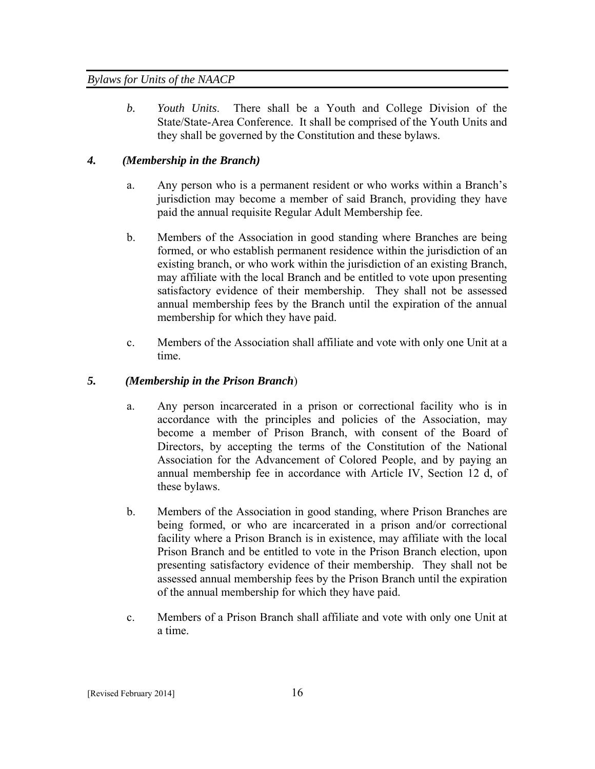*b. Youth Units*. There shall be a Youth and College Division of the State/State-Area Conference. It shall be comprised of the Youth Units and they shall be governed by the Constitution and these bylaws.

### ***4. (Membership in the Branch)***

a. Any person who is a permanent resident or who works within a Branch's jurisdiction may become a member of said Branch, providing they have paid the annual requisite Regular Adult Membership fee.

b. Members of the Association in good standing where Branches are being formed, or who establish permanent residence within the jurisdiction of an existing branch, or who work within the jurisdiction of an existing Branch, may affiliate with the local Branch and be entitled to vote upon presenting satisfactory evidence of their membership. They shall not be assessed annual membership fees by the Branch until the expiration of the annual membership for which they have paid.

c. Members of the Association shall affiliate and vote with only one Unit at a time.

### ***5. (Membership in the Prison Branch)***

a. Any person incarcerated in a prison or correctional facility who is in accordance with the principles and policies of the Association, may become a member of Prison Branch, with consent of the Board of Directors, by accepting the terms of the Constitution of the National Association for the Advancement of Colored People, and by paying an annual membership fee in accordance with Article IV, Section 12 d, of these bylaws.

b. Members of the Association in good standing, where Prison Branches are being formed, or who are incarcerated in a prison and/or correctional facility where a Prison Branch is in existence, may affiliate with the local Prison Branch and be entitled to vote in the Prison Branch election, upon presenting satisfactory evidence of their membership. They shall not be assessed annual membership fees by the Prison Branch until the expiration of the annual membership for which they have paid.

c. Members of a Prison Branch shall affiliate and vote with only one Unit at a time.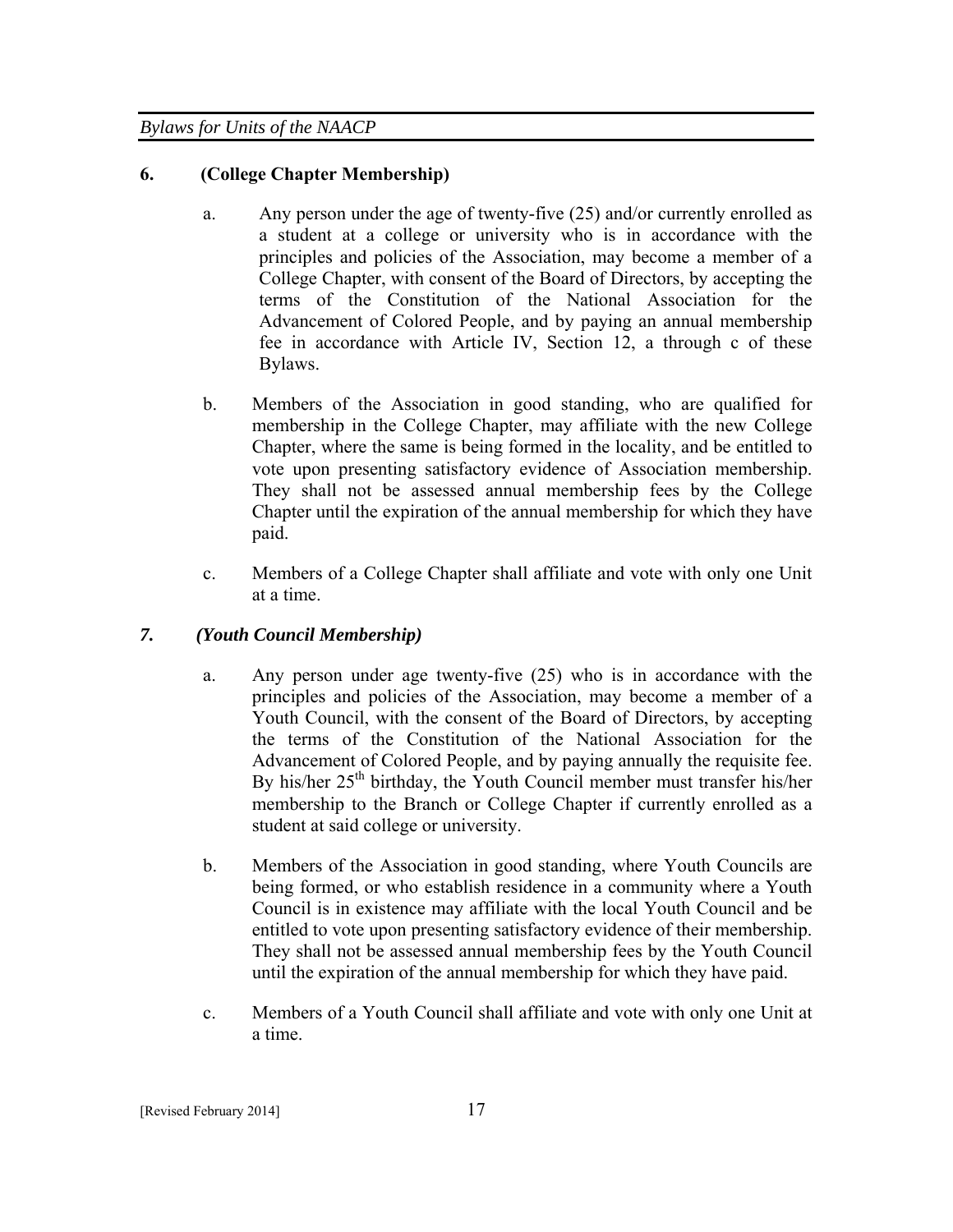**6. (College Chapter Membership)**

a. Any person under the age of twenty-five (25) and/or currently enrolled as a student at a college or university who is in accordance with the principles and policies of the Association, may become a member of a College Chapter, with consent of the Board of Directors, by accepting the terms of the Constitution of the National Association for the Advancement of Colored People, and by paying an annual membership fee in accordance with Article IV, Section 12, a through c of these Bylaws.

b. Members of the Association in good standing, who are qualified for membership in the College Chapter, may affiliate with the new College Chapter, where the same is being formed in the locality, and be entitled to vote upon presenting satisfactory evidence of Association membership. They shall not be assessed annual membership fees by the College Chapter until the expiration of the annual membership for which they have paid.

c. Members of a College Chapter shall affiliate and vote with only one Unit at a time.

***7. (Youth Council Membership)***

a. Any person under age twenty-five (25) who is in accordance with the principles and policies of the Association, may become a member of a Youth Council, with the consent of the Board of Directors, by accepting the terms of the Constitution of the National Association for the Advancement of Colored People, and by paying annually the requisite fee. By his/her 25th birthday, the Youth Council member must transfer his/her membership to the Branch or College Chapter if currently enrolled as a student at said college or university.

b. Members of the Association in good standing, where Youth Councils are being formed, or who establish residence in a community where a Youth Council is in existence may affiliate with the local Youth Council and be entitled to vote upon presenting satisfactory evidence of their membership. They shall not be assessed annual membership fees by the Youth Council until the expiration of the annual membership for which they have paid.

c. Members of a Youth Council shall affiliate and vote with only one Unit at a time.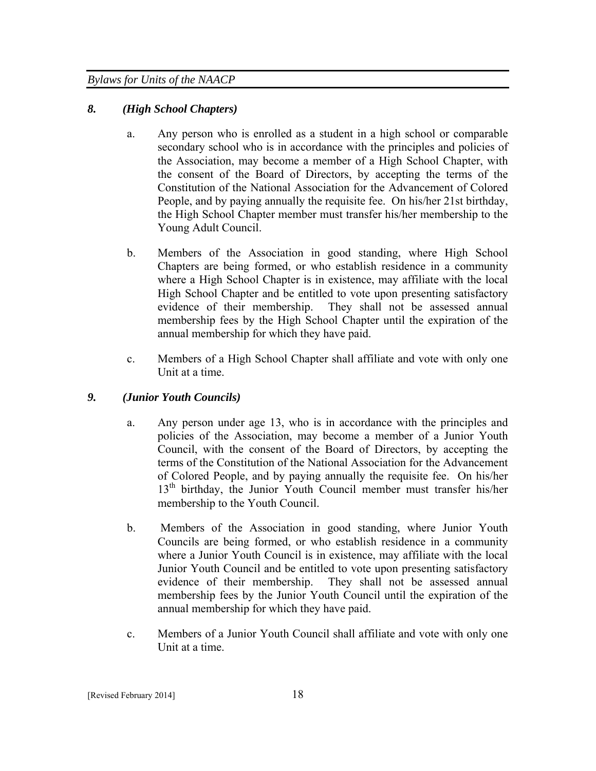### *8. (High School Chapters)*

a. Any person who is enrolled as a student in a high school or comparable secondary school who is in accordance with the principles and policies of the Association, may become a member of a High School Chapter, with the consent of the Board of Directors, by accepting the terms of the Constitution of the National Association for the Advancement of Colored People, and by paying annually the requisite fee. On his/her 21st birthday, the High School Chapter member must transfer his/her membership to the Young Adult Council.

b. Members of the Association in good standing, where High School Chapters are being formed, or who establish residence in a community where a High School Chapter is in existence, may affiliate with the local High School Chapter and be entitled to vote upon presenting satisfactory evidence of their membership. They shall not be assessed annual membership fees by the High School Chapter until the expiration of the annual membership for which they have paid.

c. Members of a High School Chapter shall affiliate and vote with only one Unit at a time.

### *9. (Junior Youth Councils)*

a. Any person under age 13, who is in accordance with the principles and policies of the Association, may become a member of a Junior Youth Council, with the consent of the Board of Directors, by accepting the terms of the Constitution of the National Association for the Advancement of Colored People, and by paying annually the requisite fee. On his/her 13th birthday, the Junior Youth Council member must transfer his/her membership to the Youth Council.

b. Members of the Association in good standing, where Junior Youth Councils are being formed, or who establish residence in a community where a Junior Youth Council is in existence, may affiliate with the local Junior Youth Council and be entitled to vote upon presenting satisfactory evidence of their membership. They shall not be assessed annual membership fees by the Junior Youth Council until the expiration of the annual membership for which they have paid.

c. Members of a Junior Youth Council shall affiliate and vote with only one Unit at a time.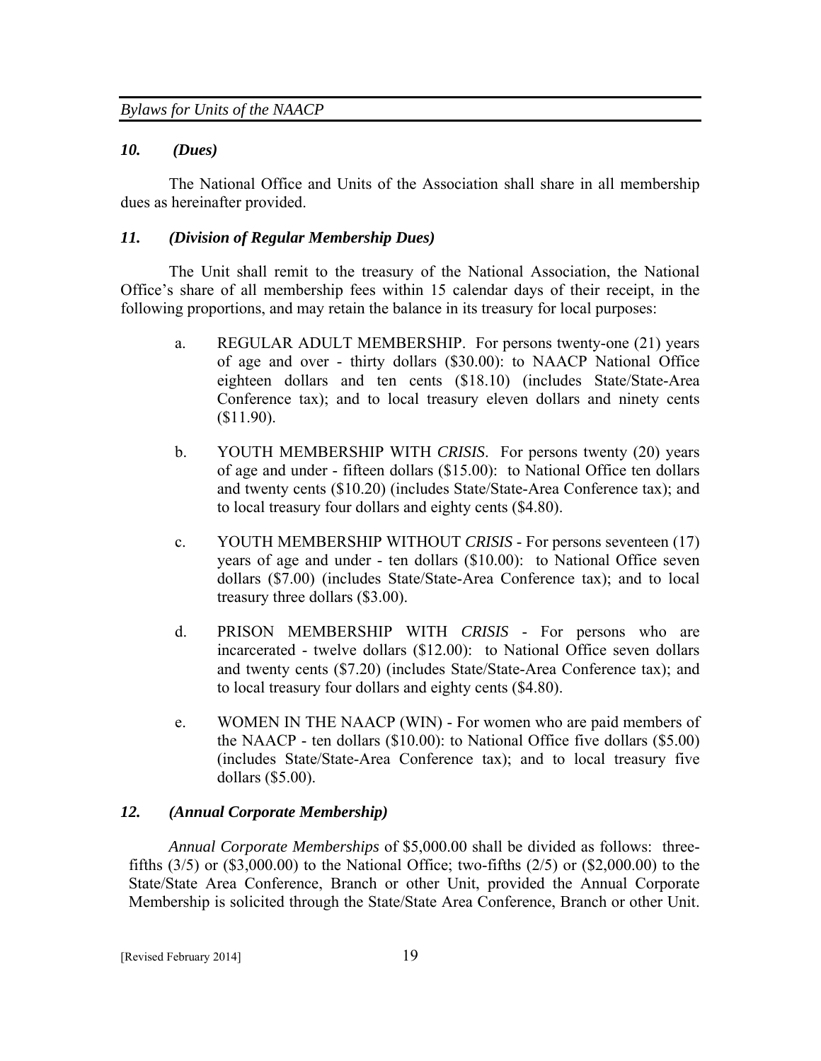### *10. (Dues)*

The National Office and Units of the Association shall share in all membership dues as hereinafter provided.

### *11. (Division of Regular Membership Dues)*

The Unit shall remit to the treasury of the National Association, the National Office's share of all membership fees within 15 calendar days of their receipt, in the following proportions, and may retain the balance in its treasury for local purposes:

a. REGULAR ADULT MEMBERSHIP. For persons twenty-one (21) years of age and over - thirty dollars ($30.00): to NAACP National Office eighteen dollars and ten cents ($18.10) (includes State/State-Area Conference tax); and to local treasury eleven dollars and ninety cents ($11.90).

b. YOUTH MEMBERSHIP WITH *CRISIS*. For persons twenty (20) years of age and under - fifteen dollars ($15.00): to National Office ten dollars and twenty cents ($10.20) (includes State/State-Area Conference tax); and to local treasury four dollars and eighty cents ($4.80).

c. YOUTH MEMBERSHIP WITHOUT *CRISIS* - For persons seventeen (17) years of age and under - ten dollars ($10.00): to National Office seven dollars ($7.00) (includes State/State-Area Conference tax); and to local treasury three dollars ($3.00).

d. PRISON MEMBERSHIP WITH *CRISIS* - For persons who are incarcerated - twelve dollars ($12.00): to National Office seven dollars and twenty cents ($7.20) (includes State/State-Area Conference tax); and to local treasury four dollars and eighty cents ($4.80).

e. WOMEN IN THE NAACP (WIN) - For women who are paid members of the NAACP - ten dollars ($10.00): to National Office five dollars ($5.00) (includes State/State-Area Conference tax); and to local treasury five dollars ($5.00).

### *12. (Annual Corporate Membership)*

*Annual Corporate Memberships* of $5,000.00 shall be divided as follows: three-fifths (3/5) or ($3,000.00) to the National Office; two-fifths (2/5) or ($2,000.00) to the State/State Area Conference, Branch or other Unit, provided the Annual Corporate Membership is solicited through the State/State Area Conference, Branch or other Unit.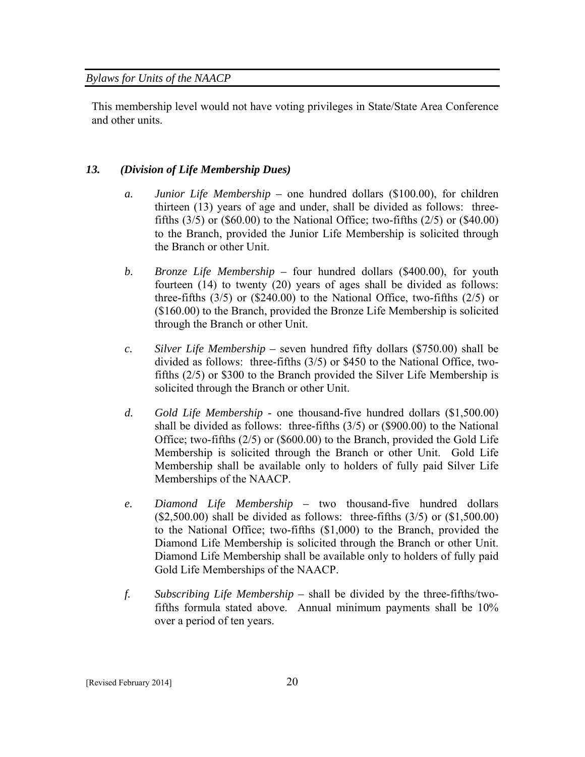This membership level would not have voting privileges in State/State Area Conference and other units.

### *13. (Division of Life Membership Dues)*

*a.* *Junior Life Membership* – one hundred dollars ($100.00), for children thirteen (13) years of age and under, shall be divided as follows: three-fifths (3/5) or ($60.00) to the National Office; two-fifths (2/5) or ($40.00) to the Branch, provided the Junior Life Membership is solicited through the Branch or other Unit.

*b.* *Bronze Life Membership* – four hundred dollars ($400.00), for youth fourteen (14) to twenty (20) years of ages shall be divided as follows: three-fifths (3/5) or ($240.00) to the National Office, two-fifths (2/5) or ($160.00) to the Branch, provided the Bronze Life Membership is solicited through the Branch or other Unit.

*c.* *Silver Life Membership* – seven hundred fifty dollars ($750.00) shall be divided as follows: three-fifths (3/5) or $450 to the National Office, two-fifths (2/5) or $300 to the Branch provided the Silver Life Membership is solicited through the Branch or other Unit.

*d.* *Gold Life Membership* - one thousand-five hundred dollars ($1,500.00) shall be divided as follows: three-fifths (3/5) or ($900.00) to the National Office; two-fifths (2/5) or ($600.00) to the Branch, provided the Gold Life Membership is solicited through the Branch or other Unit. Gold Life Membership shall be available only to holders of fully paid Silver Life Memberships of the NAACP.

*e.* *Diamond Life Membership* – two thousand-five hundred dollars ($2,500.00) shall be divided as follows: three-fifths (3/5) or ($1,500.00) to the National Office; two-fifths ($1,000) to the Branch, provided the Diamond Life Membership is solicited through the Branch or other Unit. Diamond Life Membership shall be available only to holders of fully paid Gold Life Memberships of the NAACP.

*f.* *Subscribing Life Membership* – shall be divided by the three-fifths/two-fifths formula stated above. Annual minimum payments shall be 10% over a period of ten years.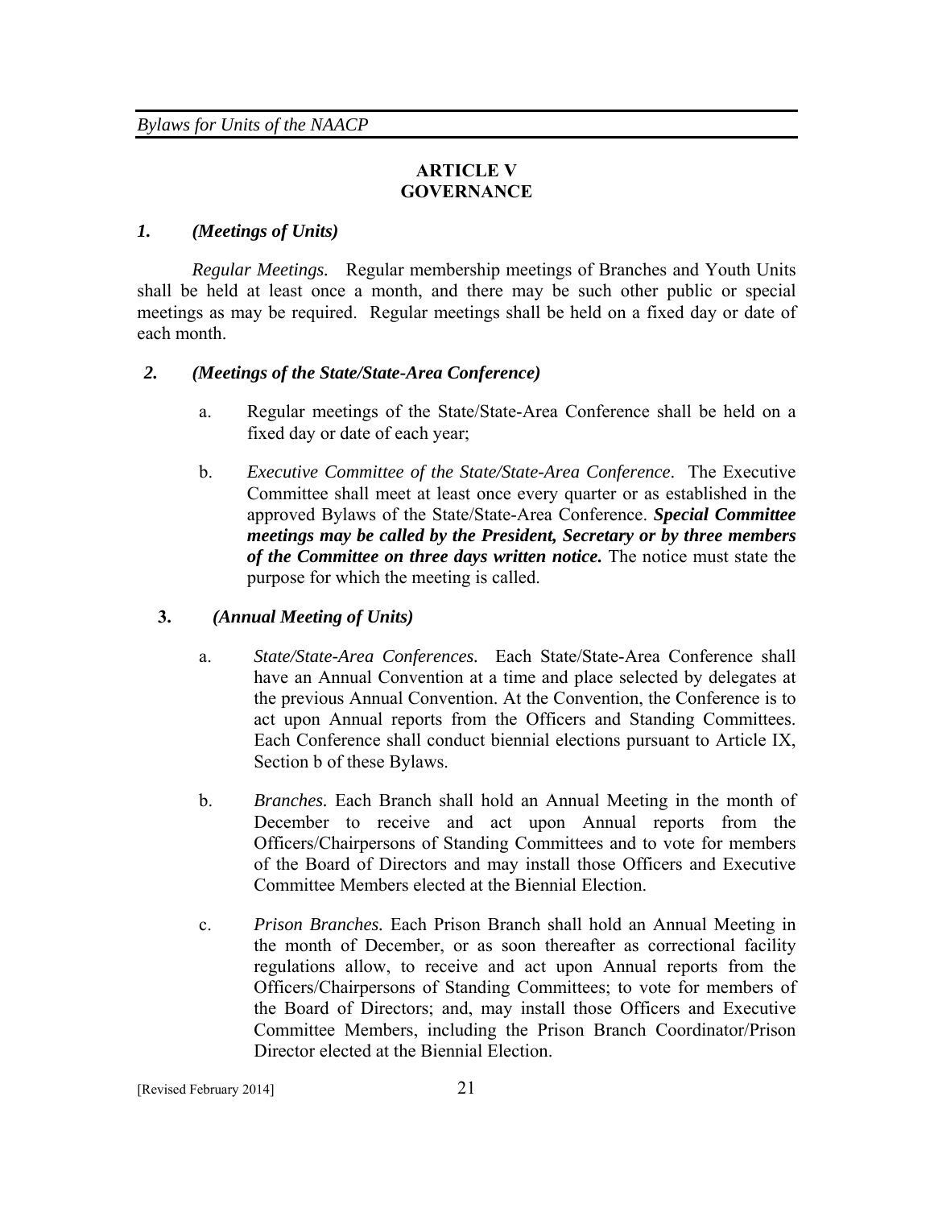## ARTICLE V
## GOVERNANCE

***1. (Meetings of Units)***

*Regular Meetings.* Regular membership meetings of Branches and Youth Units shall be held at least once a month, and there may be such other public or special meetings as may be required. Regular meetings shall be held on a fixed day or date of each month.

***2. (Meetings of the State/State-Area Conference)***

a. Regular meetings of the State/State-Area Conference shall be held on a fixed day or date of each year;

b. *Executive Committee of the State/State-Area Conference*. The Executive Committee shall meet at least once every quarter or as established in the approved Bylaws of the State/State-Area Conference. ***Special Committee meetings may be called by the President, Secretary or by three members of the Committee on three days written notice.*** The notice must state the purpose for which the meeting is called.

**3.** ***(Annual Meeting of Units)***

a. *State/State-Area Conferences.* Each State/State-Area Conference shall have an Annual Convention at a time and place selected by delegates at the previous Annual Convention. At the Convention, the Conference is to act upon Annual reports from the Officers and Standing Committees. Each Conference shall conduct biennial elections pursuant to Article IX, Section b of these Bylaws.

b. *Branches.* Each Branch shall hold an Annual Meeting in the month of December to receive and act upon Annual reports from the Officers/Chairpersons of Standing Committees and to vote for members of the Board of Directors and may install those Officers and Executive Committee Members elected at the Biennial Election.

c. *Prison Branches.* Each Prison Branch shall hold an Annual Meeting in the month of December, or as soon thereafter as correctional facility regulations allow, to receive and act upon Annual reports from the Officers/Chairpersons of Standing Committees; to vote for members of the Board of Directors; and, may install those Officers and Executive Committee Members, including the Prison Branch Coordinator/Prison Director elected at the Biennial Election.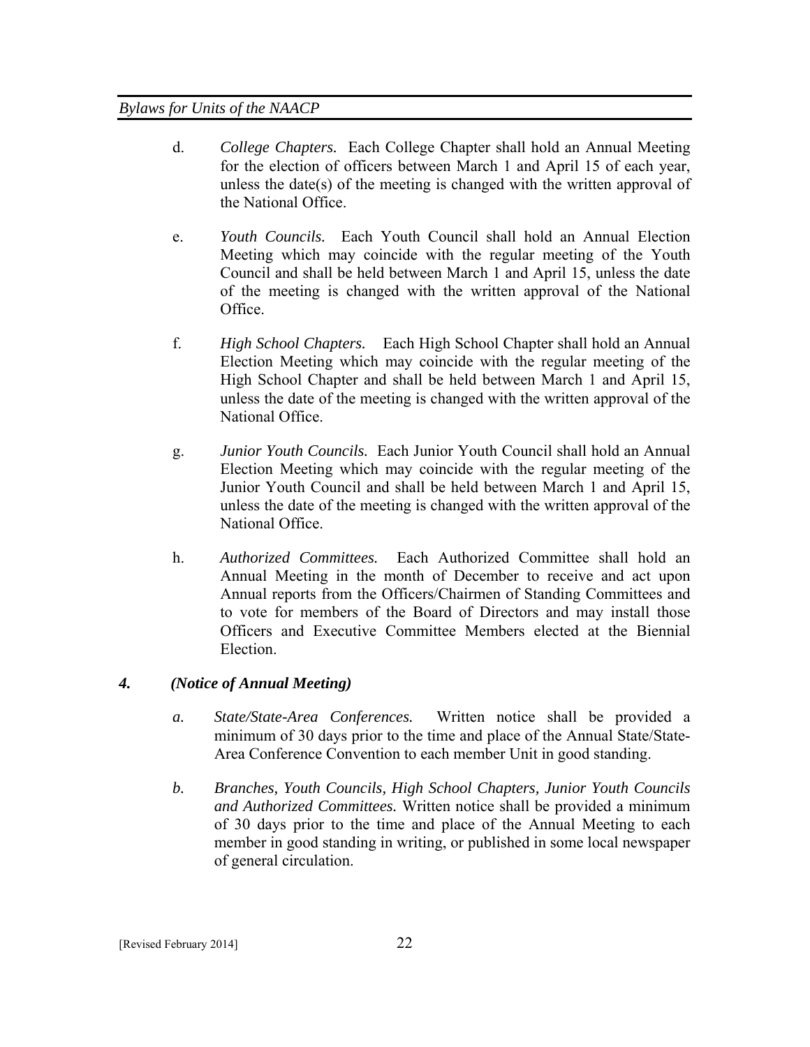d. *College Chapters.* Each College Chapter shall hold an Annual Meeting for the election of officers between March 1 and April 15 of each year, unless the date(s) of the meeting is changed with the written approval of the National Office.

e. *Youth Councils.* Each Youth Council shall hold an Annual Election Meeting which may coincide with the regular meeting of the Youth Council and shall be held between March 1 and April 15, unless the date of the meeting is changed with the written approval of the National Office.

f. *High School Chapters.* Each High School Chapter shall hold an Annual Election Meeting which may coincide with the regular meeting of the High School Chapter and shall be held between March 1 and April 15, unless the date of the meeting is changed with the written approval of the National Office.

g. *Junior Youth Councils.* Each Junior Youth Council shall hold an Annual Election Meeting which may coincide with the regular meeting of the Junior Youth Council and shall be held between March 1 and April 15, unless the date of the meeting is changed with the written approval of the National Office.

h. *Authorized Committees.* Each Authorized Committee shall hold an Annual Meeting in the month of December to receive and act upon Annual reports from the Officers/Chairmen of Standing Committees and to vote for members of the Board of Directors and may install those Officers and Executive Committee Members elected at the Biennial Election.

***4. (Notice of Annual Meeting)***

*a. State/State-Area Conferences.* Written notice shall be provided a minimum of 30 days prior to the time and place of the Annual State/State-Area Conference Convention to each member Unit in good standing.

*b. Branches, Youth Councils, High School Chapters, Junior Youth Councils and Authorized Committees.* Written notice shall be provided a minimum of 30 days prior to the time and place of the Annual Meeting to each member in good standing in writing, or published in some local newspaper of general circulation.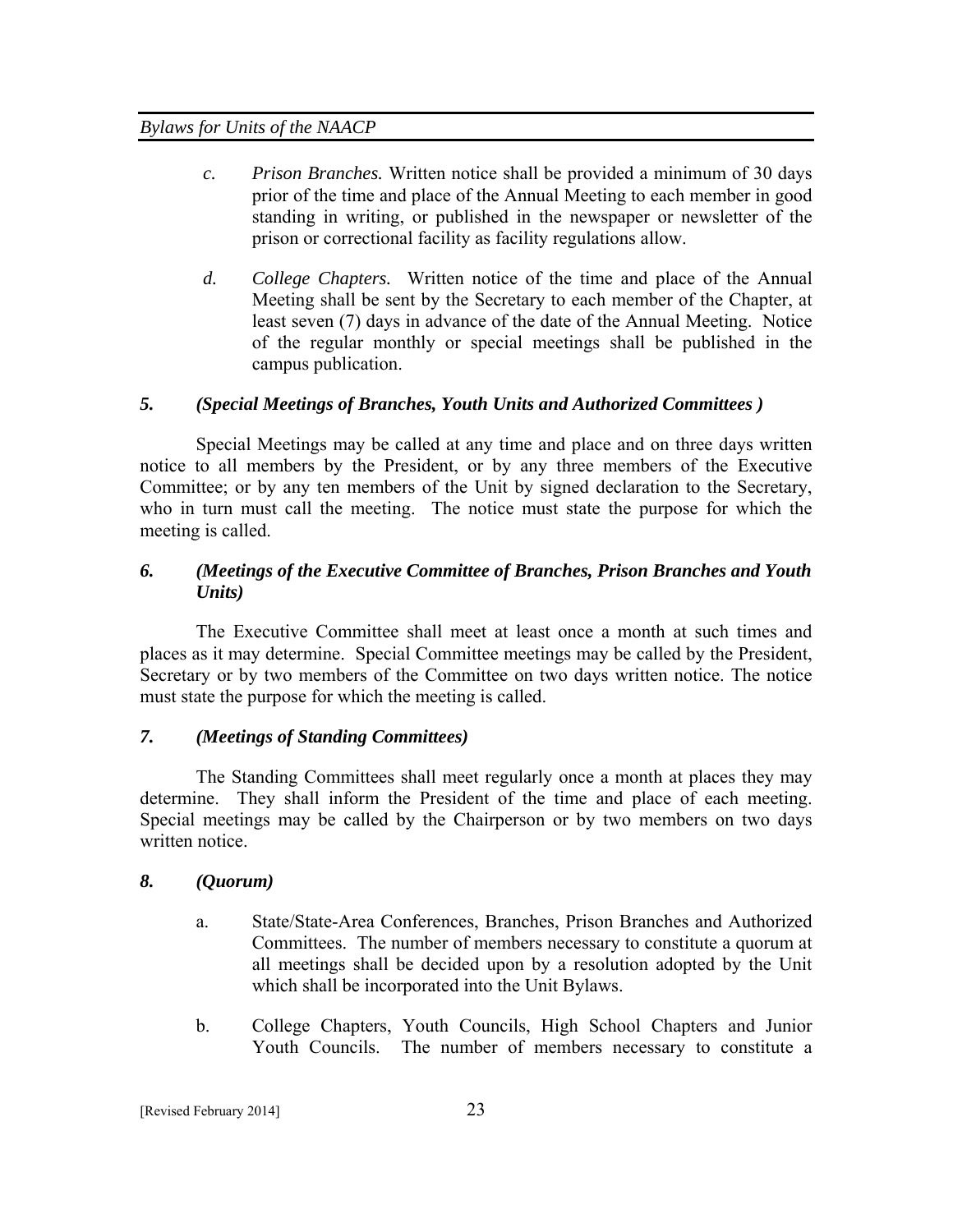*c.* *Prison Branches.* Written notice shall be provided a minimum of 30 days prior of the time and place of the Annual Meeting to each member in good standing in writing, or published in the newspaper or newsletter of the prison or correctional facility as facility regulations allow.

*d.* *College Chapters.* Written notice of the time and place of the Annual Meeting shall be sent by the Secretary to each member of the Chapter, at least seven (7) days in advance of the date of the Annual Meeting. Notice of the regular monthly or special meetings shall be published in the campus publication.

### *5. (Special Meetings of Branches, Youth Units and Authorized Committees )*

Special Meetings may be called at any time and place and on three days written notice to all members by the President, or by any three members of the Executive Committee; or by any ten members of the Unit by signed declaration to the Secretary, who in turn must call the meeting. The notice must state the purpose for which the meeting is called.

### *6. (Meetings of the Executive Committee of Branches, Prison Branches and Youth Units)*

The Executive Committee shall meet at least once a month at such times and places as it may determine. Special Committee meetings may be called by the President, Secretary or by two members of the Committee on two days written notice. The notice must state the purpose for which the meeting is called.

### *7. (Meetings of Standing Committees)*

The Standing Committees shall meet regularly once a month at places they may determine. They shall inform the President of the time and place of each meeting. Special meetings may be called by the Chairperson or by two members on two days written notice.

### *8. (Quorum)*

a. State/State-Area Conferences, Branches, Prison Branches and Authorized Committees. The number of members necessary to constitute a quorum at all meetings shall be decided upon by a resolution adopted by the Unit which shall be incorporated into the Unit Bylaws.

b. College Chapters, Youth Councils, High School Chapters and Junior Youth Councils. The number of members necessary to constitute a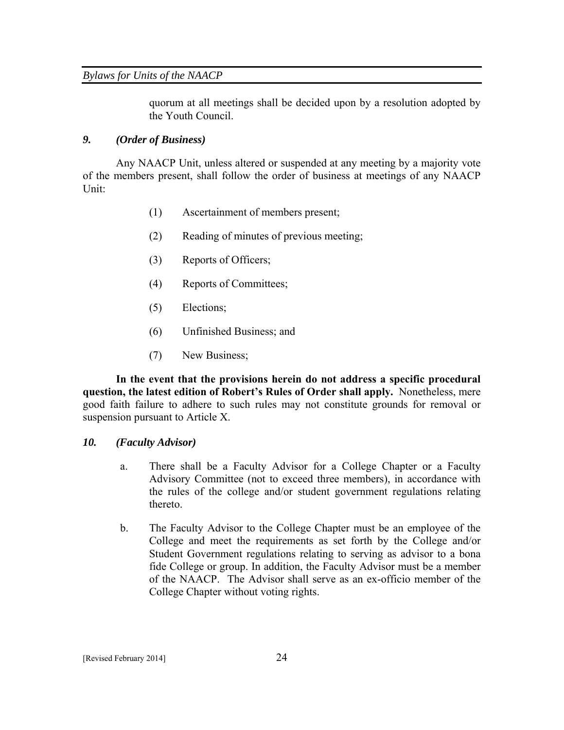quorum at all meetings shall be decided upon by a resolution adopted by the Youth Council.

### *9. (Order of Business)*

Any NAACP Unit, unless altered or suspended at any meeting by a majority vote of the members present, shall follow the order of business at meetings of any NAACP Unit:

(1) Ascertainment of members present;

(2) Reading of minutes of previous meeting;

(3) Reports of Officers;

(4) Reports of Committees;

(5) Elections;

(6) Unfinished Business; and

(7) New Business;

**In the event that the provisions herein do not address a specific procedural question, the latest edition of Robert's Rules of Order shall apply.** Nonetheless, mere good faith failure to adhere to such rules may not constitute grounds for removal or suspension pursuant to Article X.

### *10. (Faculty Advisor)*

a. There shall be a Faculty Advisor for a College Chapter or a Faculty Advisory Committee (not to exceed three members), in accordance with the rules of the college and/or student government regulations relating thereto.

b. The Faculty Advisor to the College Chapter must be an employee of the College and meet the requirements as set forth by the College and/or Student Government regulations relating to serving as advisor to a bona fide College or group. In addition, the Faculty Advisor must be a member of the NAACP. The Advisor shall serve as an ex-officio member of the College Chapter without voting rights.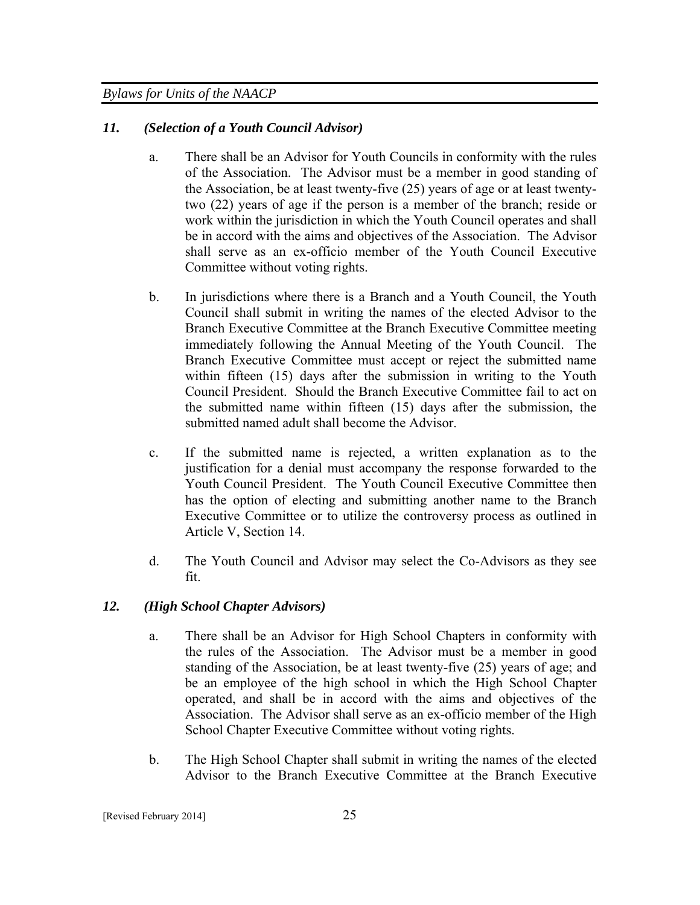### *11. (Selection of a Youth Council Advisor)*

a. There shall be an Advisor for Youth Councils in conformity with the rules of the Association. The Advisor must be a member in good standing of the Association, be at least twenty-five (25) years of age or at least twenty-two (22) years of age if the person is a member of the branch; reside or work within the jurisdiction in which the Youth Council operates and shall be in accord with the aims and objectives of the Association. The Advisor shall serve as an ex-officio member of the Youth Council Executive Committee without voting rights.

b. In jurisdictions where there is a Branch and a Youth Council, the Youth Council shall submit in writing the names of the elected Advisor to the Branch Executive Committee at the Branch Executive Committee meeting immediately following the Annual Meeting of the Youth Council. The Branch Executive Committee must accept or reject the submitted name within fifteen (15) days after the submission in writing to the Youth Council President. Should the Branch Executive Committee fail to act on the submitted name within fifteen (15) days after the submission, the submitted named adult shall become the Advisor.

c. If the submitted name is rejected, a written explanation as to the justification for a denial must accompany the response forwarded to the Youth Council President. The Youth Council Executive Committee then has the option of electing and submitting another name to the Branch Executive Committee or to utilize the controversy process as outlined in Article V, Section 14.

d. The Youth Council and Advisor may select the Co-Advisors as they see fit.

### *12. (High School Chapter Advisors)*

a. There shall be an Advisor for High School Chapters in conformity with the rules of the Association. The Advisor must be a member in good standing of the Association, be at least twenty-five (25) years of age; and be an employee of the high school in which the High School Chapter operated, and shall be in accord with the aims and objectives of the Association. The Advisor shall serve as an ex-officio member of the High School Chapter Executive Committee without voting rights.

b. The High School Chapter shall submit in writing the names of the elected Advisor to the Branch Executive Committee at the Branch Executive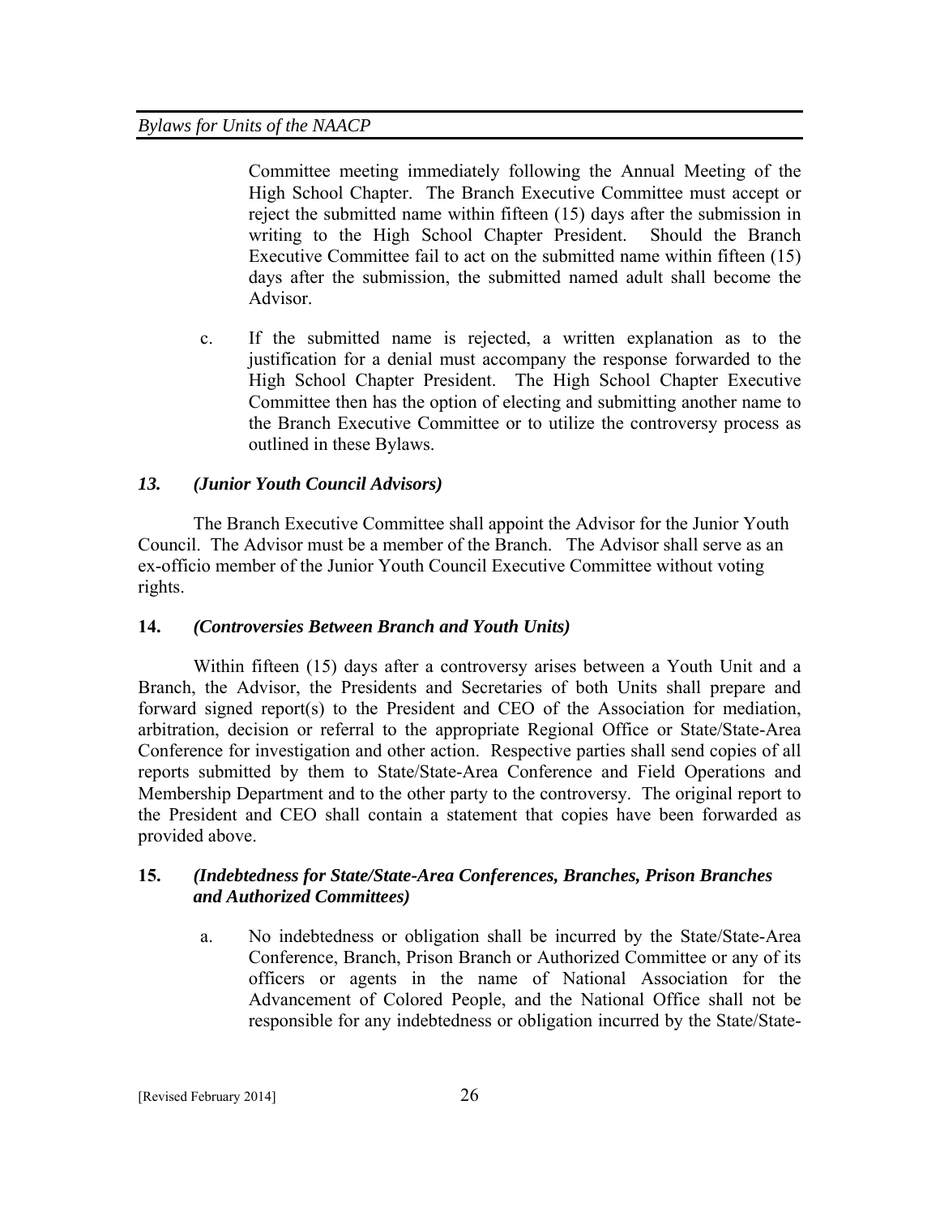Committee meeting immediately following the Annual Meeting of the High School Chapter. The Branch Executive Committee must accept or reject the submitted name within fifteen (15) days after the submission in writing to the High School Chapter President. Should the Branch Executive Committee fail to act on the submitted name within fifteen (15) days after the submission, the submitted named adult shall become the Advisor.

c. If the submitted name is rejected, a written explanation as to the justification for a denial must accompany the response forwarded to the High School Chapter President. The High School Chapter Executive Committee then has the option of electing and submitting another name to the Branch Executive Committee or to utilize the controversy process as outlined in these Bylaws.

### *13. (Junior Youth Council Advisors)*

The Branch Executive Committee shall appoint the Advisor for the Junior Youth Council. The Advisor must be a member of the Branch. The Advisor shall serve as an ex-officio member of the Junior Youth Council Executive Committee without voting rights.

### **14.** ***(Controversies Between Branch and Youth Units)***

Within fifteen (15) days after a controversy arises between a Youth Unit and a Branch, the Advisor, the Presidents and Secretaries of both Units shall prepare and forward signed report(s) to the President and CEO of the Association for mediation, arbitration, decision or referral to the appropriate Regional Office or State/State-Area Conference for investigation and other action. Respective parties shall send copies of all reports submitted by them to State/State-Area Conference and Field Operations and Membership Department and to the other party to the controversy. The original report to the President and CEO shall contain a statement that copies have been forwarded as provided above.

### **15.** ***(Indebtedness for State/State-Area Conferences, Branches, Prison Branches and Authorized Committees)***

a. No indebtedness or obligation shall be incurred by the State/State-Area Conference, Branch, Prison Branch or Authorized Committee or any of its officers or agents in the name of National Association for the Advancement of Colored People, and the National Office shall not be responsible for any indebtedness or obligation incurred by the State/State-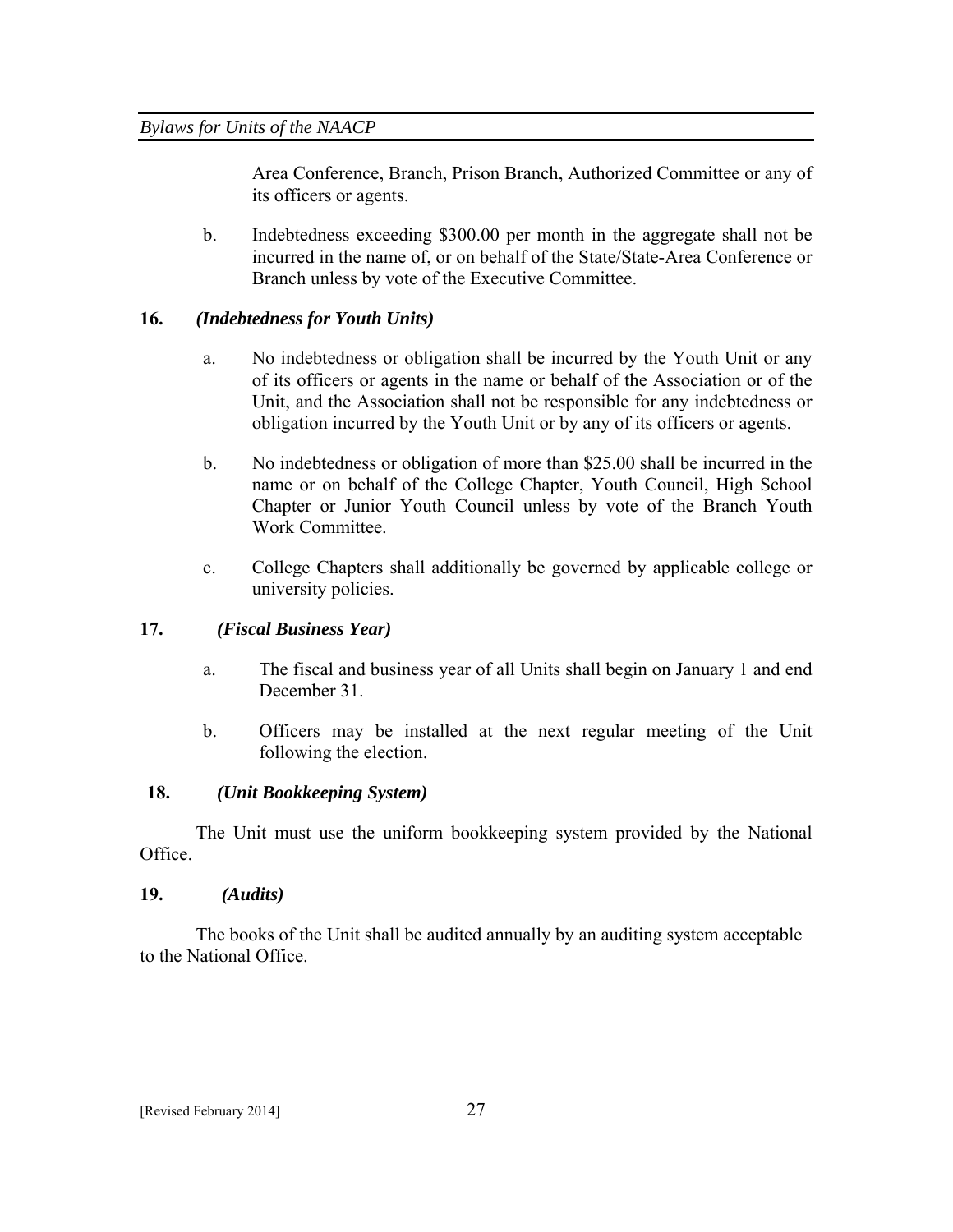Area Conference, Branch, Prison Branch, Authorized Committee or any of its officers or agents.

b. Indebtedness exceeding $300.00 per month in the aggregate shall not be incurred in the name of, or on behalf of the State/State-Area Conference or Branch unless by vote of the Executive Committee.

**16. *(Indebtedness for Youth Units)***

a. No indebtedness or obligation shall be incurred by the Youth Unit or any of its officers or agents in the name or behalf of the Association or of the Unit, and the Association shall not be responsible for any indebtedness or obligation incurred by the Youth Unit or by any of its officers or agents.

b. No indebtedness or obligation of more than $25.00 shall be incurred in the name or on behalf of the College Chapter, Youth Council, High School Chapter or Junior Youth Council unless by vote of the Branch Youth Work Committee.

c. College Chapters shall additionally be governed by applicable college or university policies.

**17. *(Fiscal Business Year)***

a. The fiscal and business year of all Units shall begin on January 1 and end December 31.

b. Officers may be installed at the next regular meeting of the Unit following the election.

**18. *(Unit Bookkeeping System)***

The Unit must use the uniform bookkeeping system provided by the National Office.

**19. *(Audits)***

The books of the Unit shall be audited annually by an auditing system acceptable to the National Office.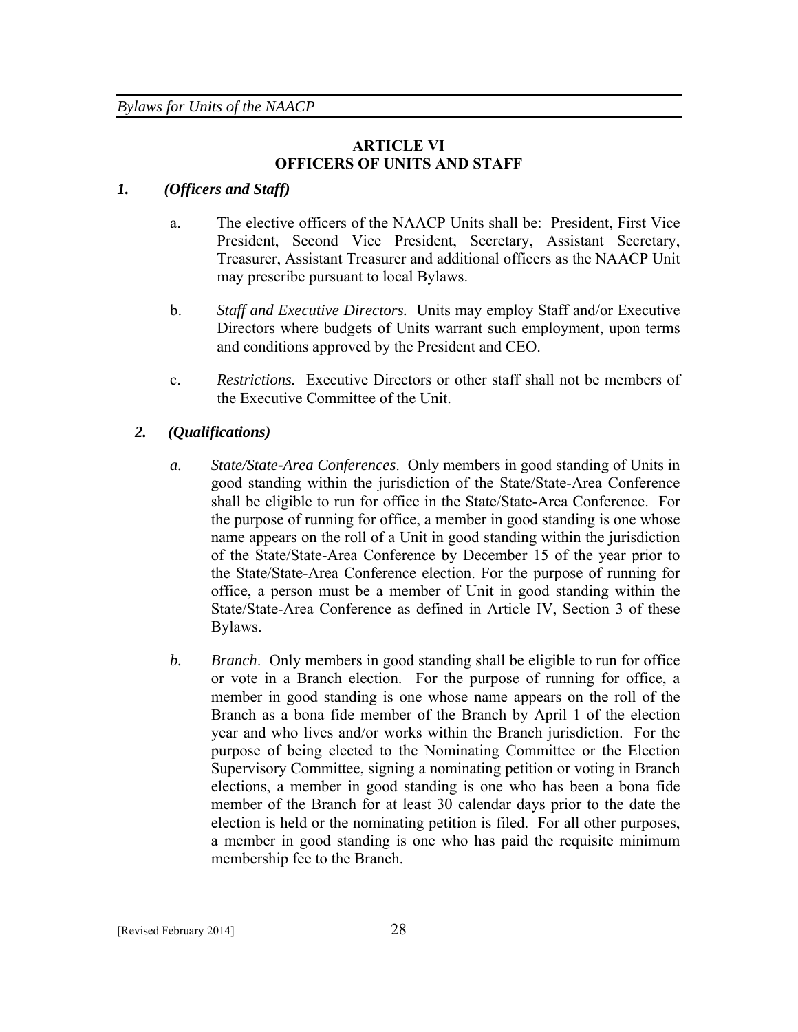## ARTICLE VI
## OFFICERS OF UNITS AND STAFF

### *1. (Officers and Staff)*

a. The elective officers of the NAACP Units shall be: President, First Vice President, Second Vice President, Secretary, Assistant Secretary, Treasurer, Assistant Treasurer and additional officers as the NAACP Unit may prescribe pursuant to local Bylaws.

b. *Staff and Executive Directors.* Units may employ Staff and/or Executive Directors where budgets of Units warrant such employment, upon terms and conditions approved by the President and CEO.

c. *Restrictions.* Executive Directors or other staff shall not be members of the Executive Committee of the Unit.

### *2. (Qualifications)*

*a. State/State-Area Conferences*. Only members in good standing of Units in good standing within the jurisdiction of the State/State-Area Conference shall be eligible to run for office in the State/State-Area Conference. For the purpose of running for office, a member in good standing is one whose name appears on the roll of a Unit in good standing within the jurisdiction of the State/State-Area Conference by December 15 of the year prior to the State/State-Area Conference election. For the purpose of running for office, a person must be a member of Unit in good standing within the State/State-Area Conference as defined in Article IV, Section 3 of these Bylaws.

*b. Branch*. Only members in good standing shall be eligible to run for office or vote in a Branch election. For the purpose of running for office, a member in good standing is one whose name appears on the roll of the Branch as a bona fide member of the Branch by April 1 of the election year and who lives and/or works within the Branch jurisdiction. For the purpose of being elected to the Nominating Committee or the Election Supervisory Committee, signing a nominating petition or voting in Branch elections, a member in good standing is one who has been a bona fide member of the Branch for at least 30 calendar days prior to the date the election is held or the nominating petition is filed. For all other purposes, a member in good standing is one who has paid the requisite minimum membership fee to the Branch.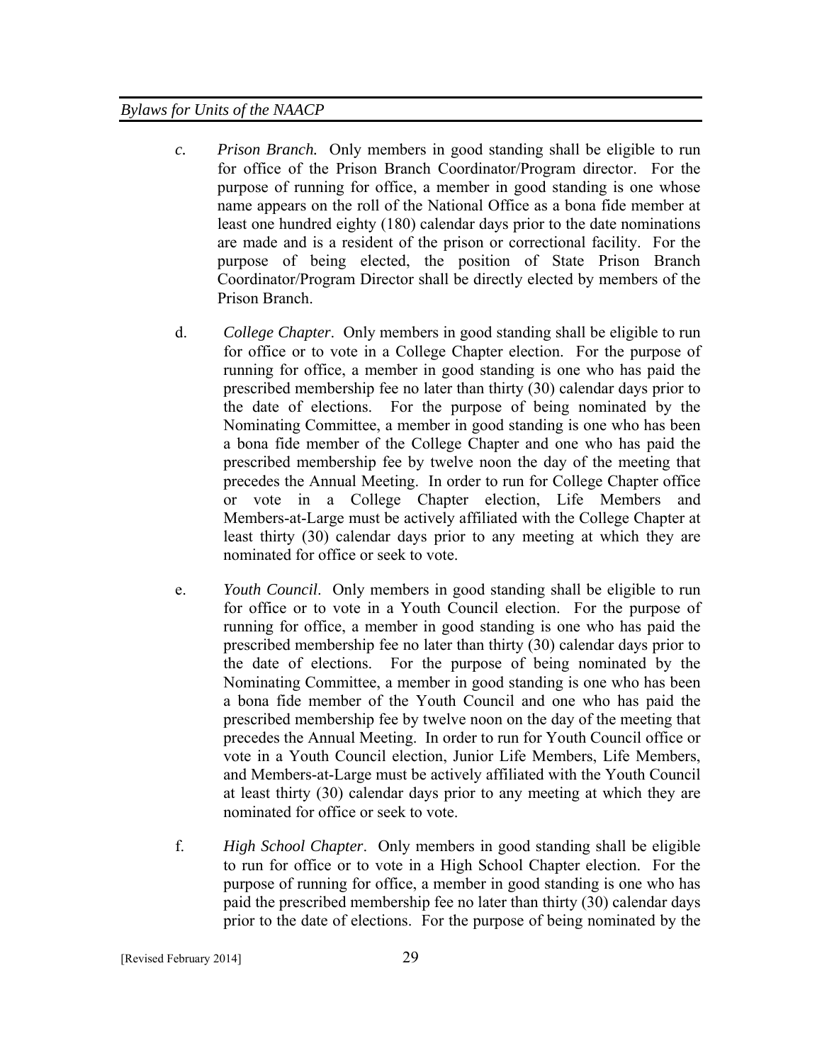c. *Prison Branch.* Only members in good standing shall be eligible to run for office of the Prison Branch Coordinator/Program director. For the purpose of running for office, a member in good standing is one whose name appears on the roll of the National Office as a bona fide member at least one hundred eighty (180) calendar days prior to the date nominations are made and is a resident of the prison or correctional facility. For the purpose of being elected, the position of State Prison Branch Coordinator/Program Director shall be directly elected by members of the Prison Branch.

d. *College Chapter*. Only members in good standing shall be eligible to run for office or to vote in a College Chapter election. For the purpose of running for office, a member in good standing is one who has paid the prescribed membership fee no later than thirty (30) calendar days prior to the date of elections. For the purpose of being nominated by the Nominating Committee, a member in good standing is one who has been a bona fide member of the College Chapter and one who has paid the prescribed membership fee by twelve noon the day of the meeting that precedes the Annual Meeting. In order to run for College Chapter office or vote in a College Chapter election, Life Members and Members-at-Large must be actively affiliated with the College Chapter at least thirty (30) calendar days prior to any meeting at which they are nominated for office or seek to vote.

e. *Youth Council*. Only members in good standing shall be eligible to run for office or to vote in a Youth Council election. For the purpose of running for office, a member in good standing is one who has paid the prescribed membership fee no later than thirty (30) calendar days prior to the date of elections. For the purpose of being nominated by the Nominating Committee, a member in good standing is one who has been a bona fide member of the Youth Council and one who has paid the prescribed membership fee by twelve noon on the day of the meeting that precedes the Annual Meeting. In order to run for Youth Council office or vote in a Youth Council election, Junior Life Members, Life Members, and Members-at-Large must be actively affiliated with the Youth Council at least thirty (30) calendar days prior to any meeting at which they are nominated for office or seek to vote.

f. *High School Chapter*. Only members in good standing shall be eligible to run for office or to vote in a High School Chapter election. For the purpose of running for office, a member in good standing is one who has paid the prescribed membership fee no later than thirty (30) calendar days prior to the date of elections. For the purpose of being nominated by the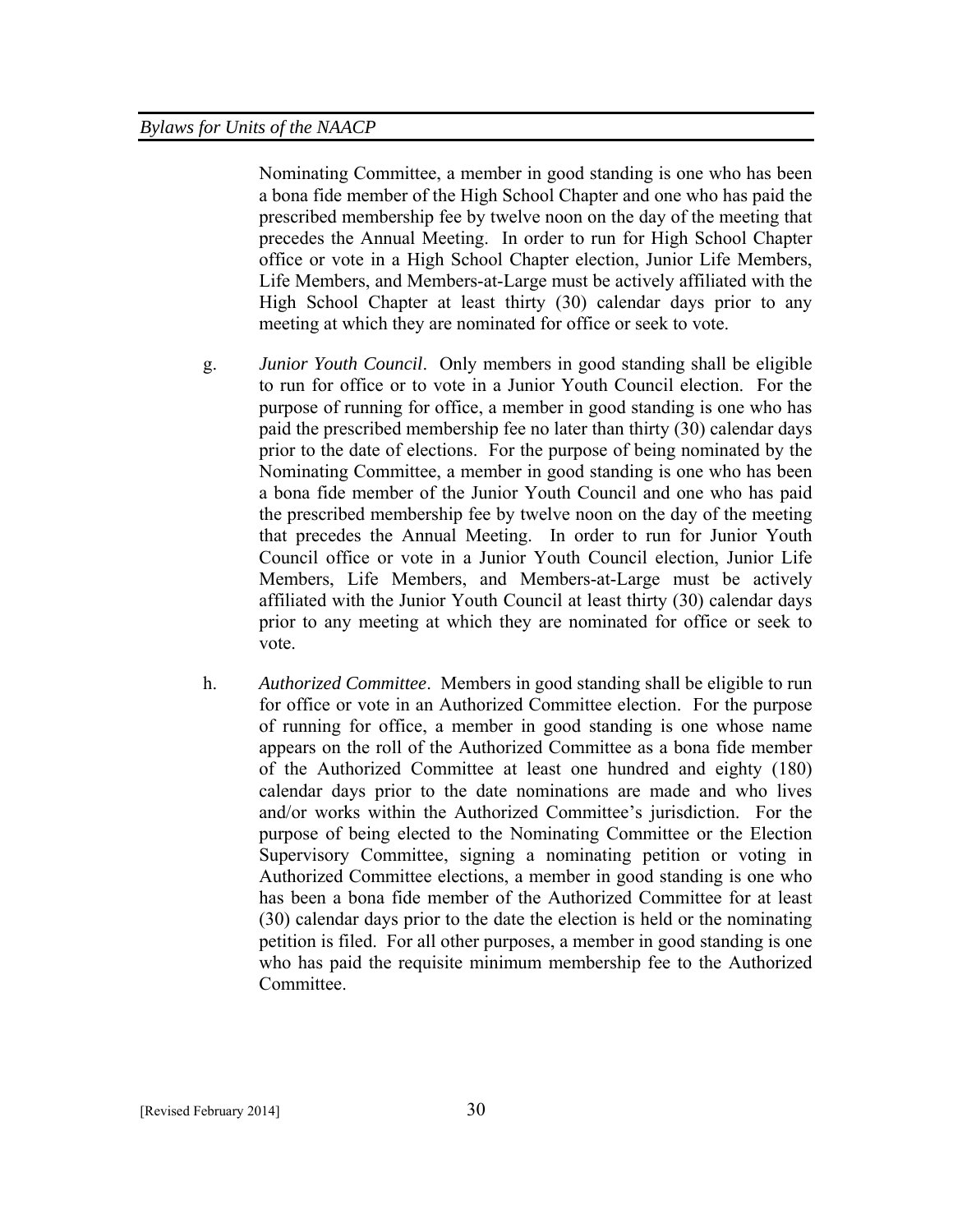Nominating Committee, a member in good standing is one who has been a bona fide member of the High School Chapter and one who has paid the prescribed membership fee by twelve noon on the day of the meeting that precedes the Annual Meeting. In order to run for High School Chapter office or vote in a High School Chapter election, Junior Life Members, Life Members, and Members-at-Large must be actively affiliated with the High School Chapter at least thirty (30) calendar days prior to any meeting at which they are nominated for office or seek to vote.

g. *Junior Youth Council*. Only members in good standing shall be eligible to run for office or to vote in a Junior Youth Council election. For the purpose of running for office, a member in good standing is one who has paid the prescribed membership fee no later than thirty (30) calendar days prior to the date of elections. For the purpose of being nominated by the Nominating Committee, a member in good standing is one who has been a bona fide member of the Junior Youth Council and one who has paid the prescribed membership fee by twelve noon on the day of the meeting that precedes the Annual Meeting. In order to run for Junior Youth Council office or vote in a Junior Youth Council election, Junior Life Members, Life Members, and Members-at-Large must be actively affiliated with the Junior Youth Council at least thirty (30) calendar days prior to any meeting at which they are nominated for office or seek to vote.

h. *Authorized Committee*. Members in good standing shall be eligible to run for office or vote in an Authorized Committee election. For the purpose of running for office, a member in good standing is one whose name appears on the roll of the Authorized Committee as a bona fide member of the Authorized Committee at least one hundred and eighty (180) calendar days prior to the date nominations are made and who lives and/or works within the Authorized Committee's jurisdiction. For the purpose of being elected to the Nominating Committee or the Election Supervisory Committee, signing a nominating petition or voting in Authorized Committee elections, a member in good standing is one who has been a bona fide member of the Authorized Committee for at least (30) calendar days prior to the date the election is held or the nominating petition is filed. For all other purposes, a member in good standing is one who has paid the requisite minimum membership fee to the Authorized Committee.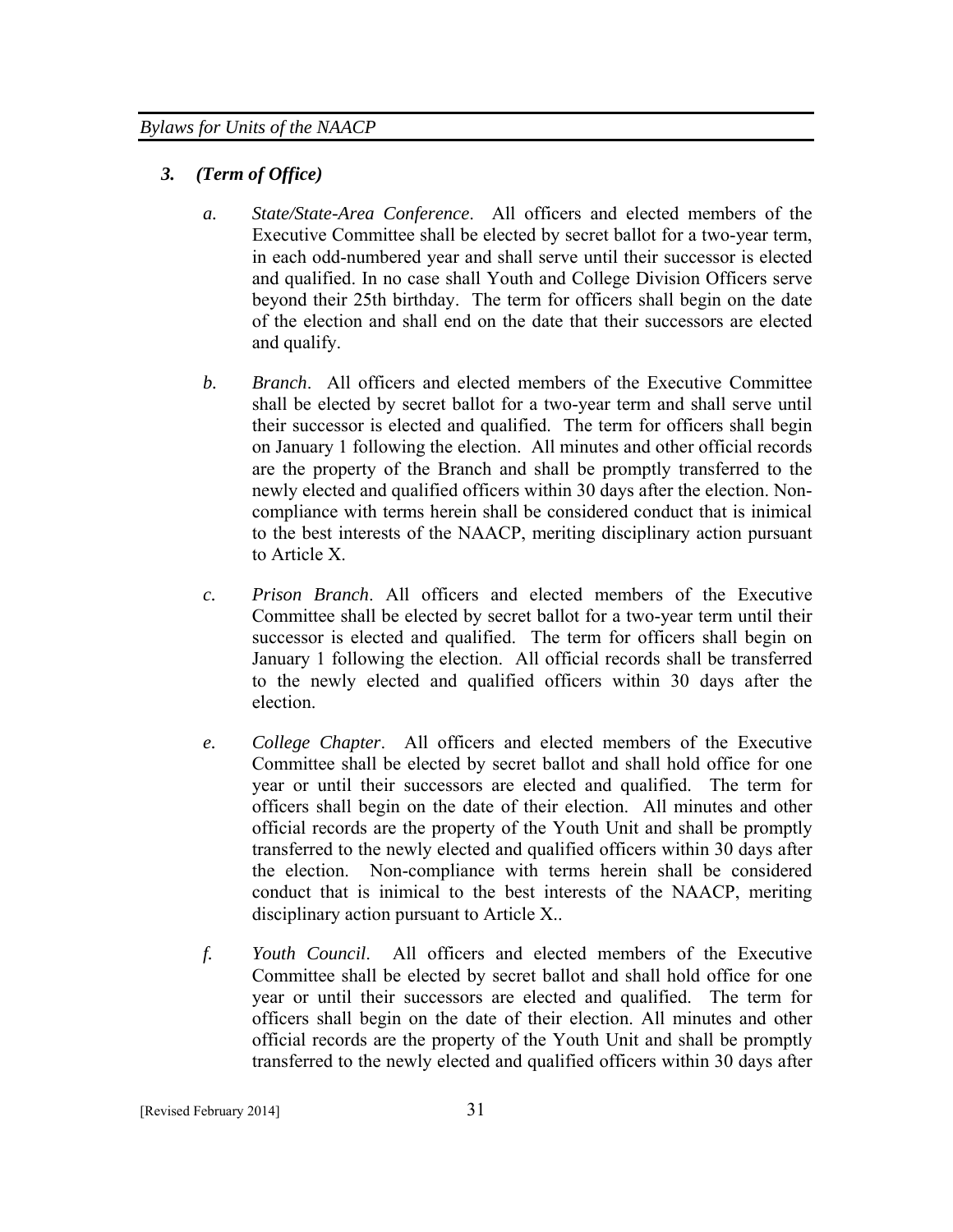### *3. (Term of Office)*

*a.* *State/State-Area Conference*. All officers and elected members of the Executive Committee shall be elected by secret ballot for a two-year term, in each odd-numbered year and shall serve until their successor is elected and qualified. In no case shall Youth and College Division Officers serve beyond their 25th birthday. The term for officers shall begin on the date of the election and shall end on the date that their successors are elected and qualify.

*b.* *Branch*. All officers and elected members of the Executive Committee shall be elected by secret ballot for a two-year term and shall serve until their successor is elected and qualified. The term for officers shall begin on January 1 following the election. All minutes and other official records are the property of the Branch and shall be promptly transferred to the newly elected and qualified officers within 30 days after the election. Non-compliance with terms herein shall be considered conduct that is inimical to the best interests of the NAACP, meriting disciplinary action pursuant to Article X.

*c.* *Prison Branch*. All officers and elected members of the Executive Committee shall be elected by secret ballot for a two-year term until their successor is elected and qualified. The term for officers shall begin on January 1 following the election. All official records shall be transferred to the newly elected and qualified officers within 30 days after the election.

*e.* *College Chapter*. All officers and elected members of the Executive Committee shall be elected by secret ballot and shall hold office for one year or until their successors are elected and qualified. The term for officers shall begin on the date of their election. All minutes and other official records are the property of the Youth Unit and shall be promptly transferred to the newly elected and qualified officers within 30 days after the election. Non-compliance with terms herein shall be considered conduct that is inimical to the best interests of the NAACP, meriting disciplinary action pursuant to Article X..

*f.* *Youth Council*. All officers and elected members of the Executive Committee shall be elected by secret ballot and shall hold office for one year or until their successors are elected and qualified. The term for officers shall begin on the date of their election. All minutes and other official records are the property of the Youth Unit and shall be promptly transferred to the newly elected and qualified officers within 30 days after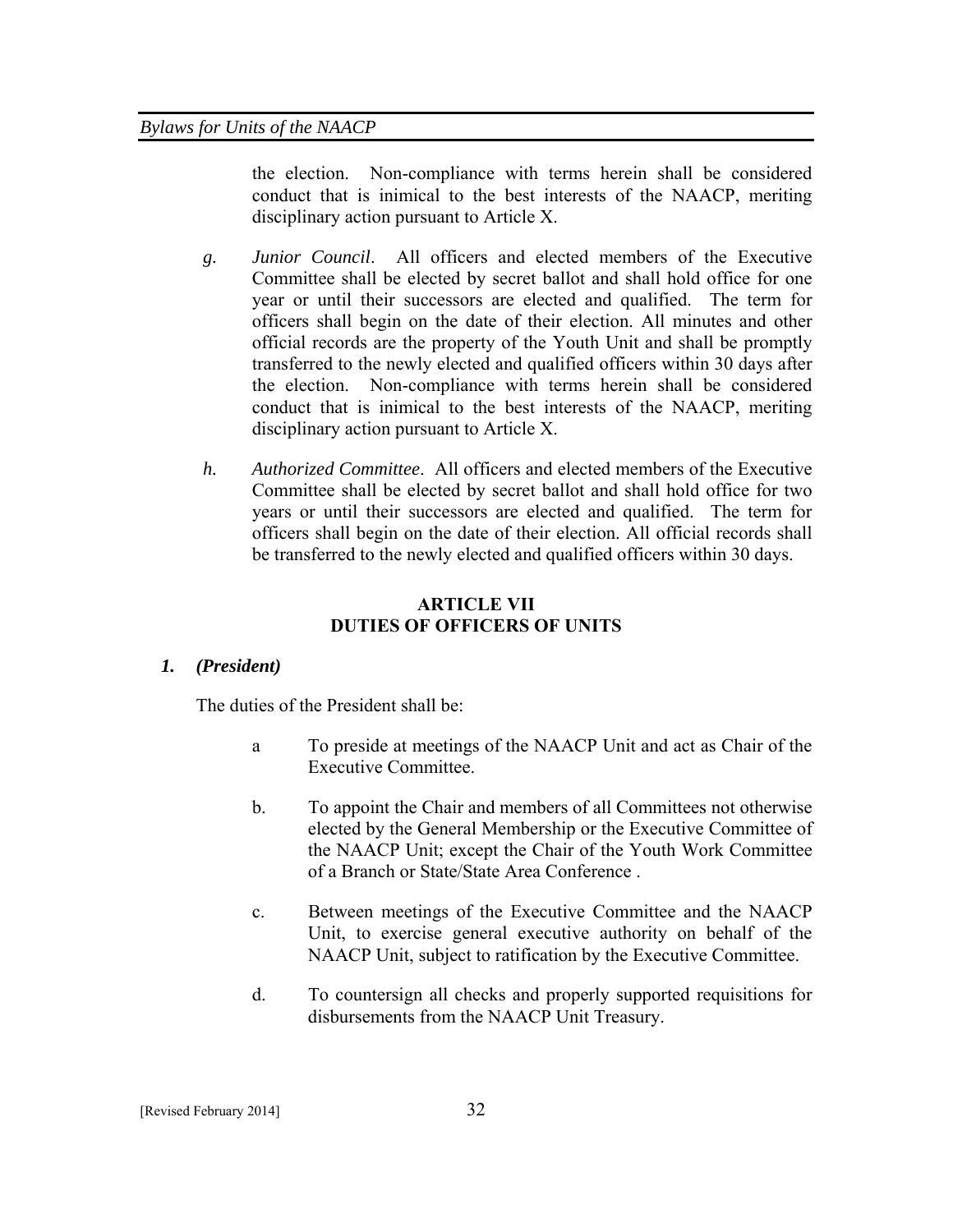the election. Non-compliance with terms herein shall be considered conduct that is inimical to the best interests of the NAACP, meriting disciplinary action pursuant to Article X.

*g. Junior Council*. All officers and elected members of the Executive Committee shall be elected by secret ballot and shall hold office for one year or until their successors are elected and qualified. The term for officers shall begin on the date of their election. All minutes and other official records are the property of the Youth Unit and shall be promptly transferred to the newly elected and qualified officers within 30 days after the election. Non-compliance with terms herein shall be considered conduct that is inimical to the best interests of the NAACP, meriting disciplinary action pursuant to Article X.

*h. Authorized Committee*. All officers and elected members of the Executive Committee shall be elected by secret ballot and shall hold office for two years or until their successors are elected and qualified. The term for officers shall begin on the date of their election. All official records shall be transferred to the newly elected and qualified officers within 30 days.

## ARTICLE VII
## DUTIES OF OFFICERS OF UNITS

### *1. (President)*

The duties of the President shall be:

a To preside at meetings of the NAACP Unit and act as Chair of the Executive Committee.

b. To appoint the Chair and members of all Committees not otherwise elected by the General Membership or the Executive Committee of the NAACP Unit; except the Chair of the Youth Work Committee of a Branch or State/State Area Conference .

c. Between meetings of the Executive Committee and the NAACP Unit, to exercise general executive authority on behalf of the NAACP Unit, subject to ratification by the Executive Committee.

d. To countersign all checks and properly supported requisitions for disbursements from the NAACP Unit Treasury.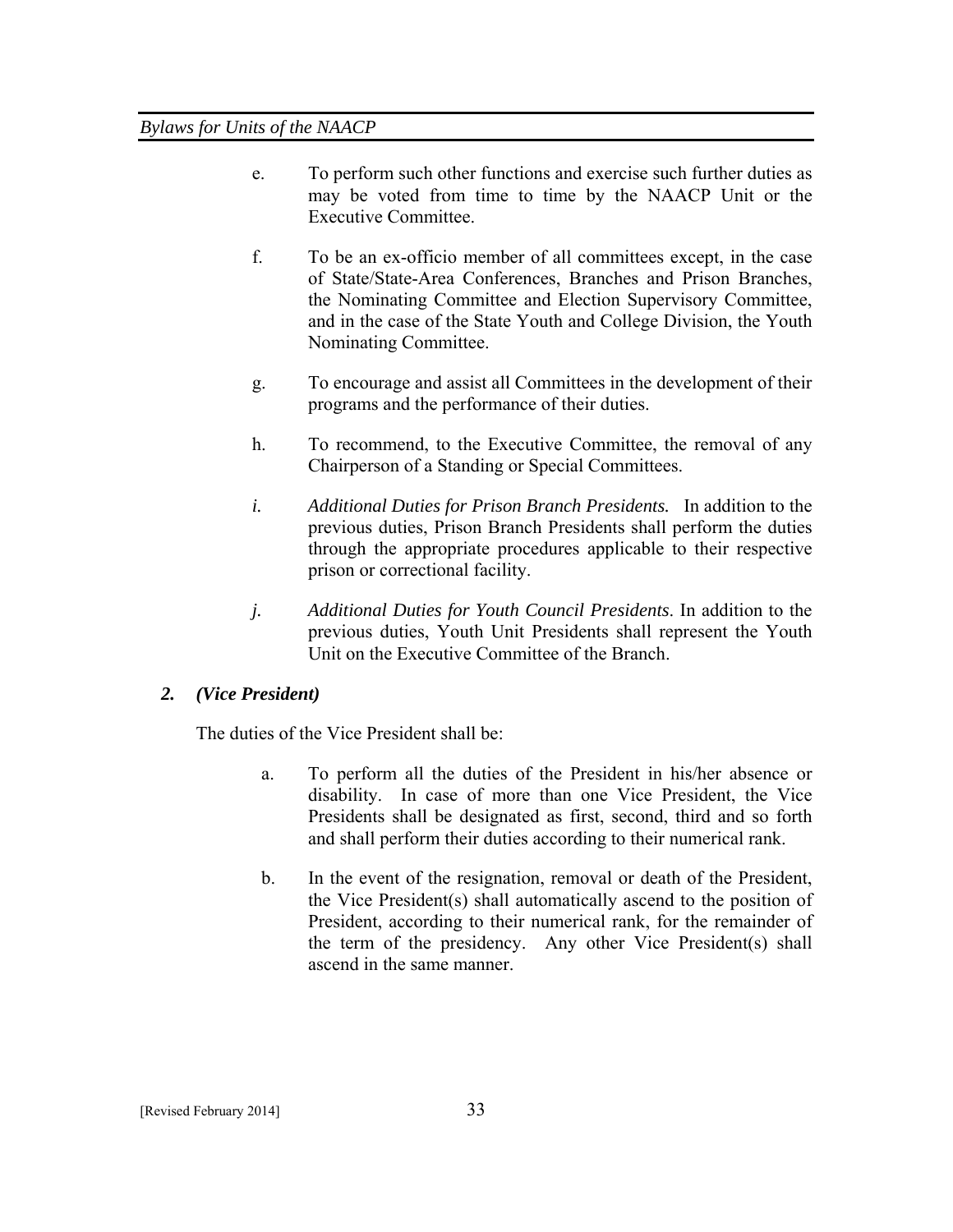e. To perform such other functions and exercise such further duties as may be voted from time to time by the NAACP Unit or the Executive Committee.

f. To be an ex-officio member of all committees except, in the case of State/State-Area Conferences, Branches and Prison Branches, the Nominating Committee and Election Supervisory Committee, and in the case of the State Youth and College Division, the Youth Nominating Committee.

g. To encourage and assist all Committees in the development of their programs and the performance of their duties.

h. To recommend, to the Executive Committee, the removal of any Chairperson of a Standing or Special Committees.

*i. Additional Duties for Prison Branch Presidents.* In addition to the previous duties, Prison Branch Presidents shall perform the duties through the appropriate procedures applicable to their respective prison or correctional facility.

*j. Additional Duties for Youth Council Presidents*. In addition to the previous duties, Youth Unit Presidents shall represent the Youth Unit on the Executive Committee of the Branch.

***2. (Vice President)***

The duties of the Vice President shall be:

a. To perform all the duties of the President in his/her absence or disability. In case of more than one Vice President, the Vice Presidents shall be designated as first, second, third and so forth and shall perform their duties according to their numerical rank.

b. In the event of the resignation, removal or death of the President, the Vice President(s) shall automatically ascend to the position of President, according to their numerical rank, for the remainder of the term of the presidency. Any other Vice President(s) shall ascend in the same manner.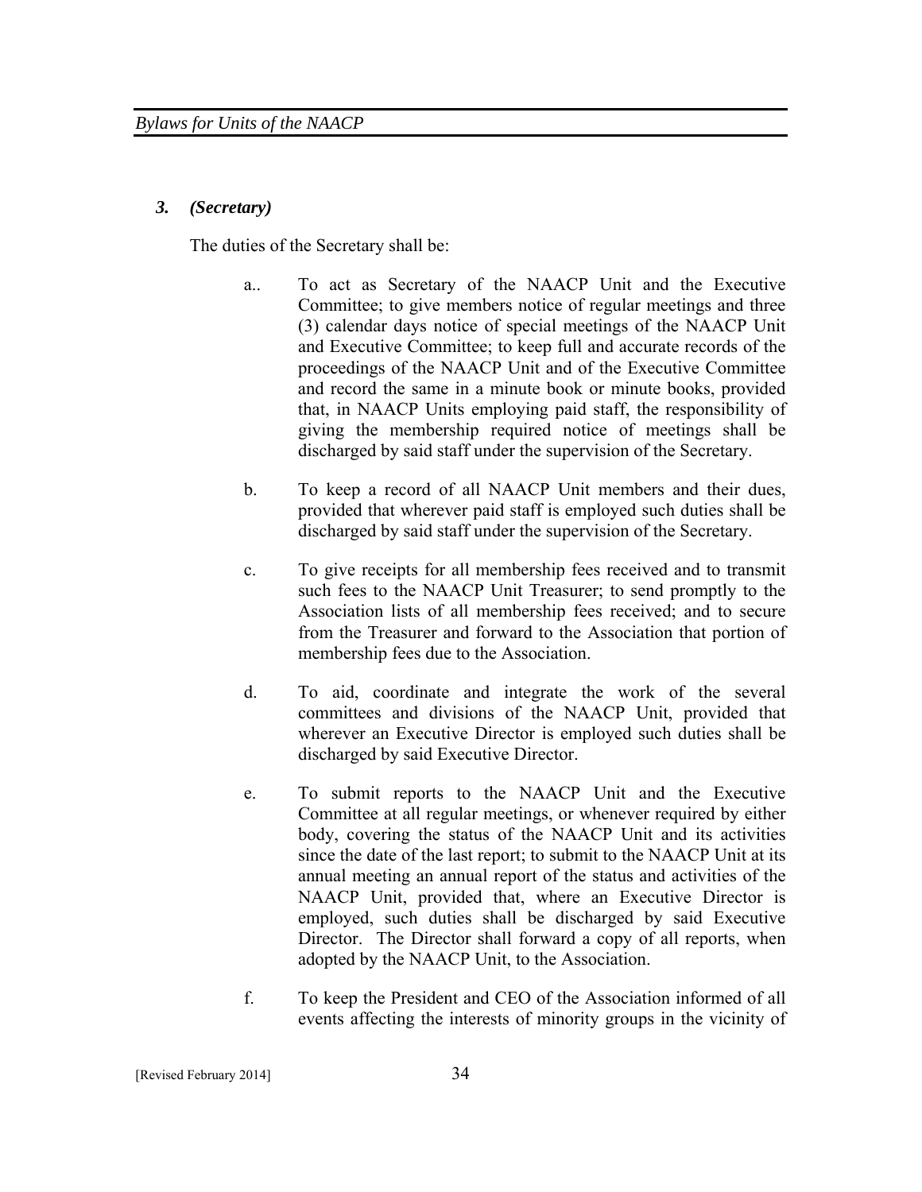### *3. (Secretary)*

The duties of the Secretary shall be:

a.. To act as Secretary of the NAACP Unit and the Executive Committee; to give members notice of regular meetings and three (3) calendar days notice of special meetings of the NAACP Unit and Executive Committee; to keep full and accurate records of the proceedings of the NAACP Unit and of the Executive Committee and record the same in a minute book or minute books, provided that, in NAACP Units employing paid staff, the responsibility of giving the membership required notice of meetings shall be discharged by said staff under the supervision of the Secretary.

b. To keep a record of all NAACP Unit members and their dues, provided that wherever paid staff is employed such duties shall be discharged by said staff under the supervision of the Secretary.

c. To give receipts for all membership fees received and to transmit such fees to the NAACP Unit Treasurer; to send promptly to the Association lists of all membership fees received; and to secure from the Treasurer and forward to the Association that portion of membership fees due to the Association.

d. To aid, coordinate and integrate the work of the several committees and divisions of the NAACP Unit, provided that wherever an Executive Director is employed such duties shall be discharged by said Executive Director.

e. To submit reports to the NAACP Unit and the Executive Committee at all regular meetings, or whenever required by either body, covering the status of the NAACP Unit and its activities since the date of the last report; to submit to the NAACP Unit at its annual meeting an annual report of the status and activities of the NAACP Unit, provided that, where an Executive Director is employed, such duties shall be discharged by said Executive Director. The Director shall forward a copy of all reports, when adopted by the NAACP Unit, to the Association.

f. To keep the President and CEO of the Association informed of all events affecting the interests of minority groups in the vicinity of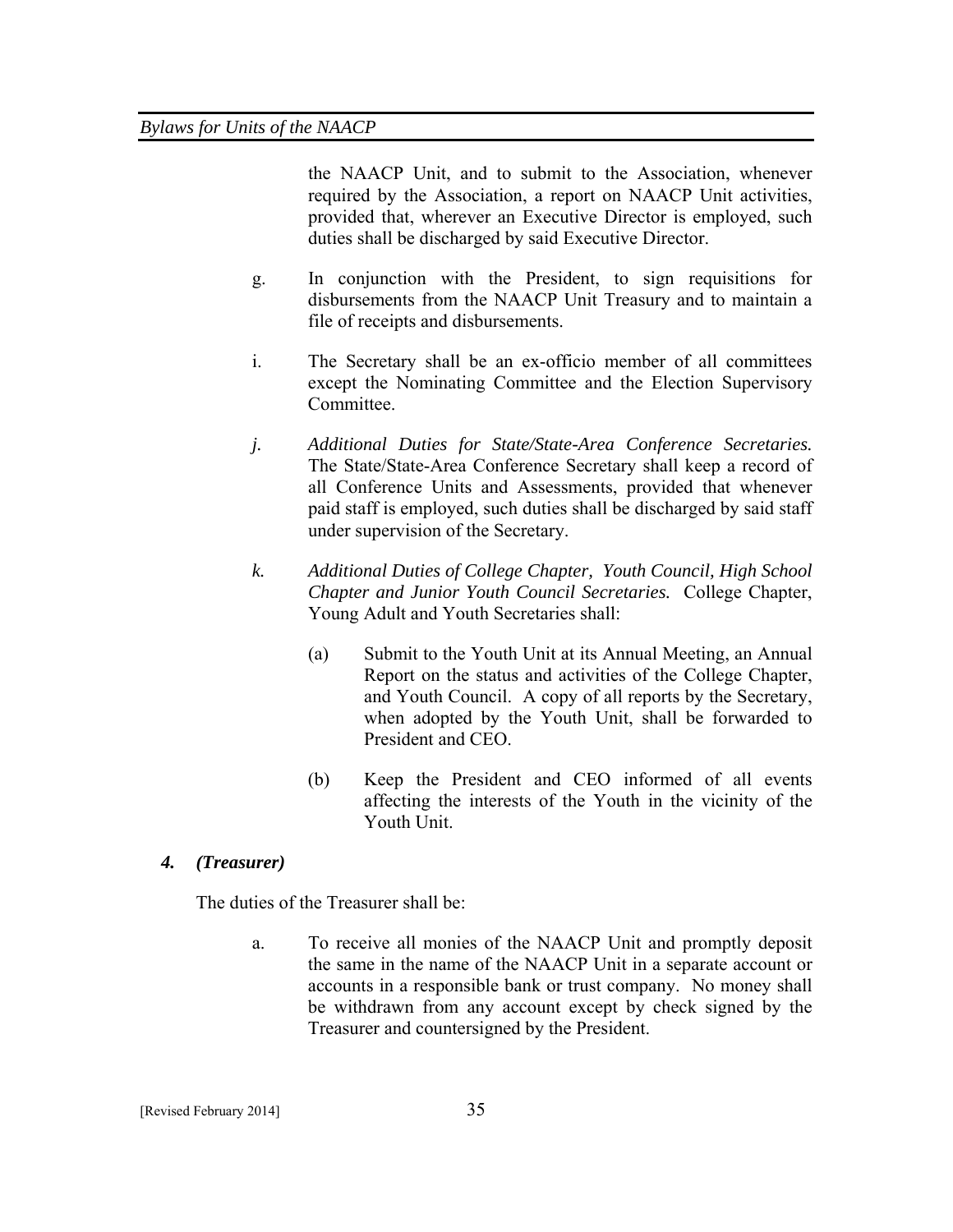the NAACP Unit, and to submit to the Association, whenever required by the Association, a report on NAACP Unit activities, provided that, wherever an Executive Director is employed, such duties shall be discharged by said Executive Director.

g. In conjunction with the President, to sign requisitions for disbursements from the NAACP Unit Treasury and to maintain a file of receipts and disbursements.

i. The Secretary shall be an ex-officio member of all committees except the Nominating Committee and the Election Supervisory Committee.

*j. Additional Duties for State/State-Area Conference Secretaries.* The State/State-Area Conference Secretary shall keep a record of all Conference Units and Assessments, provided that whenever paid staff is employed, such duties shall be discharged by said staff under supervision of the Secretary.

*k. Additional Duties of College Chapter, Youth Council, High School Chapter and Junior Youth Council Secretaries.* College Chapter, Young Adult and Youth Secretaries shall:

(a) Submit to the Youth Unit at its Annual Meeting, an Annual Report on the status and activities of the College Chapter, and Youth Council. A copy of all reports by the Secretary, when adopted by the Youth Unit, shall be forwarded to President and CEO.

(b) Keep the President and CEO informed of all events affecting the interests of the Youth in the vicinity of the Youth Unit.

### *4. (Treasurer)*

The duties of the Treasurer shall be:

a. To receive all monies of the NAACP Unit and promptly deposit the same in the name of the NAACP Unit in a separate account or accounts in a responsible bank or trust company. No money shall be withdrawn from any account except by check signed by the Treasurer and countersigned by the President.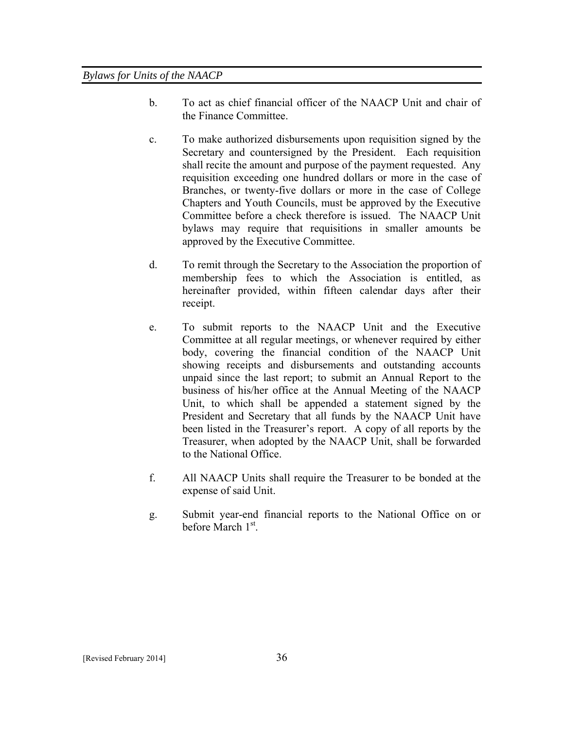b. To act as chief financial officer of the NAACP Unit and chair of the Finance Committee.

c. To make authorized disbursements upon requisition signed by the Secretary and countersigned by the President. Each requisition shall recite the amount and purpose of the payment requested. Any requisition exceeding one hundred dollars or more in the case of Branches, or twenty-five dollars or more in the case of College Chapters and Youth Councils, must be approved by the Executive Committee before a check therefore is issued. The NAACP Unit bylaws may require that requisitions in smaller amounts be approved by the Executive Committee.

d. To remit through the Secretary to the Association the proportion of membership fees to which the Association is entitled, as hereinafter provided, within fifteen calendar days after their receipt.

e. To submit reports to the NAACP Unit and the Executive Committee at all regular meetings, or whenever required by either body, covering the financial condition of the NAACP Unit showing receipts and disbursements and outstanding accounts unpaid since the last report; to submit an Annual Report to the business of his/her office at the Annual Meeting of the NAACP Unit, to which shall be appended a statement signed by the President and Secretary that all funds by the NAACP Unit have been listed in the Treasurer's report. A copy of all reports by the Treasurer, when adopted by the NAACP Unit, shall be forwarded to the National Office.

f. All NAACP Units shall require the Treasurer to be bonded at the expense of said Unit.

g. Submit year-end financial reports to the National Office on or before March 1st.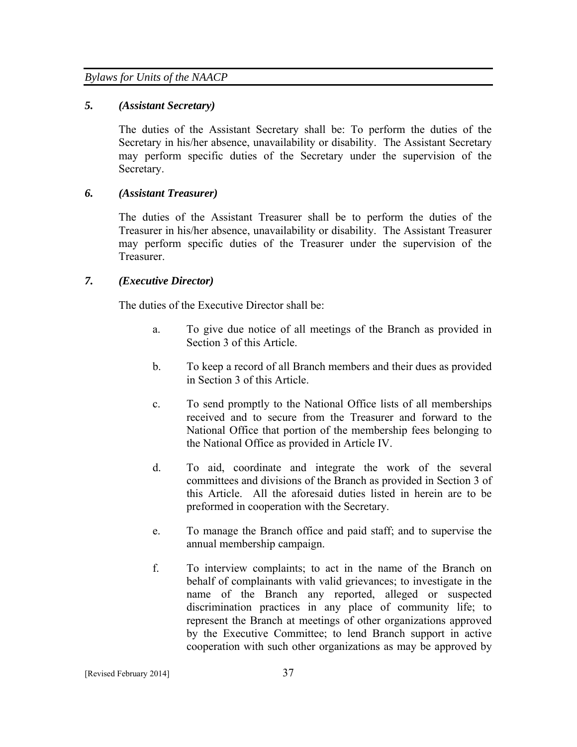### *5. (Assistant Secretary)*

The duties of the Assistant Secretary shall be: To perform the duties of the Secretary in his/her absence, unavailability or disability. The Assistant Secretary may perform specific duties of the Secretary under the supervision of the Secretary.

### *6. (Assistant Treasurer)*

The duties of the Assistant Treasurer shall be to perform the duties of the Treasurer in his/her absence, unavailability or disability. The Assistant Treasurer may perform specific duties of the Treasurer under the supervision of the Treasurer.

### *7. (Executive Director)*

The duties of the Executive Director shall be:

a. To give due notice of all meetings of the Branch as provided in Section 3 of this Article.

b. To keep a record of all Branch members and their dues as provided in Section 3 of this Article.

c. To send promptly to the National Office lists of all memberships received and to secure from the Treasurer and forward to the National Office that portion of the membership fees belonging to the National Office as provided in Article IV.

d. To aid, coordinate and integrate the work of the several committees and divisions of the Branch as provided in Section 3 of this Article. All the aforesaid duties listed in herein are to be preformed in cooperation with the Secretary.

e. To manage the Branch office and paid staff; and to supervise the annual membership campaign.

f. To interview complaints; to act in the name of the Branch on behalf of complainants with valid grievances; to investigate in the name of the Branch any reported, alleged or suspected discrimination practices in any place of community life; to represent the Branch at meetings of other organizations approved by the Executive Committee; to lend Branch support in active cooperation with such other organizations as may be approved by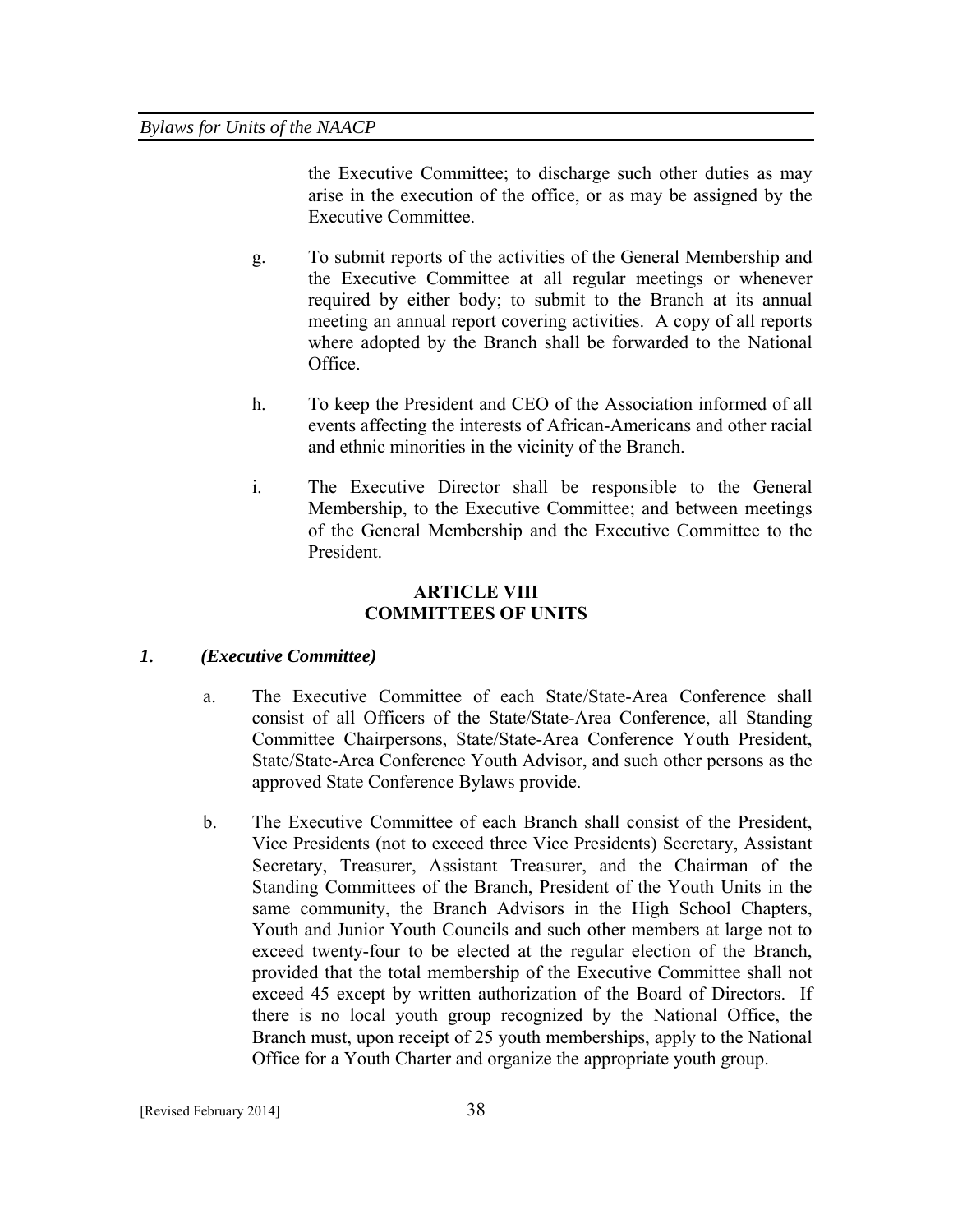the Executive Committee; to discharge such other duties as may arise in the execution of the office, or as may be assigned by the Executive Committee.

g. To submit reports of the activities of the General Membership and the Executive Committee at all regular meetings or whenever required by either body; to submit to the Branch at its annual meeting an annual report covering activities. A copy of all reports where adopted by the Branch shall be forwarded to the National Office.

h. To keep the President and CEO of the Association informed of all events affecting the interests of African-Americans and other racial and ethnic minorities in the vicinity of the Branch.

i. The Executive Director shall be responsible to the General Membership, to the Executive Committee; and between meetings of the General Membership and the Executive Committee to the President.

## ARTICLE VIII
## COMMITTEES OF UNITS

***1. (Executive Committee)***

a. The Executive Committee of each State/State-Area Conference shall consist of all Officers of the State/State-Area Conference, all Standing Committee Chairpersons, State/State-Area Conference Youth President, State/State-Area Conference Youth Advisor, and such other persons as the approved State Conference Bylaws provide.

b. The Executive Committee of each Branch shall consist of the President, Vice Presidents (not to exceed three Vice Presidents) Secretary, Assistant Secretary, Treasurer, Assistant Treasurer, and the Chairman of the Standing Committees of the Branch, President of the Youth Units in the same community, the Branch Advisors in the High School Chapters, Youth and Junior Youth Councils and such other members at large not to exceed twenty-four to be elected at the regular election of the Branch, provided that the total membership of the Executive Committee shall not exceed 45 except by written authorization of the Board of Directors. If there is no local youth group recognized by the National Office, the Branch must, upon receipt of 25 youth memberships, apply to the National Office for a Youth Charter and organize the appropriate youth group.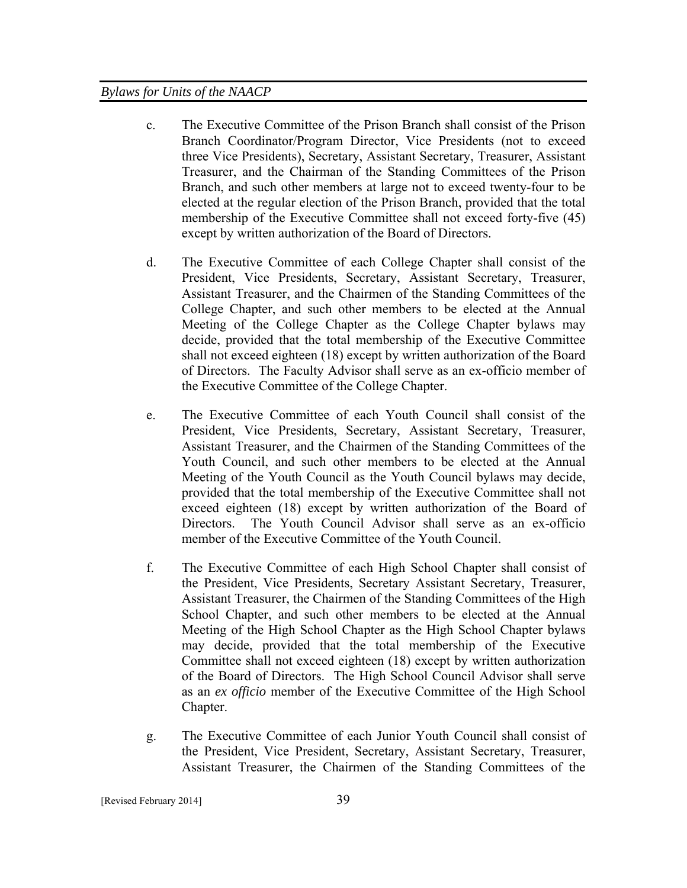c. The Executive Committee of the Prison Branch shall consist of the Prison Branch Coordinator/Program Director, Vice Presidents (not to exceed three Vice Presidents), Secretary, Assistant Secretary, Treasurer, Assistant Treasurer, and the Chairman of the Standing Committees of the Prison Branch, and such other members at large not to exceed twenty-four to be elected at the regular election of the Prison Branch, provided that the total membership of the Executive Committee shall not exceed forty-five (45) except by written authorization of the Board of Directors.

d. The Executive Committee of each College Chapter shall consist of the President, Vice Presidents, Secretary, Assistant Secretary, Treasurer, Assistant Treasurer, and the Chairmen of the Standing Committees of the College Chapter, and such other members to be elected at the Annual Meeting of the College Chapter as the College Chapter bylaws may decide, provided that the total membership of the Executive Committee shall not exceed eighteen (18) except by written authorization of the Board of Directors. The Faculty Advisor shall serve as an ex-officio member of the Executive Committee of the College Chapter.

e. The Executive Committee of each Youth Council shall consist of the President, Vice Presidents, Secretary, Assistant Secretary, Treasurer, Assistant Treasurer, and the Chairmen of the Standing Committees of the Youth Council, and such other members to be elected at the Annual Meeting of the Youth Council as the Youth Council bylaws may decide, provided that the total membership of the Executive Committee shall not exceed eighteen (18) except by written authorization of the Board of Directors. The Youth Council Advisor shall serve as an ex-officio member of the Executive Committee of the Youth Council.

f. The Executive Committee of each High School Chapter shall consist of the President, Vice Presidents, Secretary Assistant Secretary, Treasurer, Assistant Treasurer, the Chairmen of the Standing Committees of the High School Chapter, and such other members to be elected at the Annual Meeting of the High School Chapter as the High School Chapter bylaws may decide, provided that the total membership of the Executive Committee shall not exceed eighteen (18) except by written authorization of the Board of Directors. The High School Council Advisor shall serve as an *ex officio* member of the Executive Committee of the High School Chapter.

g. The Executive Committee of each Junior Youth Council shall consist of the President, Vice President, Secretary, Assistant Secretary, Treasurer, Assistant Treasurer, the Chairmen of the Standing Committees of the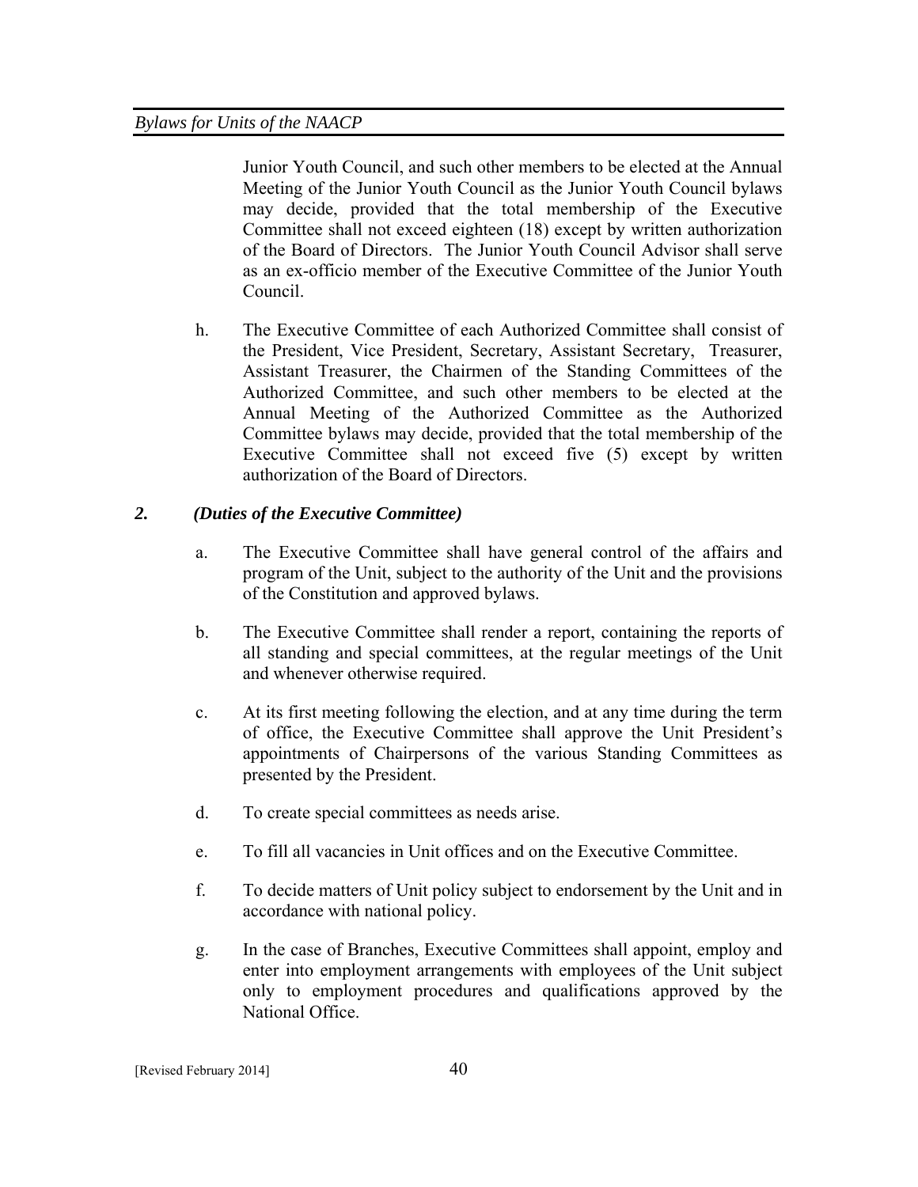Junior Youth Council, and such other members to be elected at the Annual Meeting of the Junior Youth Council as the Junior Youth Council bylaws may decide, provided that the total membership of the Executive Committee shall not exceed eighteen (18) except by written authorization of the Board of Directors. The Junior Youth Council Advisor shall serve as an ex-officio member of the Executive Committee of the Junior Youth Council.

h. The Executive Committee of each Authorized Committee shall consist of the President, Vice President, Secretary, Assistant Secretary, Treasurer, Assistant Treasurer, the Chairmen of the Standing Committees of the Authorized Committee, and such other members to be elected at the Annual Meeting of the Authorized Committee as the Authorized Committee bylaws may decide, provided that the total membership of the Executive Committee shall not exceed five (5) except by written authorization of the Board of Directors.

### *2. (Duties of the Executive Committee)*

a. The Executive Committee shall have general control of the affairs and program of the Unit, subject to the authority of the Unit and the provisions of the Constitution and approved bylaws.

b. The Executive Committee shall render a report, containing the reports of all standing and special committees, at the regular meetings of the Unit and whenever otherwise required.

c. At its first meeting following the election, and at any time during the term of office, the Executive Committee shall approve the Unit President's appointments of Chairpersons of the various Standing Committees as presented by the President.

d. To create special committees as needs arise.

e. To fill all vacancies in Unit offices and on the Executive Committee.

f. To decide matters of Unit policy subject to endorsement by the Unit and in accordance with national policy.

g. In the case of Branches, Executive Committees shall appoint, employ and enter into employment arrangements with employees of the Unit subject only to employment procedures and qualifications approved by the National Office.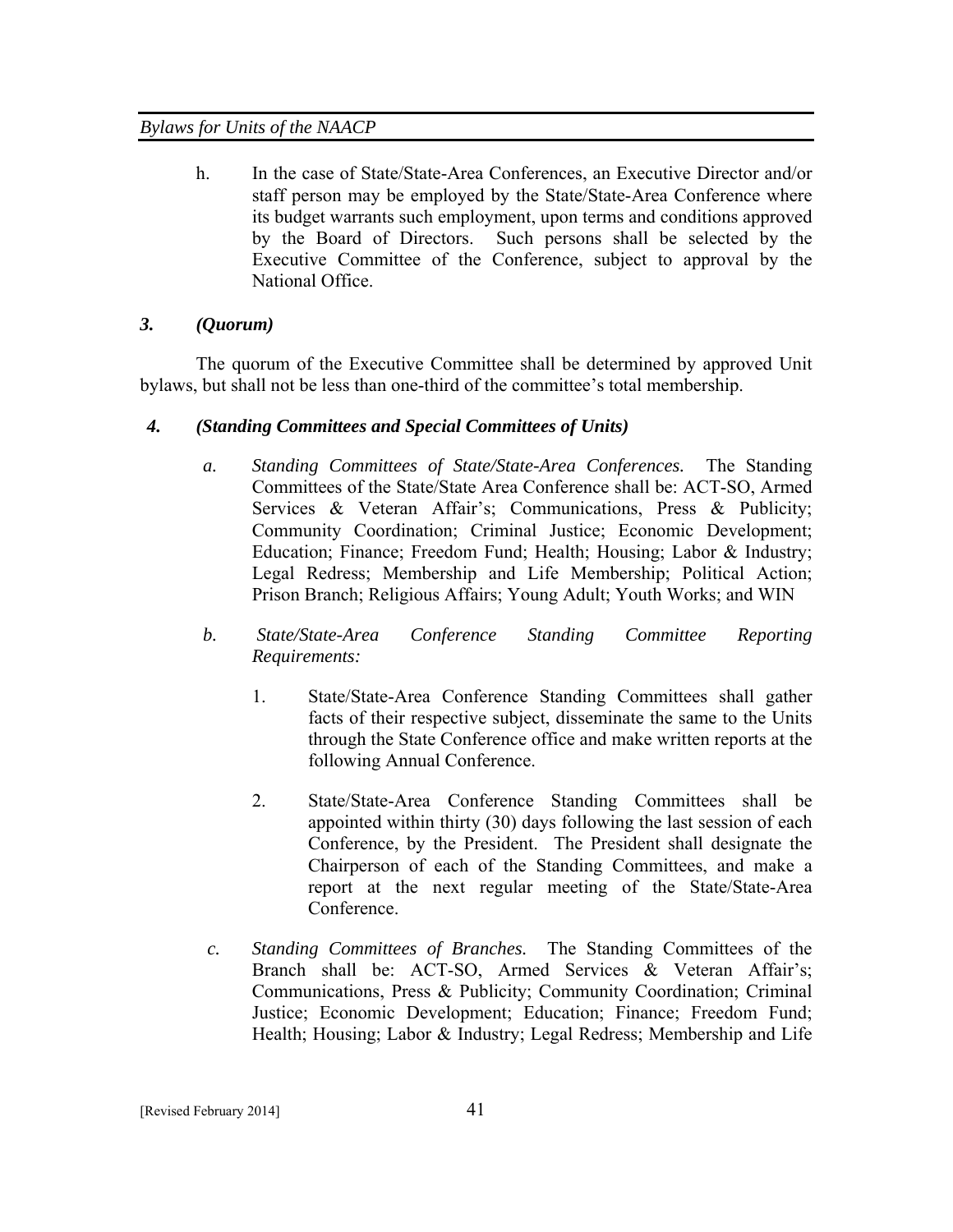h. In the case of State/State-Area Conferences, an Executive Director and/or staff person may be employed by the State/State-Area Conference where its budget warrants such employment, upon terms and conditions approved by the Board of Directors. Such persons shall be selected by the Executive Committee of the Conference, subject to approval by the National Office.

### *3. (Quorum)*

The quorum of the Executive Committee shall be determined by approved Unit bylaws, but shall not be less than one-third of the committee's total membership.

### *4. (Standing Committees and Special Committees of Units)*

*a. Standing Committees of State/State-Area Conferences.* The Standing Committees of the State/State Area Conference shall be: ACT-SO, Armed Services & Veteran Affair's; Communications, Press & Publicity; Community Coordination; Criminal Justice; Economic Development; Education; Finance; Freedom Fund; Health; Housing; Labor & Industry; Legal Redress; Membership and Life Membership; Political Action; Prison Branch; Religious Affairs; Young Adult; Youth Works; and WIN

*b. State/State-Area Conference Standing Committee Reporting Requirements:*

1. State/State-Area Conference Standing Committees shall gather facts of their respective subject, disseminate the same to the Units through the State Conference office and make written reports at the following Annual Conference.

2. State/State-Area Conference Standing Committees shall be appointed within thirty (30) days following the last session of each Conference, by the President. The President shall designate the Chairperson of each of the Standing Committees, and make a report at the next regular meeting of the State/State-Area Conference.

*c. Standing Committees of Branches.* The Standing Committees of the Branch shall be: ACT-SO, Armed Services & Veteran Affair's; Communications, Press & Publicity; Community Coordination; Criminal Justice; Economic Development; Education; Finance; Freedom Fund; Health; Housing; Labor & Industry; Legal Redress; Membership and Life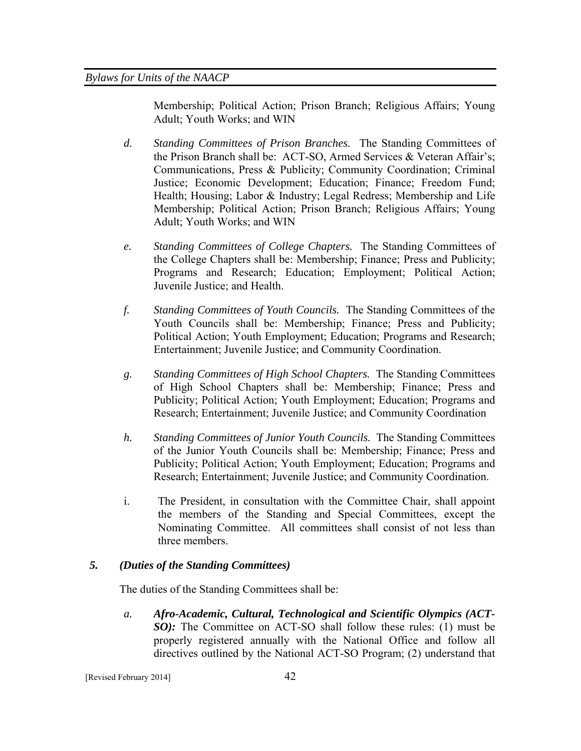Membership; Political Action; Prison Branch; Religious Affairs; Young Adult; Youth Works; and WIN

*d.* *Standing Committees of Prison Branches.* The Standing Committees of the Prison Branch shall be: ACT-SO, Armed Services & Veteran Affair's; Communications, Press & Publicity; Community Coordination; Criminal Justice; Economic Development; Education; Finance; Freedom Fund; Health; Housing; Labor & Industry; Legal Redress; Membership and Life Membership; Political Action; Prison Branch; Religious Affairs; Young Adult; Youth Works; and WIN

*e.* *Standing Committees of College Chapters.* The Standing Committees of the College Chapters shall be: Membership; Finance; Press and Publicity; Programs and Research; Education; Employment; Political Action; Juvenile Justice; and Health.

*f.* *Standing Committees of Youth Councils.* The Standing Committees of the Youth Councils shall be: Membership; Finance; Press and Publicity; Political Action; Youth Employment; Education; Programs and Research; Entertainment; Juvenile Justice; and Community Coordination.

*g.* *Standing Committees of High School Chapters.* The Standing Committees of High School Chapters shall be: Membership; Finance; Press and Publicity; Political Action; Youth Employment; Education; Programs and Research; Entertainment; Juvenile Justice; and Community Coordination

*h.* *Standing Committees of Junior Youth Councils.* The Standing Committees of the Junior Youth Councils shall be: Membership; Finance; Press and Publicity; Political Action; Youth Employment; Education; Programs and Research; Entertainment; Juvenile Justice; and Community Coordination.

i. The President, in consultation with the Committee Chair, shall appoint the members of the Standing and Special Committees, except the Nominating Committee. All committees shall consist of not less than three members.

### *5. (Duties of the Standing Committees)*

The duties of the Standing Committees shall be:

*a.* ***Afro-Academic, Cultural, Technological and Scientific Olympics (ACT-SO):*** The Committee on ACT-SO shall follow these rules: (1) must be properly registered annually with the National Office and follow all directives outlined by the National ACT-SO Program; (2) understand that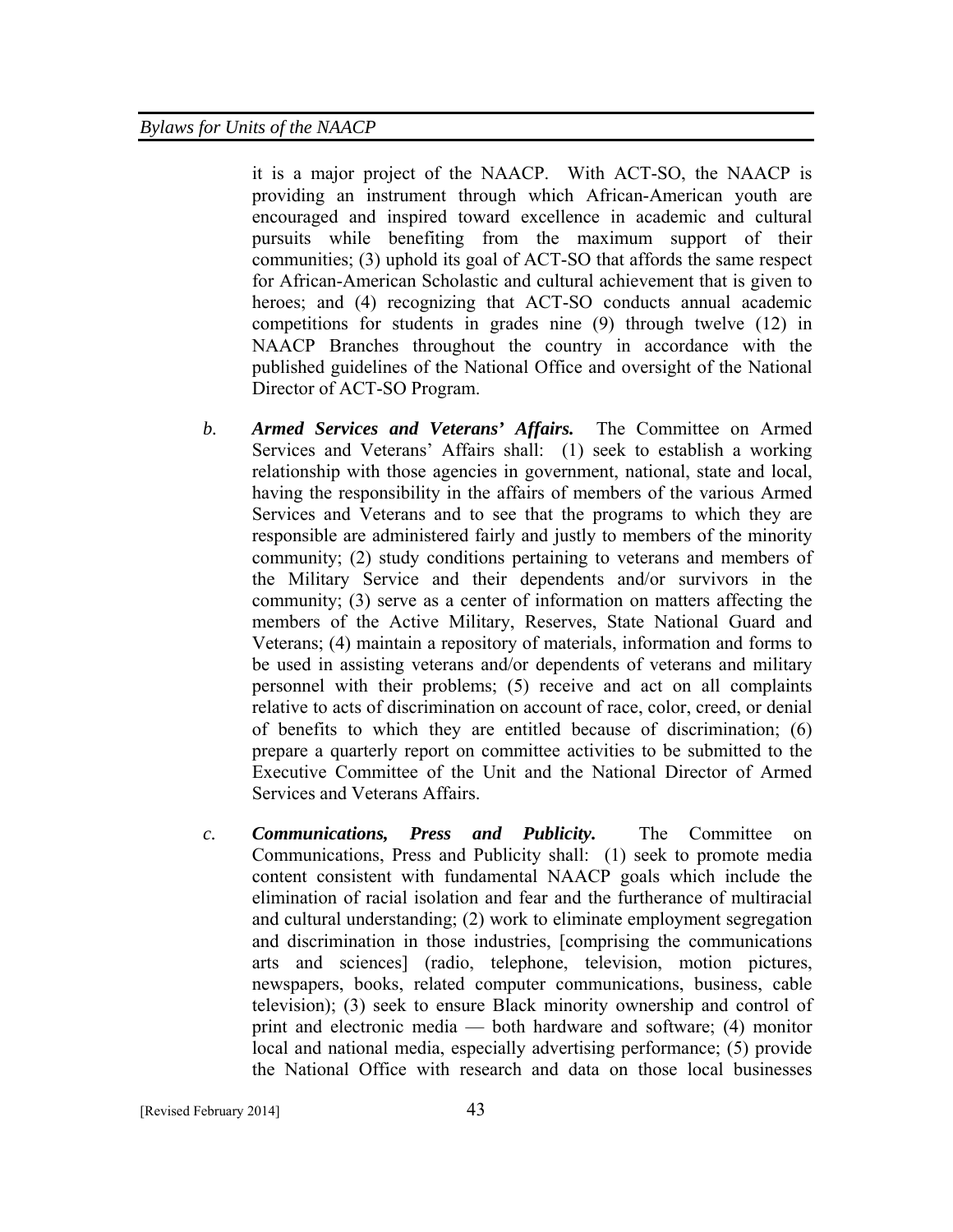it is a major project of the NAACP. With ACT-SO, the NAACP is providing an instrument through which African-American youth are encouraged and inspired toward excellence in academic and cultural pursuits while benefiting from the maximum support of their communities; (3) uphold its goal of ACT-SO that affords the same respect for African-American Scholastic and cultural achievement that is given to heroes; and (4) recognizing that ACT-SO conducts annual academic competitions for students in grades nine (9) through twelve (12) in NAACP Branches throughout the country in accordance with the published guidelines of the National Office and oversight of the National Director of ACT-SO Program.

*b.* ***Armed Services and Veterans' Affairs.*** The Committee on Armed Services and Veterans' Affairs shall: (1) seek to establish a working relationship with those agencies in government, national, state and local, having the responsibility in the affairs of members of the various Armed Services and Veterans and to see that the programs to which they are responsible are administered fairly and justly to members of the minority community; (2) study conditions pertaining to veterans and members of the Military Service and their dependents and/or survivors in the community; (3) serve as a center of information on matters affecting the members of the Active Military, Reserves, State National Guard and Veterans; (4) maintain a repository of materials, information and forms to be used in assisting veterans and/or dependents of veterans and military personnel with their problems; (5) receive and act on all complaints relative to acts of discrimination on account of race, color, creed, or denial of benefits to which they are entitled because of discrimination; (6) prepare a quarterly report on committee activities to be submitted to the Executive Committee of the Unit and the National Director of Armed Services and Veterans Affairs.

*c.* ***Communications, Press and Publicity.*** The Committee on Communications, Press and Publicity shall: (1) seek to promote media content consistent with fundamental NAACP goals which include the elimination of racial isolation and fear and the furtherance of multiracial and cultural understanding; (2) work to eliminate employment segregation and discrimination in those industries, [comprising the communications arts and sciences] (radio, telephone, television, motion pictures, newspapers, books, related computer communications, business, cable television); (3) seek to ensure Black minority ownership and control of print and electronic media — both hardware and software; (4) monitor local and national media, especially advertising performance; (5) provide the National Office with research and data on those local businesses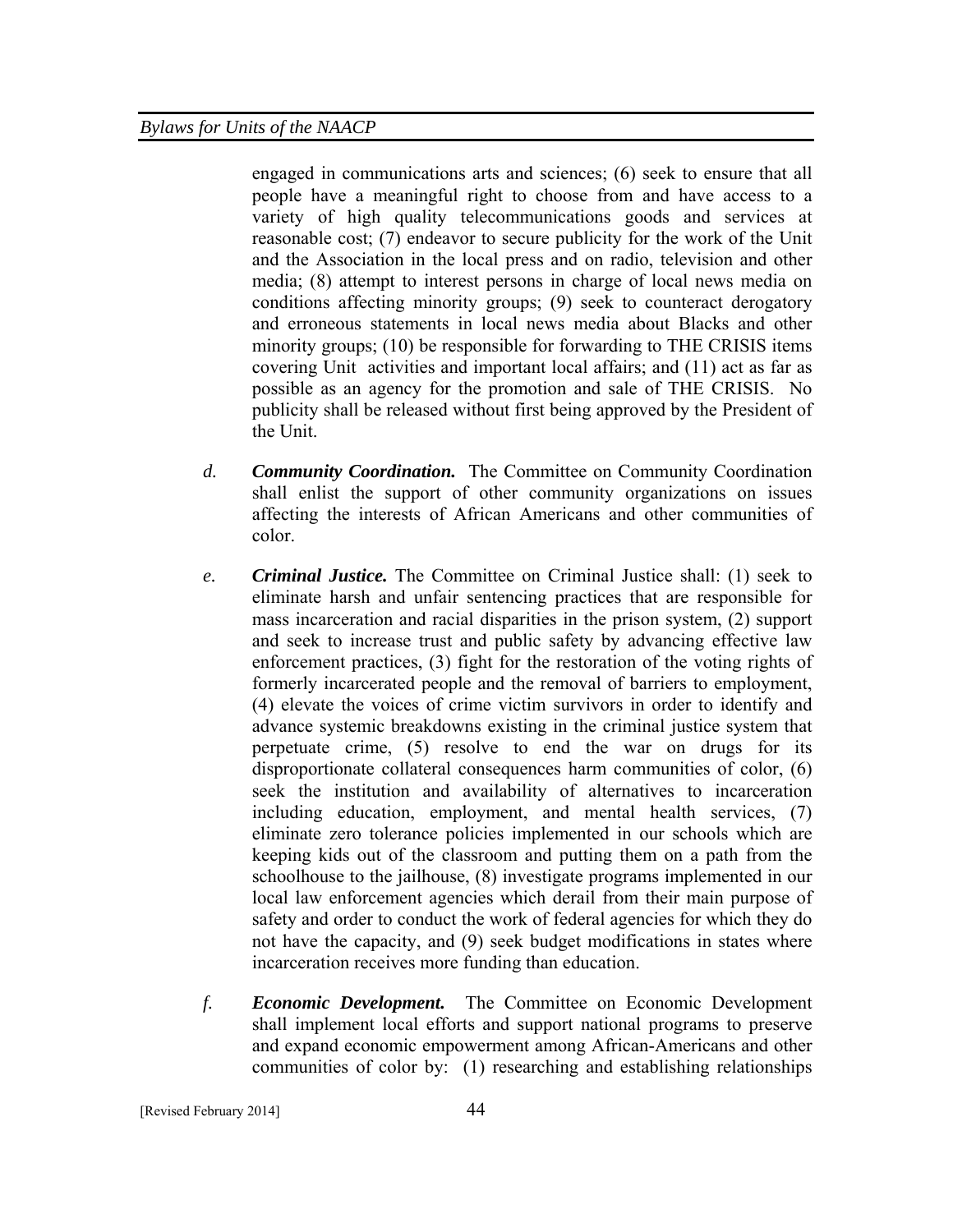engaged in communications arts and sciences; (6) seek to ensure that all people have a meaningful right to choose from and have access to a variety of high quality telecommunications goods and services at reasonable cost; (7) endeavor to secure publicity for the work of the Unit and the Association in the local press and on radio, television and other media; (8) attempt to interest persons in charge of local news media on conditions affecting minority groups; (9) seek to counteract derogatory and erroneous statements in local news media about Blacks and other minority groups; (10) be responsible for forwarding to THE CRISIS items covering Unit activities and important local affairs; and (11) act as far as possible as an agency for the promotion and sale of THE CRISIS. No publicity shall be released without first being approved by the President of the Unit.

*d.* ***Community Coordination.*** The Committee on Community Coordination shall enlist the support of other community organizations on issues affecting the interests of African Americans and other communities of color.

*e.* ***Criminal Justice.*** The Committee on Criminal Justice shall: (1) seek to eliminate harsh and unfair sentencing practices that are responsible for mass incarceration and racial disparities in the prison system, (2) support and seek to increase trust and public safety by advancing effective law enforcement practices, (3) fight for the restoration of the voting rights of formerly incarcerated people and the removal of barriers to employment, (4) elevate the voices of crime victim survivors in order to identify and advance systemic breakdowns existing in the criminal justice system that perpetuate crime, (5) resolve to end the war on drugs for its disproportionate collateral consequences harm communities of color, (6) seek the institution and availability of alternatives to incarceration including education, employment, and mental health services, (7) eliminate zero tolerance policies implemented in our schools which are keeping kids out of the classroom and putting them on a path from the schoolhouse to the jailhouse, (8) investigate programs implemented in our local law enforcement agencies which derail from their main purpose of safety and order to conduct the work of federal agencies for which they do not have the capacity, and (9) seek budget modifications in states where incarceration receives more funding than education.

*f.* ***Economic Development.*** The Committee on Economic Development shall implement local efforts and support national programs to preserve and expand economic empowerment among African-Americans and other communities of color by: (1) researching and establishing relationships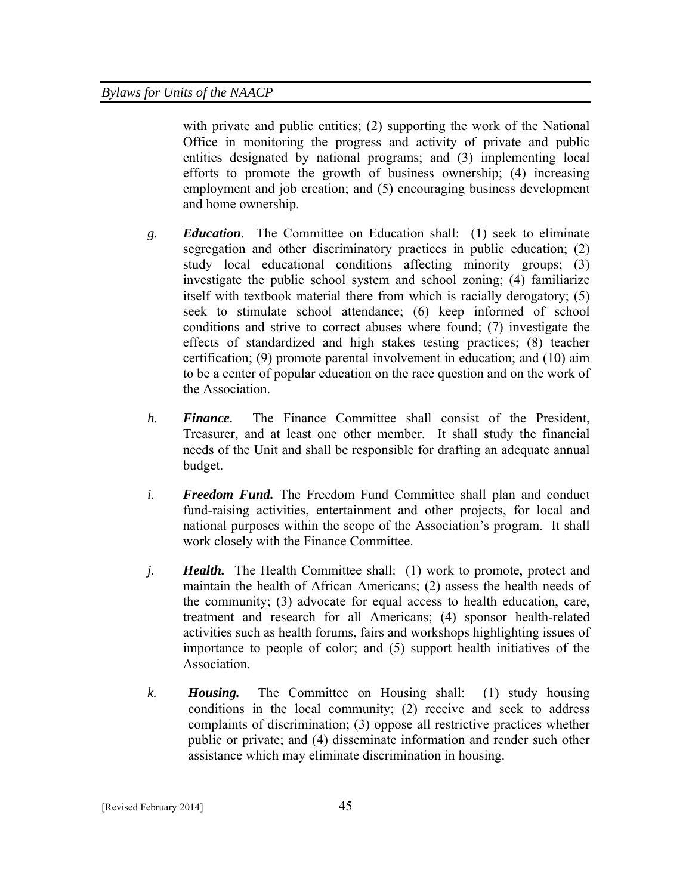with private and public entities; (2) supporting the work of the National Office in monitoring the progress and activity of private and public entities designated by national programs; and (3) implementing local efforts to promote the growth of business ownership; (4) increasing employment and job creation; and (5) encouraging business development and home ownership.

*g.* ***Education.*** The Committee on Education shall: (1) seek to eliminate segregation and other discriminatory practices in public education; (2) study local educational conditions affecting minority groups; (3) investigate the public school system and school zoning; (4) familiarize itself with textbook material there from which is racially derogatory; (5) seek to stimulate school attendance; (6) keep informed of school conditions and strive to correct abuses where found; (7) investigate the effects of standardized and high stakes testing practices; (8) teacher certification; (9) promote parental involvement in education; and (10) aim to be a center of popular education on the race question and on the work of the Association.

*h.* ***Finance.*** The Finance Committee shall consist of the President, Treasurer, and at least one other member. It shall study the financial needs of the Unit and shall be responsible for drafting an adequate annual budget.

*i.* ***Freedom Fund.*** The Freedom Fund Committee shall plan and conduct fund-raising activities, entertainment and other projects, for local and national purposes within the scope of the Association's program. It shall work closely with the Finance Committee.

*j.* ***Health.*** The Health Committee shall: (1) work to promote, protect and maintain the health of African Americans; (2) assess the health needs of the community; (3) advocate for equal access to health education, care, treatment and research for all Americans; (4) sponsor health-related activities such as health forums, fairs and workshops highlighting issues of importance to people of color; and (5) support health initiatives of the Association.

*k.* ***Housing.*** The Committee on Housing shall: (1) study housing conditions in the local community; (2) receive and seek to address complaints of discrimination; (3) oppose all restrictive practices whether public or private; and (4) disseminate information and render such other assistance which may eliminate discrimination in housing.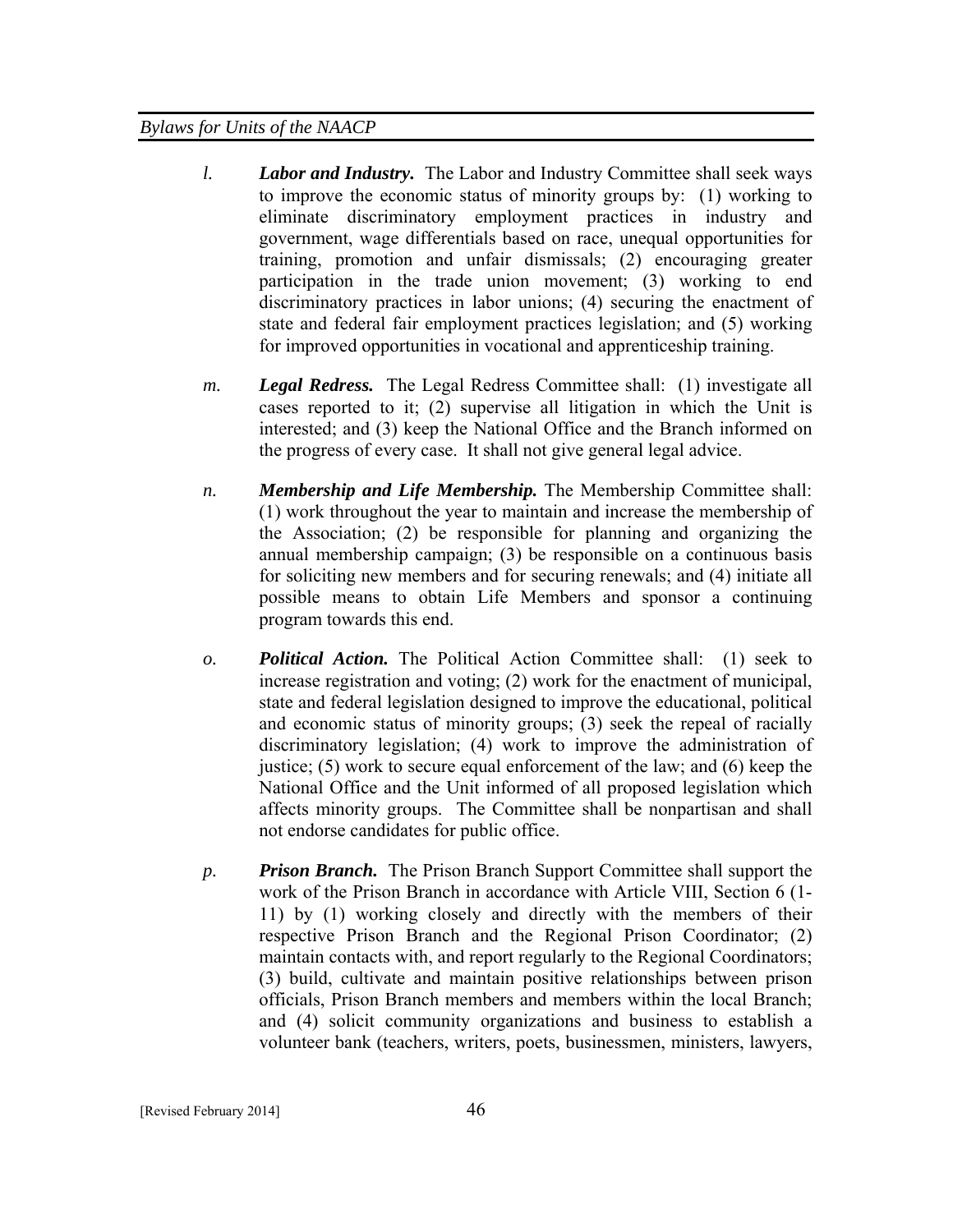*l.* ***Labor and Industry.*** The Labor and Industry Committee shall seek ways to improve the economic status of minority groups by: (1) working to eliminate discriminatory employment practices in industry and government, wage differentials based on race, unequal opportunities for training, promotion and unfair dismissals; (2) encouraging greater participation in the trade union movement; (3) working to end discriminatory practices in labor unions; (4) securing the enactment of state and federal fair employment practices legislation; and (5) working for improved opportunities in vocational and apprenticeship training.

*m.* ***Legal Redress.*** The Legal Redress Committee shall: (1) investigate all cases reported to it; (2) supervise all litigation in which the Unit is interested; and (3) keep the National Office and the Branch informed on the progress of every case. It shall not give general legal advice.

*n.* ***Membership and Life Membership.*** The Membership Committee shall: (1) work throughout the year to maintain and increase the membership of the Association; (2) be responsible for planning and organizing the annual membership campaign; (3) be responsible on a continuous basis for soliciting new members and for securing renewals; and (4) initiate all possible means to obtain Life Members and sponsor a continuing program towards this end.

*o.* ***Political Action.*** The Political Action Committee shall: (1) seek to increase registration and voting; (2) work for the enactment of municipal, state and federal legislation designed to improve the educational, political and economic status of minority groups; (3) seek the repeal of racially discriminatory legislation; (4) work to improve the administration of justice; (5) work to secure equal enforcement of the law; and (6) keep the National Office and the Unit informed of all proposed legislation which affects minority groups. The Committee shall be nonpartisan and shall not endorse candidates for public office.

*p.* ***Prison Branch.*** The Prison Branch Support Committee shall support the work of the Prison Branch in accordance with Article VIII, Section 6 (1-11) by (1) working closely and directly with the members of their respective Prison Branch and the Regional Prison Coordinator; (2) maintain contacts with, and report regularly to the Regional Coordinators; (3) build, cultivate and maintain positive relationships between prison officials, Prison Branch members and members within the local Branch; and (4) solicit community organizations and business to establish a volunteer bank (teachers, writers, poets, businessmen, ministers, lawyers,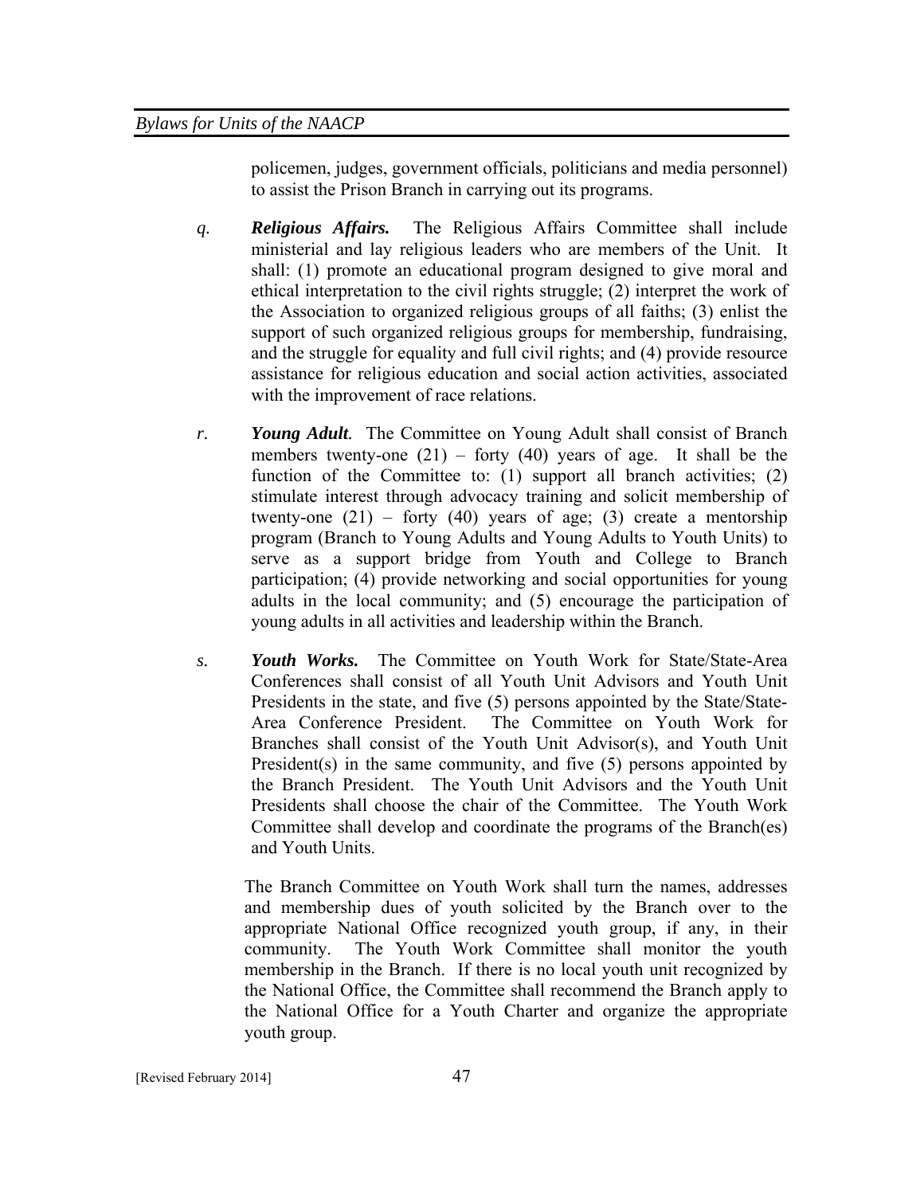policemen, judges, government officials, politicians and media personnel) to assist the Prison Branch in carrying out its programs.

*q.* ***Religious Affairs.*** The Religious Affairs Committee shall include ministerial and lay religious leaders who are members of the Unit. It shall: (1) promote an educational program designed to give moral and ethical interpretation to the civil rights struggle; (2) interpret the work of the Association to organized religious groups of all faiths; (3) enlist the support of such organized religious groups for membership, fundraising, and the struggle for equality and full civil rights; and (4) provide resource assistance for religious education and social action activities, associated with the improvement of race relations.

*r.* ***Young Adult.*** The Committee on Young Adult shall consist of Branch members twenty-one (21) – forty (40) years of age. It shall be the function of the Committee to: (1) support all branch activities; (2) stimulate interest through advocacy training and solicit membership of twenty-one (21) – forty (40) years of age; (3) create a mentorship program (Branch to Young Adults and Young Adults to Youth Units) to serve as a support bridge from Youth and College to Branch participation; (4) provide networking and social opportunities for young adults in the local community; and (5) encourage the participation of young adults in all activities and leadership within the Branch.

*s.* ***Youth Works.*** The Committee on Youth Work for State/State-Area Conferences shall consist of all Youth Unit Advisors and Youth Unit Presidents in the state, and five (5) persons appointed by the State/State-Area Conference President. The Committee on Youth Work for Branches shall consist of the Youth Unit Advisor(s), and Youth Unit President(s) in the same community, and five (5) persons appointed by the Branch President. The Youth Unit Advisors and the Youth Unit Presidents shall choose the chair of the Committee. The Youth Work Committee shall develop and coordinate the programs of the Branch(es) and Youth Units.

The Branch Committee on Youth Work shall turn the names, addresses and membership dues of youth solicited by the Branch over to the appropriate National Office recognized youth group, if any, in their community. The Youth Work Committee shall monitor the youth membership in the Branch. If there is no local youth unit recognized by the National Office, the Committee shall recommend the Branch apply to the National Office for a Youth Charter and organize the appropriate youth group.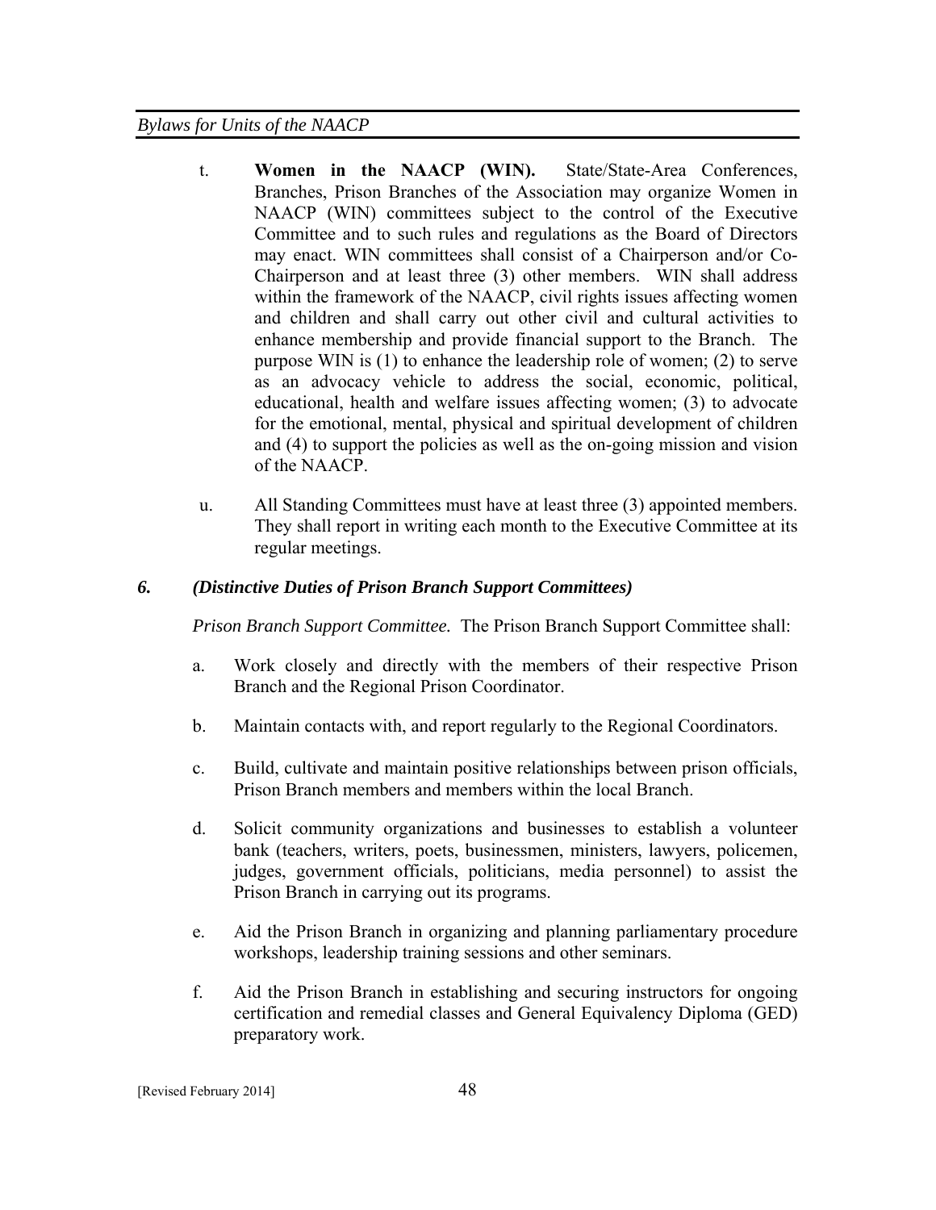t. **Women in the NAACP (WIN).** State/State-Area Conferences, Branches, Prison Branches of the Association may organize Women in NAACP (WIN) committees subject to the control of the Executive Committee and to such rules and regulations as the Board of Directors may enact. WIN committees shall consist of a Chairperson and/or Co-Chairperson and at least three (3) other members. WIN shall address within the framework of the NAACP, civil rights issues affecting women and children and shall carry out other civil and cultural activities to enhance membership and provide financial support to the Branch. The purpose WIN is (1) to enhance the leadership role of women; (2) to serve as an advocacy vehicle to address the social, economic, political, educational, health and welfare issues affecting women; (3) to advocate for the emotional, mental, physical and spiritual development of children and (4) to support the policies as well as the on-going mission and vision of the NAACP.

u. All Standing Committees must have at least three (3) appointed members. They shall report in writing each month to the Executive Committee at its regular meetings.

### *6. (Distinctive Duties of Prison Branch Support Committees)*

*Prison Branch Support Committee.* The Prison Branch Support Committee shall:

a. Work closely and directly with the members of their respective Prison Branch and the Regional Prison Coordinator.

b. Maintain contacts with, and report regularly to the Regional Coordinators.

c. Build, cultivate and maintain positive relationships between prison officials, Prison Branch members and members within the local Branch.

d. Solicit community organizations and businesses to establish a volunteer bank (teachers, writers, poets, businessmen, ministers, lawyers, policemen, judges, government officials, politicians, media personnel) to assist the Prison Branch in carrying out its programs.

e. Aid the Prison Branch in organizing and planning parliamentary procedure workshops, leadership training sessions and other seminars.

f. Aid the Prison Branch in establishing and securing instructors for ongoing certification and remedial classes and General Equivalency Diploma (GED) preparatory work.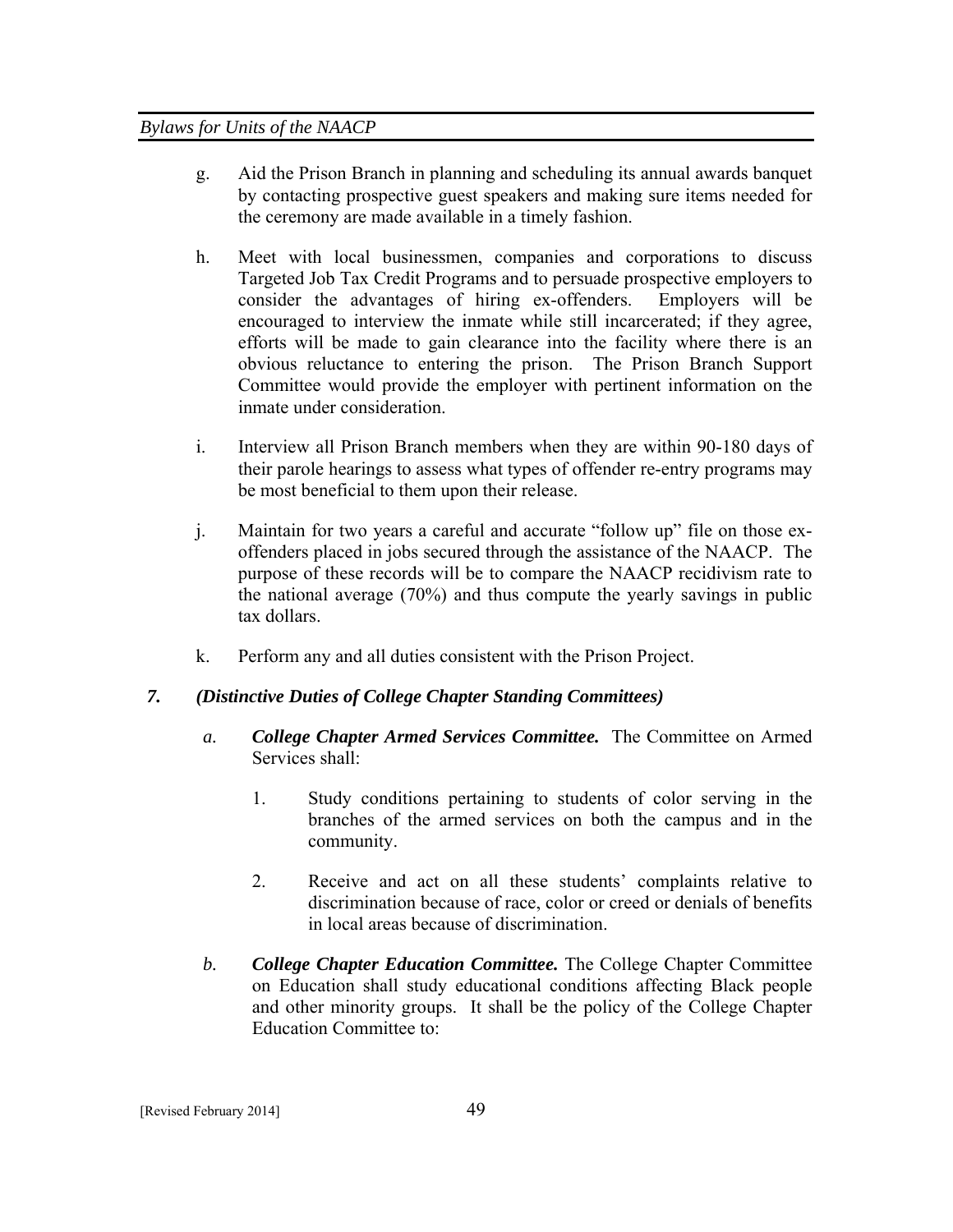g. Aid the Prison Branch in planning and scheduling its annual awards banquet by contacting prospective guest speakers and making sure items needed for the ceremony are made available in a timely fashion.

h. Meet with local businessmen, companies and corporations to discuss Targeted Job Tax Credit Programs and to persuade prospective employers to consider the advantages of hiring ex-offenders. Employers will be encouraged to interview the inmate while still incarcerated; if they agree, efforts will be made to gain clearance into the facility where there is an obvious reluctance to entering the prison. The Prison Branch Support Committee would provide the employer with pertinent information on the inmate under consideration.

i. Interview all Prison Branch members when they are within 90-180 days of their parole hearings to assess what types of offender re-entry programs may be most beneficial to them upon their release.

j. Maintain for two years a careful and accurate "follow up" file on those ex-offenders placed in jobs secured through the assistance of the NAACP. The purpose of these records will be to compare the NAACP recidivism rate to the national average (70%) and thus compute the yearly savings in public tax dollars.

k. Perform any and all duties consistent with the Prison Project.

***7. (Distinctive Duties of College Chapter Standing Committees)***

*a.* ***College Chapter Armed Services Committee.*** The Committee on Armed Services shall:

1. Study conditions pertaining to students of color serving in the branches of the armed services on both the campus and in the community.

2. Receive and act on all these students' complaints relative to discrimination because of race, color or creed or denials of benefits in local areas because of discrimination.

*b.* ***College Chapter Education Committee.*** The College Chapter Committee on Education shall study educational conditions affecting Black people and other minority groups. It shall be the policy of the College Chapter Education Committee to: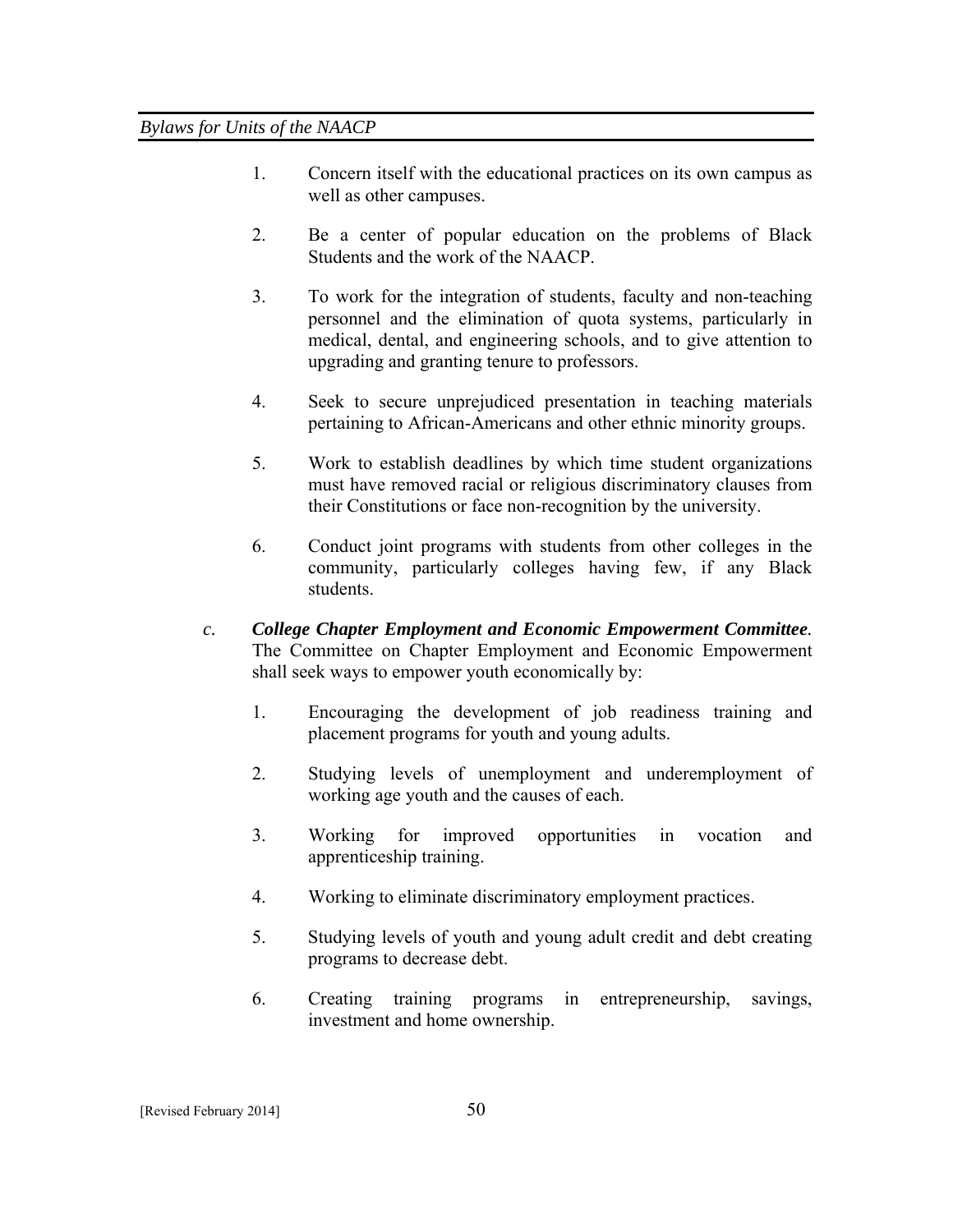1. Concern itself with the educational practices on its own campus as well as other campuses.

2. Be a center of popular education on the problems of Black Students and the work of the NAACP.

3. To work for the integration of students, faculty and non-teaching personnel and the elimination of quota systems, particularly in medical, dental, and engineering schools, and to give attention to upgrading and granting tenure to professors.

4. Seek to secure unprejudiced presentation in teaching materials pertaining to African-Americans and other ethnic minority groups.

5. Work to establish deadlines by which time student organizations must have removed racial or religious discriminatory clauses from their Constitutions or face non-recognition by the university.

6. Conduct joint programs with students from other colleges in the community, particularly colleges having few, if any Black students.

*c.* ***College Chapter Employment and Economic Empowerment Committee.*** The Committee on Chapter Employment and Economic Empowerment shall seek ways to empower youth economically by:

1. Encouraging the development of job readiness training and placement programs for youth and young adults.

2. Studying levels of unemployment and underemployment of working age youth and the causes of each.

3. Working for improved opportunities in vocation and apprenticeship training.

4. Working to eliminate discriminatory employment practices.

5. Studying levels of youth and young adult credit and debt creating programs to decrease debt.

6. Creating training programs in entrepreneurship, savings, investment and home ownership.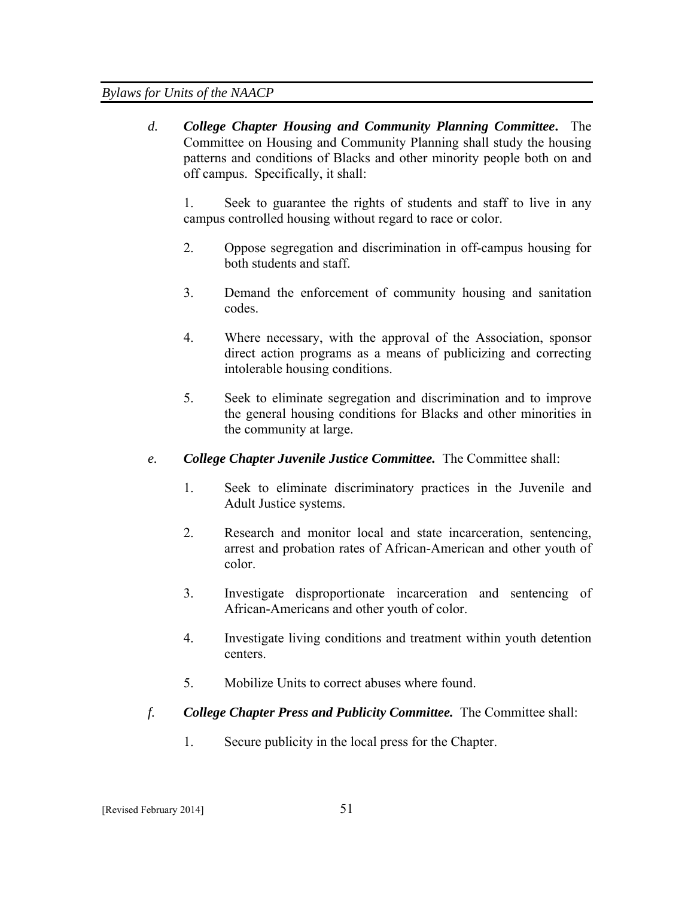*d.* ***College Chapter Housing and Community Planning Committee***. The Committee on Housing and Community Planning shall study the housing patterns and conditions of Blacks and other minority people both on and off campus. Specifically, it shall:

1. Seek to guarantee the rights of students and staff to live in any campus controlled housing without regard to race or color.

2. Oppose segregation and discrimination in off-campus housing for both students and staff.

3. Demand the enforcement of community housing and sanitation codes.

4. Where necessary, with the approval of the Association, sponsor direct action programs as a means of publicizing and correcting intolerable housing conditions.

5. Seek to eliminate segregation and discrimination and to improve the general housing conditions for Blacks and other minorities in the community at large.

*e.* ***College Chapter Juvenile Justice Committee.*** The Committee shall:

1. Seek to eliminate discriminatory practices in the Juvenile and Adult Justice systems.

2. Research and monitor local and state incarceration, sentencing, arrest and probation rates of African-American and other youth of color.

3. Investigate disproportionate incarceration and sentencing of African-Americans and other youth of color.

4. Investigate living conditions and treatment within youth detention centers.

5. Mobilize Units to correct abuses where found.

*f.* ***College Chapter Press and Publicity Committee.*** The Committee shall:

1. Secure publicity in the local press for the Chapter.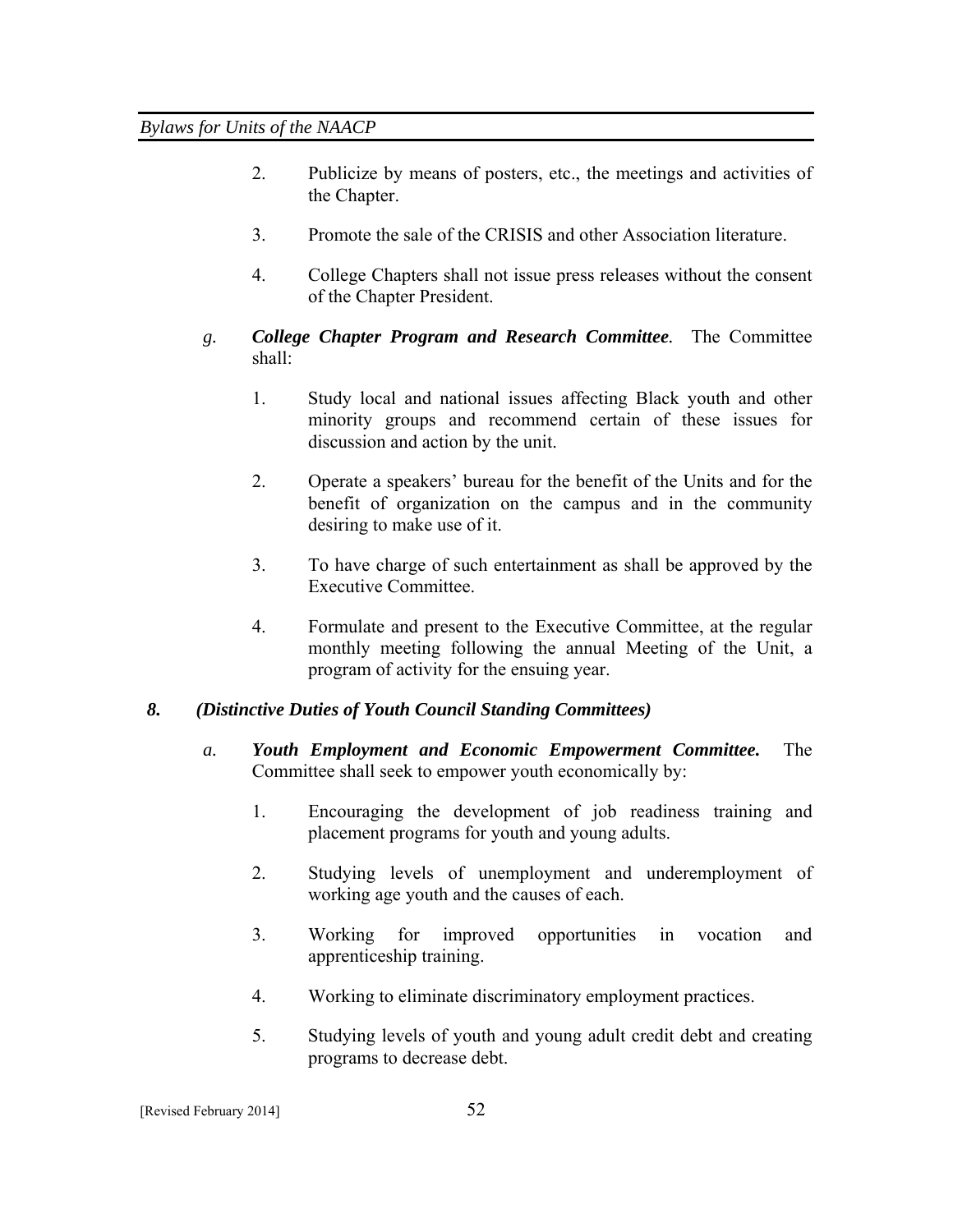2. Publicize by means of posters, etc., the meetings and activities of the Chapter.

3. Promote the sale of the CRISIS and other Association literature.

4. College Chapters shall not issue press releases without the consent of the Chapter President.

*g*. ***College Chapter Program and Research Committee***. The Committee shall:

1. Study local and national issues affecting Black youth and other minority groups and recommend certain of these issues for discussion and action by the unit.

2. Operate a speakers' bureau for the benefit of the Units and for the benefit of organization on the campus and in the community desiring to make use of it.

3. To have charge of such entertainment as shall be approved by the Executive Committee.

4. Formulate and present to the Executive Committee, at the regular monthly meeting following the annual Meeting of the Unit, a program of activity for the ensuing year.

***8. (Distinctive Duties of Youth Council Standing Committees)***

*a*. ***Youth Employment and Economic Empowerment Committee.*** The Committee shall seek to empower youth economically by:

1. Encouraging the development of job readiness training and placement programs for youth and young adults.

2. Studying levels of unemployment and underemployment of working age youth and the causes of each.

3. Working for improved opportunities in vocation and apprenticeship training.

4. Working to eliminate discriminatory employment practices.

5. Studying levels of youth and young adult credit debt and creating programs to decrease debt.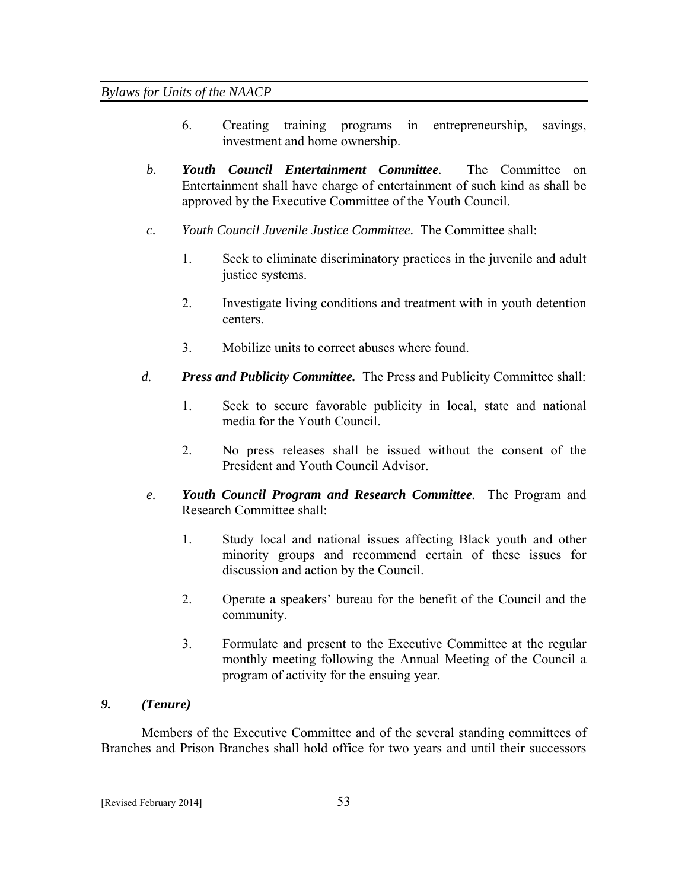6. Creating training programs in entrepreneurship, savings, investment and home ownership.

*b.* ***Youth Council Entertainment Committee***. The Committee on Entertainment shall have charge of entertainment of such kind as shall be approved by the Executive Committee of the Youth Council.

*c.* *Youth Council Juvenile Justice Committee*. The Committee shall:

1. Seek to eliminate discriminatory practices in the juvenile and adult justice systems.

2. Investigate living conditions and treatment with in youth detention centers.

3. Mobilize units to correct abuses where found.

*d.* ***Press and Publicity Committee.*** The Press and Publicity Committee shall:

1. Seek to secure favorable publicity in local, state and national media for the Youth Council.

2. No press releases shall be issued without the consent of the President and Youth Council Advisor.

*e.* ***Youth Council Program and Research Committee***. The Program and Research Committee shall:

1. Study local and national issues affecting Black youth and other minority groups and recommend certain of these issues for discussion and action by the Council.

2. Operate a speakers' bureau for the benefit of the Council and the community.

3. Formulate and present to the Executive Committee at the regular monthly meeting following the Annual Meeting of the Council a program of activity for the ensuing year.

***9. (Tenure)***

Members of the Executive Committee and of the several standing committees of Branches and Prison Branches shall hold office for two years and until their successors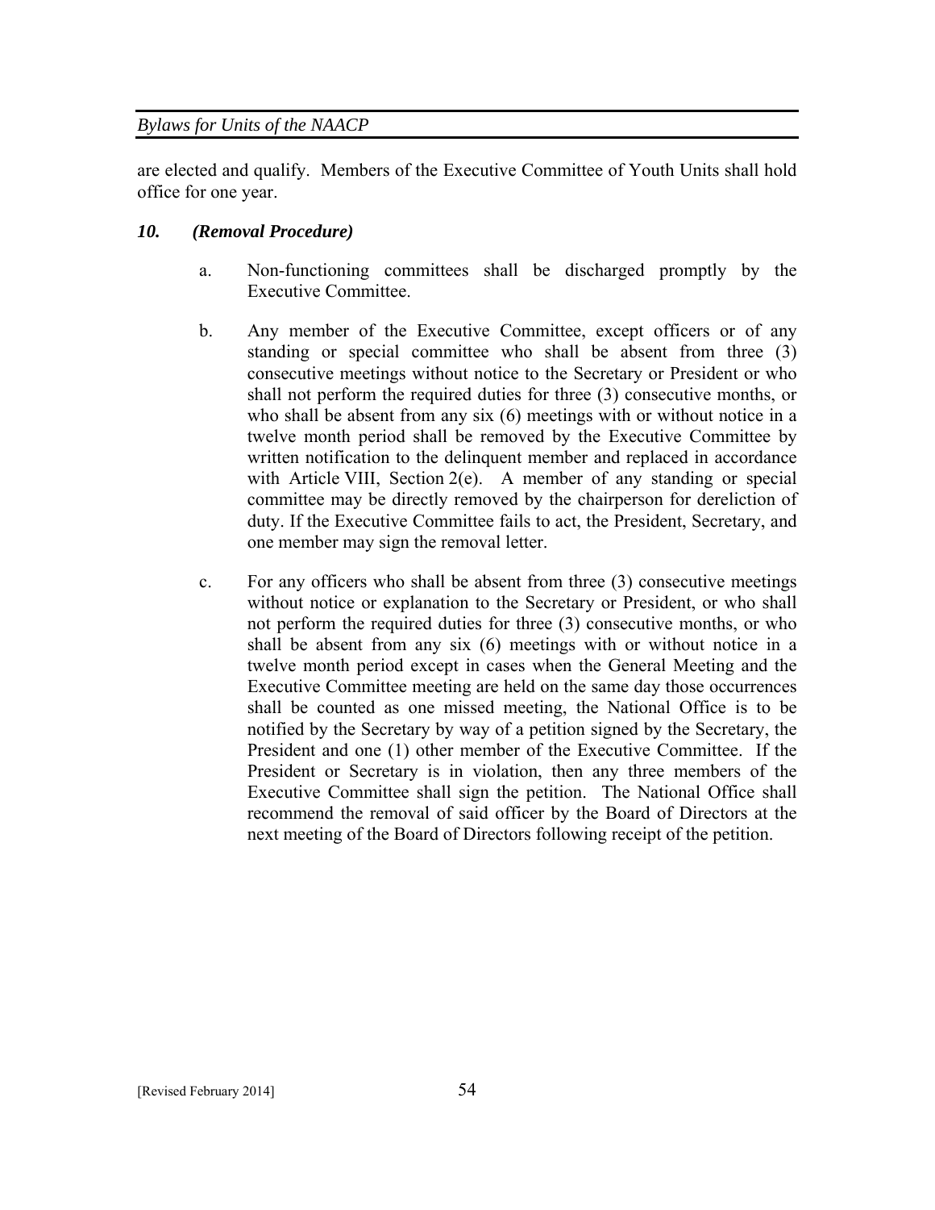are elected and qualify. Members of the Executive Committee of Youth Units shall hold office for one year.

### *10. (Removal Procedure)*

a. Non-functioning committees shall be discharged promptly by the Executive Committee.

b. Any member of the Executive Committee, except officers or of any standing or special committee who shall be absent from three (3) consecutive meetings without notice to the Secretary or President or who shall not perform the required duties for three (3) consecutive months, or who shall be absent from any six (6) meetings with or without notice in a twelve month period shall be removed by the Executive Committee by written notification to the delinquent member and replaced in accordance with Article VIII, Section 2(e). A member of any standing or special committee may be directly removed by the chairperson for dereliction of duty. If the Executive Committee fails to act, the President, Secretary, and one member may sign the removal letter.

c. For any officers who shall be absent from three (3) consecutive meetings without notice or explanation to the Secretary or President, or who shall not perform the required duties for three (3) consecutive months, or who shall be absent from any six (6) meetings with or without notice in a twelve month period except in cases when the General Meeting and the Executive Committee meeting are held on the same day those occurrences shall be counted as one missed meeting, the National Office is to be notified by the Secretary by way of a petition signed by the Secretary, the President and one (1) other member of the Executive Committee. If the President or Secretary is in violation, then any three members of the Executive Committee shall sign the petition. The National Office shall recommend the removal of said officer by the Board of Directors at the next meeting of the Board of Directors following receipt of the petition.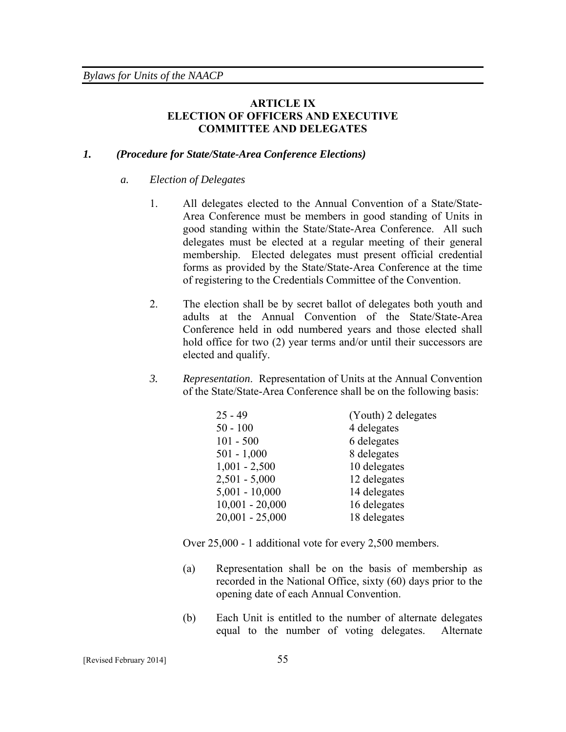## ARTICLE IX
## ELECTION OF OFFICERS AND EXECUTIVE COMMITTEE AND DELEGATES

### *1. (Procedure for State/State-Area Conference Elections)*

#### *a. Election of Delegates*

1. All delegates elected to the Annual Convention of a State/State-Area Conference must be members in good standing of Units in good standing within the State/State-Area Conference. All such delegates must be elected at a regular meeting of their general membership. Elected delegates must present official credential forms as provided by the State/State-Area Conference at the time of registering to the Credentials Committee of the Convention.

2. The election shall be by secret ballot of delegates both youth and adults at the Annual Convention of the State/State-Area Conference held in odd numbered years and those elected shall hold office for two (2) year terms and/or until their successors are elected and qualify.

3. *Representation*. Representation of Units at the Annual Convention of the State/State-Area Conference shall be on the following basis:

| | |
|---|---|
| 25 - 49 | (Youth) 2 delegates |
| 50 - 100 | 4 delegates |
| 101 - 500 | 6 delegates |
| 501 - 1,000 | 8 delegates |
| 1,001 - 2,500 | 10 delegates |
| 2,501 - 5,000 | 12 delegates |
| 5,001 - 10,000 | 14 delegates |
| 10,001 - 20,000 | 16 delegates |
| 20,001 - 25,000 | 18 delegates |

Over 25,000 - 1 additional vote for every 2,500 members.

(a) Representation shall be on the basis of membership as recorded in the National Office, sixty (60) days prior to the opening date of each Annual Convention.

(b) Each Unit is entitled to the number of alternate delegates equal to the number of voting delegates. Alternate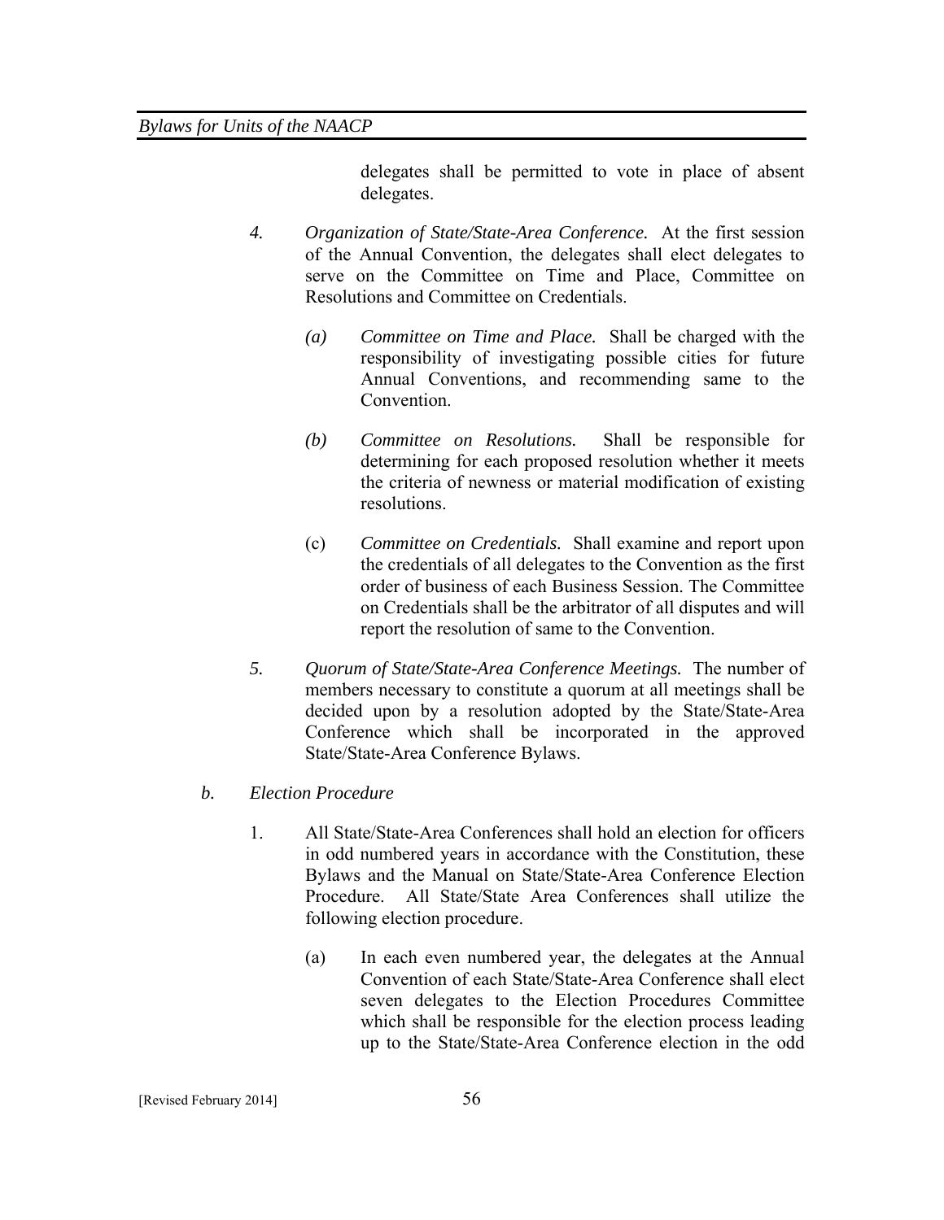delegates shall be permitted to vote in place of absent delegates.

*4.* *Organization of State/State-Area Conference.* At the first session of the Annual Convention, the delegates shall elect delegates to serve on the Committee on Time and Place, Committee on Resolutions and Committee on Credentials.

*(a)* *Committee on Time and Place.* Shall be charged with the responsibility of investigating possible cities for future Annual Conventions, and recommending same to the Convention.

*(b)* *Committee on Resolutions.* Shall be responsible for determining for each proposed resolution whether it meets the criteria of newness or material modification of existing resolutions.

(c) *Committee on Credentials.* Shall examine and report upon the credentials of all delegates to the Convention as the first order of business of each Business Session. The Committee on Credentials shall be the arbitrator of all disputes and will report the resolution of same to the Convention.

*5.* *Quorum of State/State-Area Conference Meetings.* The number of members necessary to constitute a quorum at all meetings shall be decided upon by a resolution adopted by the State/State-Area Conference which shall be incorporated in the approved State/State-Area Conference Bylaws.

*b.* *Election Procedure*

1. All State/State-Area Conferences shall hold an election for officers in odd numbered years in accordance with the Constitution, these Bylaws and the Manual on State/State-Area Conference Election Procedure. All State/State Area Conferences shall utilize the following election procedure.

(a) In each even numbered year, the delegates at the Annual Convention of each State/State-Area Conference shall elect seven delegates to the Election Procedures Committee which shall be responsible for the election process leading up to the State/State-Area Conference election in the odd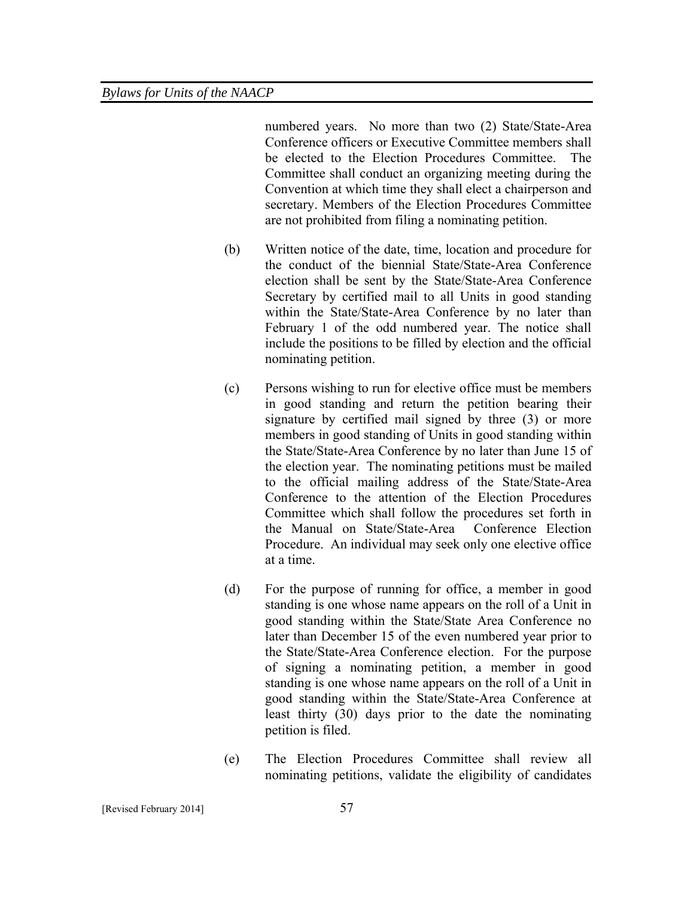numbered years. No more than two (2) State/State-Area Conference officers or Executive Committee members shall be elected to the Election Procedures Committee. The Committee shall conduct an organizing meeting during the Convention at which time they shall elect a chairperson and secretary. Members of the Election Procedures Committee are not prohibited from filing a nominating petition.

(b) Written notice of the date, time, location and procedure for the conduct of the biennial State/State-Area Conference election shall be sent by the State/State-Area Conference Secretary by certified mail to all Units in good standing within the State/State-Area Conference by no later than February 1 of the odd numbered year. The notice shall include the positions to be filled by election and the official nominating petition.

(c) Persons wishing to run for elective office must be members in good standing and return the petition bearing their signature by certified mail signed by three (3) or more members in good standing of Units in good standing within the State/State-Area Conference by no later than June 15 of the election year. The nominating petitions must be mailed to the official mailing address of the State/State-Area Conference to the attention of the Election Procedures Committee which shall follow the procedures set forth in the Manual on State/State-Area Conference Election Procedure. An individual may seek only one elective office at a time.

(d) For the purpose of running for office, a member in good standing is one whose name appears on the roll of a Unit in good standing within the State/State Area Conference no later than December 15 of the even numbered year prior to the State/State-Area Conference election. For the purpose of signing a nominating petition, a member in good standing is one whose name appears on the roll of a Unit in good standing within the State/State-Area Conference at least thirty (30) days prior to the date the nominating petition is filed.

(e) The Election Procedures Committee shall review all nominating petitions, validate the eligibility of candidates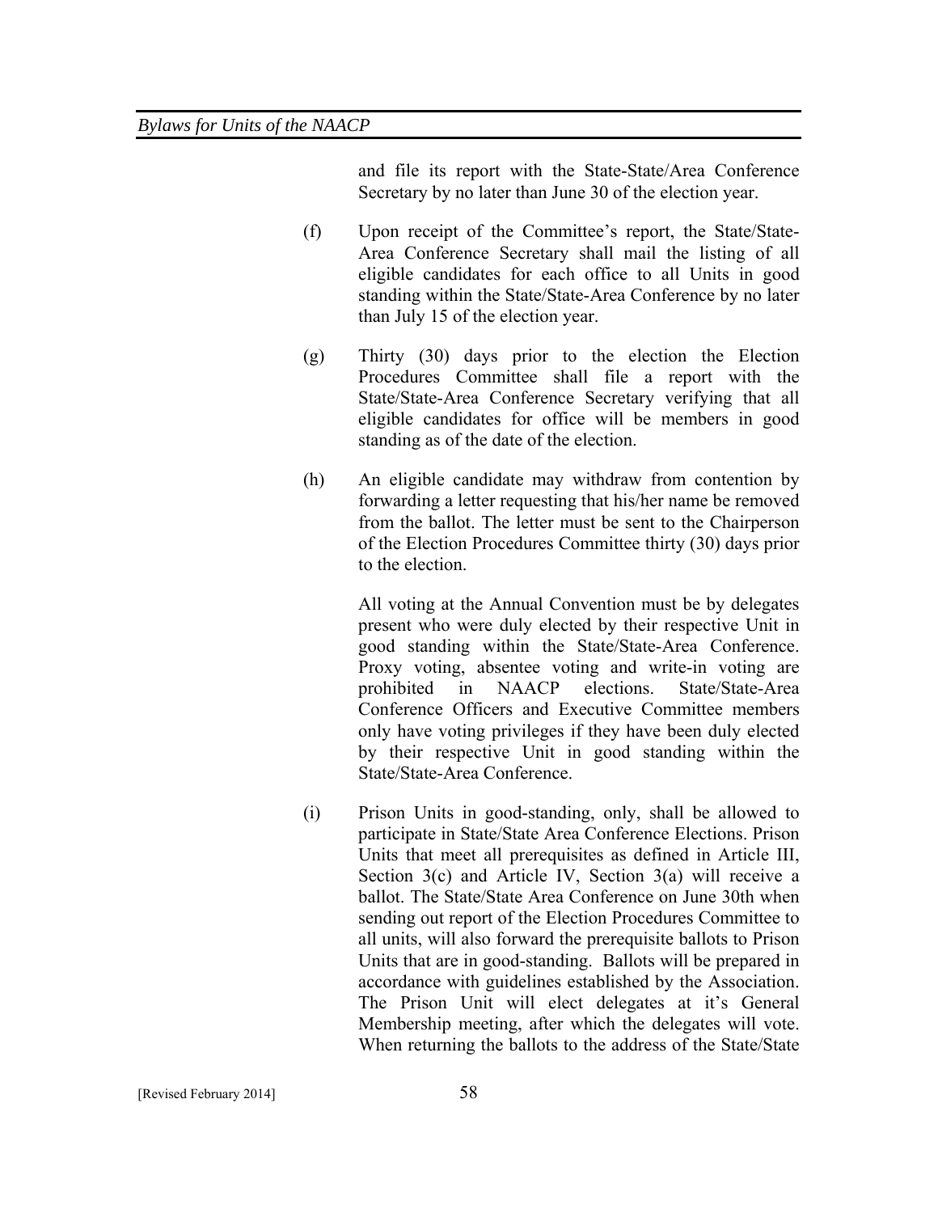and file its report with the State-State/Area Conference Secretary by no later than June 30 of the election year.

(f) Upon receipt of the Committee's report, the State/State-Area Conference Secretary shall mail the listing of all eligible candidates for each office to all Units in good standing within the State/State-Area Conference by no later than July 15 of the election year.

(g) Thirty (30) days prior to the election the Election Procedures Committee shall file a report with the State/State-Area Conference Secretary verifying that all eligible candidates for office will be members in good standing as of the date of the election.

(h) An eligible candidate may withdraw from contention by forwarding a letter requesting that his/her name be removed from the ballot. The letter must be sent to the Chairperson of the Election Procedures Committee thirty (30) days prior to the election.

All voting at the Annual Convention must be by delegates present who were duly elected by their respective Unit in good standing within the State/State-Area Conference. Proxy voting, absentee voting and write-in voting are prohibited in NAACP elections. State/State-Area Conference Officers and Executive Committee members only have voting privileges if they have been duly elected by their respective Unit in good standing within the State/State-Area Conference.

(i) Prison Units in good-standing, only, shall be allowed to participate in State/State Area Conference Elections. Prison Units that meet all prerequisites as defined in Article III, Section 3(c) and Article IV, Section 3(a) will receive a ballot. The State/State Area Conference on June 30th when sending out report of the Election Procedures Committee to all units, will also forward the prerequisite ballots to Prison Units that are in good-standing. Ballots will be prepared in accordance with guidelines established by the Association. The Prison Unit will elect delegates at it's General Membership meeting, after which the delegates will vote. When returning the ballots to the address of the State/State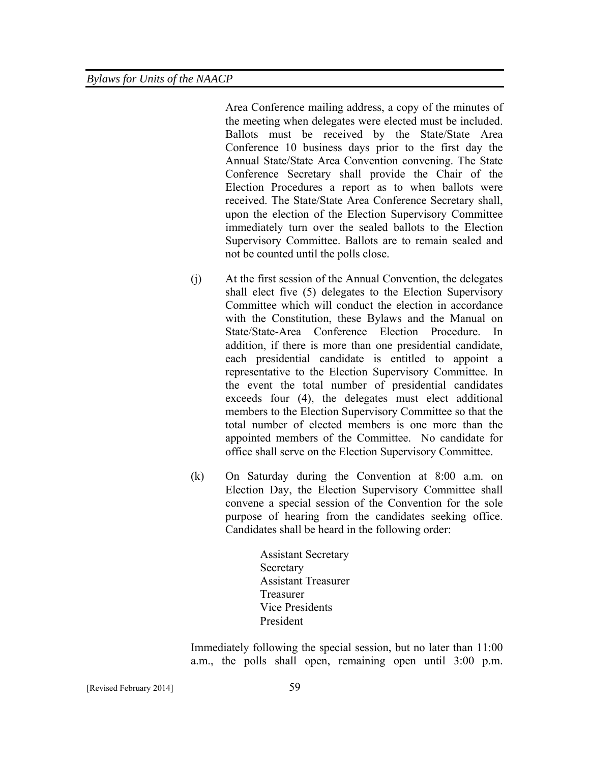Area Conference mailing address, a copy of the minutes of the meeting when delegates were elected must be included. Ballots must be received by the State/State Area Conference 10 business days prior to the first day the Annual State/State Area Convention convening. The State Conference Secretary shall provide the Chair of the Election Procedures a report as to when ballots were received. The State/State Area Conference Secretary shall, upon the election of the Election Supervisory Committee immediately turn over the sealed ballots to the Election Supervisory Committee. Ballots are to remain sealed and not be counted until the polls close.

(j) At the first session of the Annual Convention, the delegates shall elect five (5) delegates to the Election Supervisory Committee which will conduct the election in accordance with the Constitution, these Bylaws and the Manual on State/State-Area Conference Election Procedure. In addition, if there is more than one presidential candidate, each presidential candidate is entitled to appoint a representative to the Election Supervisory Committee. In the event the total number of presidential candidates exceeds four (4), the delegates must elect additional members to the Election Supervisory Committee so that the total number of elected members is one more than the appointed members of the Committee. No candidate for office shall serve on the Election Supervisory Committee.

(k) On Saturday during the Convention at 8:00 a.m. on Election Day, the Election Supervisory Committee shall convene a special session of the Convention for the sole purpose of hearing from the candidates seeking office. Candidates shall be heard in the following order:

Assistant Secretary
Secretary
Assistant Treasurer
Treasurer
Vice Presidents
President

Immediately following the special session, but no later than 11:00 a.m., the polls shall open, remaining open until 3:00 p.m.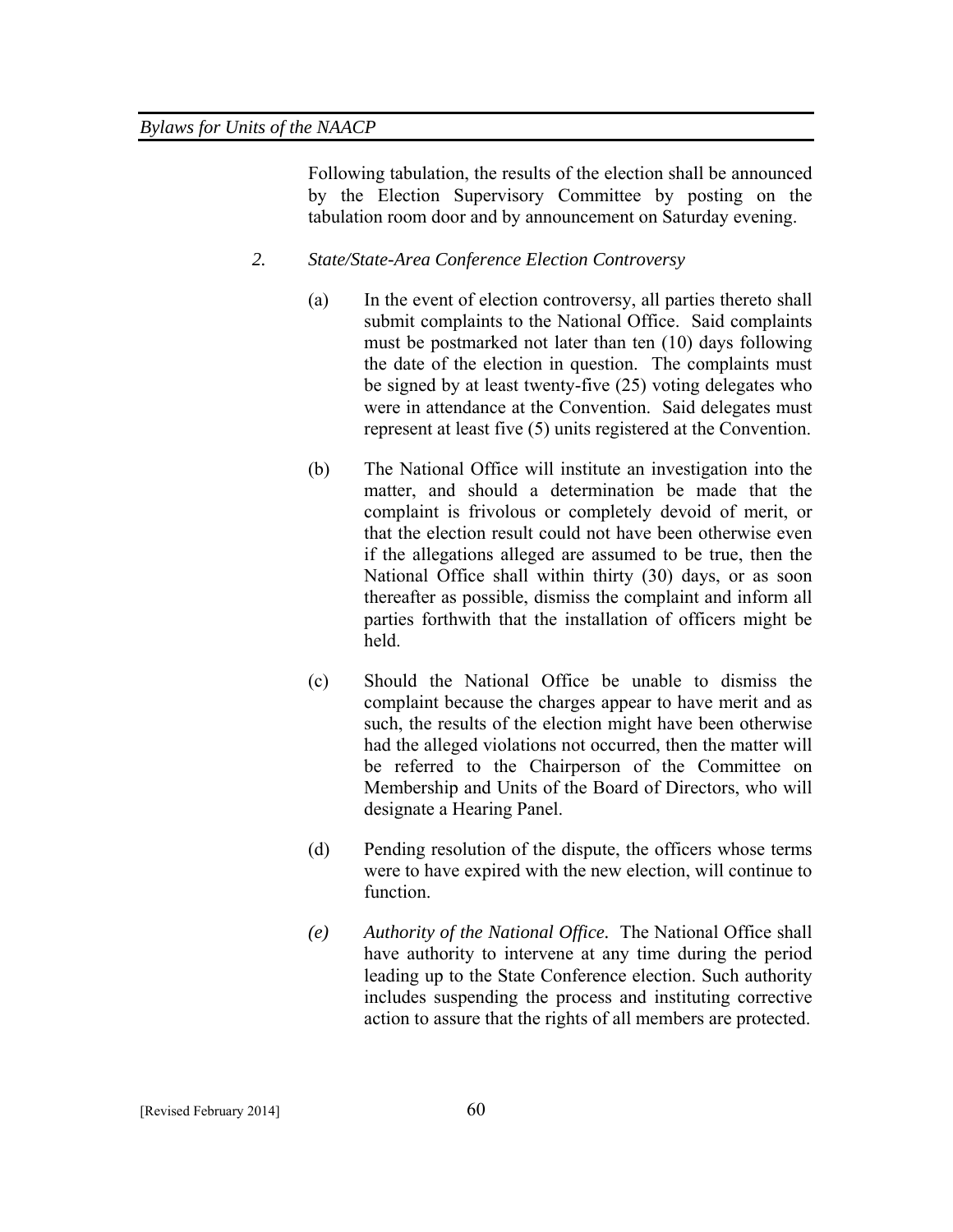Following tabulation, the results of the election shall be announced by the Election Supervisory Committee by posting on the tabulation room door and by announcement on Saturday evening.

*2. State/State-Area Conference Election Controversy*

(a) In the event of election controversy, all parties thereto shall submit complaints to the National Office. Said complaints must be postmarked not later than ten (10) days following the date of the election in question. The complaints must be signed by at least twenty-five (25) voting delegates who were in attendance at the Convention. Said delegates must represent at least five (5) units registered at the Convention.

(b) The National Office will institute an investigation into the matter, and should a determination be made that the complaint is frivolous or completely devoid of merit, or that the election result could not have been otherwise even if the allegations alleged are assumed to be true, then the National Office shall within thirty (30) days, or as soon thereafter as possible, dismiss the complaint and inform all parties forthwith that the installation of officers might be held.

(c) Should the National Office be unable to dismiss the complaint because the charges appear to have merit and as such, the results of the election might have been otherwise had the alleged violations not occurred, then the matter will be referred to the Chairperson of the Committee on Membership and Units of the Board of Directors, who will designate a Hearing Panel.

(d) Pending resolution of the dispute, the officers whose terms were to have expired with the new election, will continue to function.

*(e) Authority of the National Office.* The National Office shall have authority to intervene at any time during the period leading up to the State Conference election. Such authority includes suspending the process and instituting corrective action to assure that the rights of all members are protected.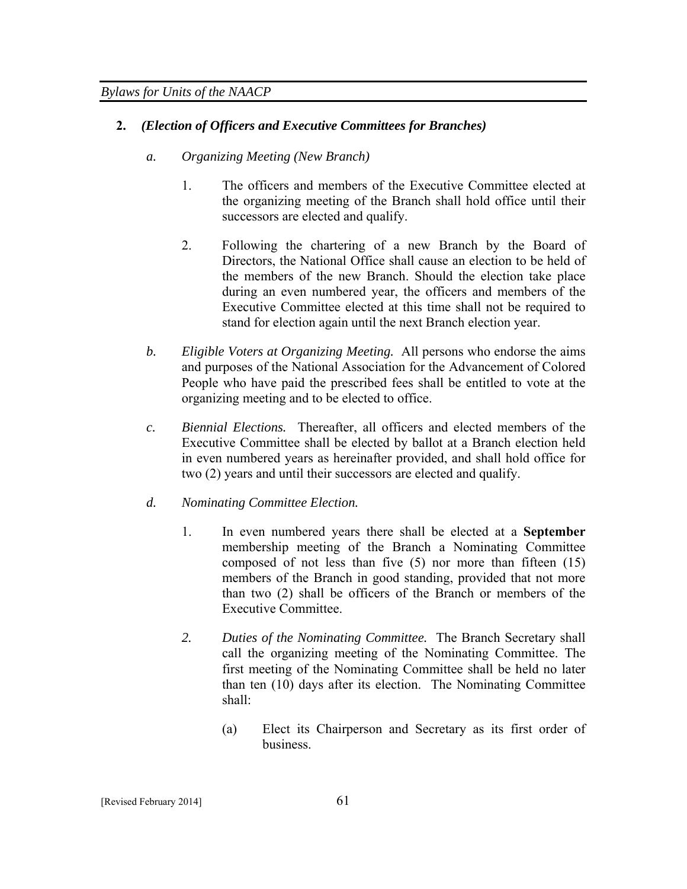**2.** ***(Election of Officers and Executive Committees for Branches)***

*a.* *Organizing Meeting (New Branch)*

1. The officers and members of the Executive Committee elected at the organizing meeting of the Branch shall hold office until their successors are elected and qualify.

2. Following the chartering of a new Branch by the Board of Directors, the National Office shall cause an election to be held of the members of the new Branch. Should the election take place during an even numbered year, the officers and members of the Executive Committee elected at this time shall not be required to stand for election again until the next Branch election year.

*b.* *Eligible Voters at Organizing Meeting.* All persons who endorse the aims and purposes of the National Association for the Advancement of Colored People who have paid the prescribed fees shall be entitled to vote at the organizing meeting and to be elected to office.

*c.* *Biennial Elections.* Thereafter, all officers and elected members of the Executive Committee shall be elected by ballot at a Branch election held in even numbered years as hereinafter provided, and shall hold office for two (2) years and until their successors are elected and qualify.

*d.* *Nominating Committee Election.*

1. In even numbered years there shall be elected at a **September** membership meeting of the Branch a Nominating Committee composed of not less than five (5) nor more than fifteen (15) members of the Branch in good standing, provided that not more than two (2) shall be officers of the Branch or members of the Executive Committee.

2. *Duties of the Nominating Committee.* The Branch Secretary shall call the organizing meeting of the Nominating Committee. The first meeting of the Nominating Committee shall be held no later than ten (10) days after its election. The Nominating Committee shall:

   (a) Elect its Chairperson and Secretary as its first order of business.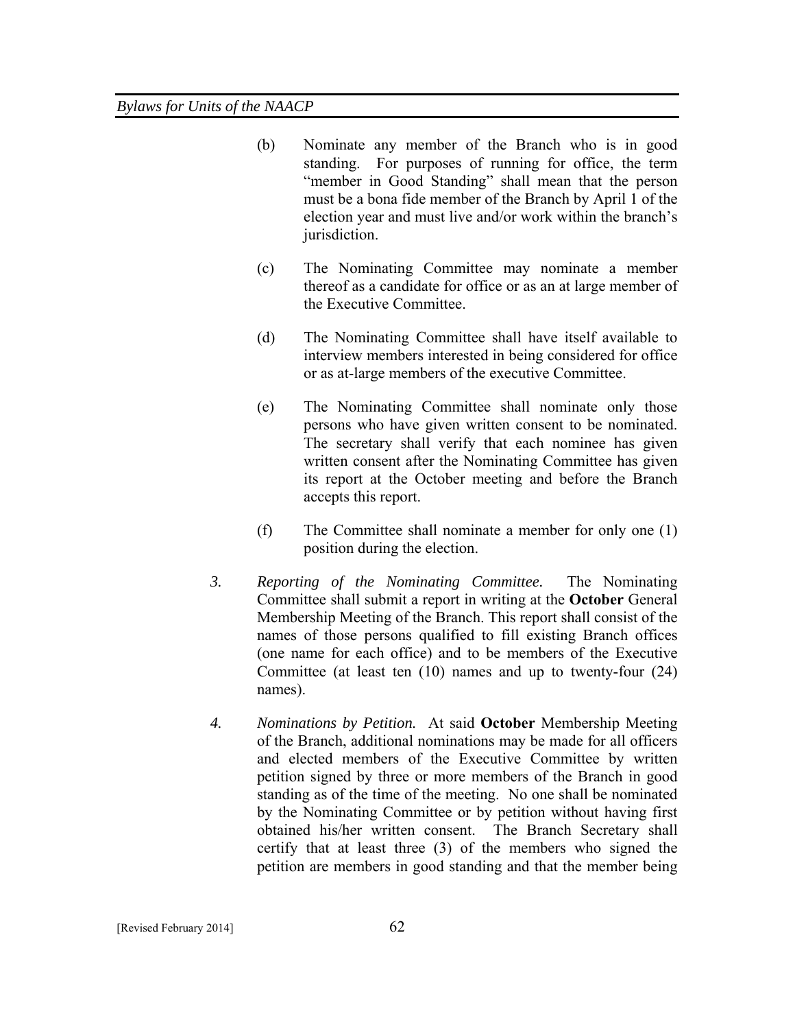(b) Nominate any member of the Branch who is in good standing. For purposes of running for office, the term "member in Good Standing" shall mean that the person must be a bona fide member of the Branch by April 1 of the election year and must live and/or work within the branch's jurisdiction.

(c) The Nominating Committee may nominate a member thereof as a candidate for office or as an at large member of the Executive Committee.

(d) The Nominating Committee shall have itself available to interview members interested in being considered for office or as at-large members of the executive Committee.

(e) The Nominating Committee shall nominate only those persons who have given written consent to be nominated. The secretary shall verify that each nominee has given written consent after the Nominating Committee has given its report at the October meeting and before the Branch accepts this report.

(f) The Committee shall nominate a member for only one (1) position during the election.

*3. Reporting of the Nominating Committee.* The Nominating Committee shall submit a report in writing at the **October** General Membership Meeting of the Branch. This report shall consist of the names of those persons qualified to fill existing Branch offices (one name for each office) and to be members of the Executive Committee (at least ten (10) names and up to twenty-four (24) names).

*4. Nominations by Petition.* At said **October** Membership Meeting of the Branch, additional nominations may be made for all officers and elected members of the Executive Committee by written petition signed by three or more members of the Branch in good standing as of the time of the meeting. No one shall be nominated by the Nominating Committee or by petition without having first obtained his/her written consent. The Branch Secretary shall certify that at least three (3) of the members who signed the petition are members in good standing and that the member being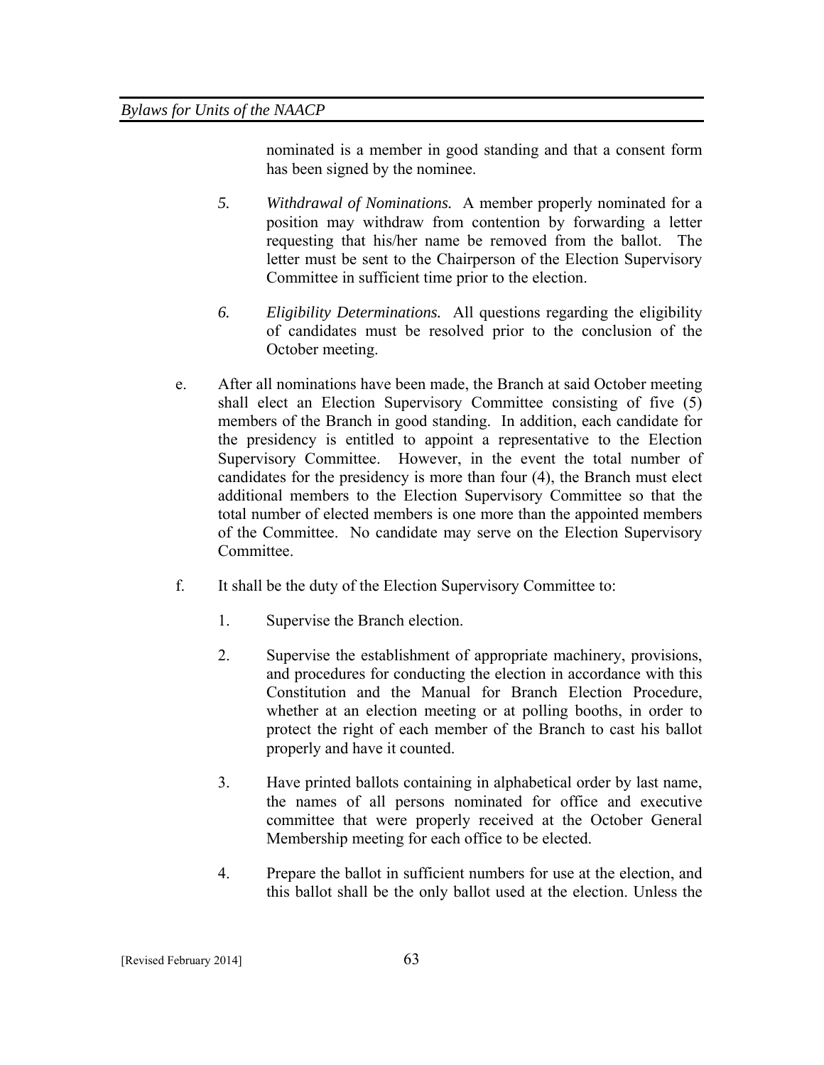nominated is a member in good standing and that a consent form has been signed by the nominee.

5. *Withdrawal of Nominations.* A member properly nominated for a position may withdraw from contention by forwarding a letter requesting that his/her name be removed from the ballot. The letter must be sent to the Chairperson of the Election Supervisory Committee in sufficient time prior to the election.

6. *Eligibility Determinations.* All questions regarding the eligibility of candidates must be resolved prior to the conclusion of the October meeting.

e. After all nominations have been made, the Branch at said October meeting shall elect an Election Supervisory Committee consisting of five (5) members of the Branch in good standing. In addition, each candidate for the presidency is entitled to appoint a representative to the Election Supervisory Committee. However, in the event the total number of candidates for the presidency is more than four (4), the Branch must elect additional members to the Election Supervisory Committee so that the total number of elected members is one more than the appointed members of the Committee. No candidate may serve on the Election Supervisory Committee.

f. It shall be the duty of the Election Supervisory Committee to:

1. Supervise the Branch election.

2. Supervise the establishment of appropriate machinery, provisions, and procedures for conducting the election in accordance with this Constitution and the Manual for Branch Election Procedure, whether at an election meeting or at polling booths, in order to protect the right of each member of the Branch to cast his ballot properly and have it counted.

3. Have printed ballots containing in alphabetical order by last name, the names of all persons nominated for office and executive committee that were properly received at the October General Membership meeting for each office to be elected.

4. Prepare the ballot in sufficient numbers for use at the election, and this ballot shall be the only ballot used at the election. Unless the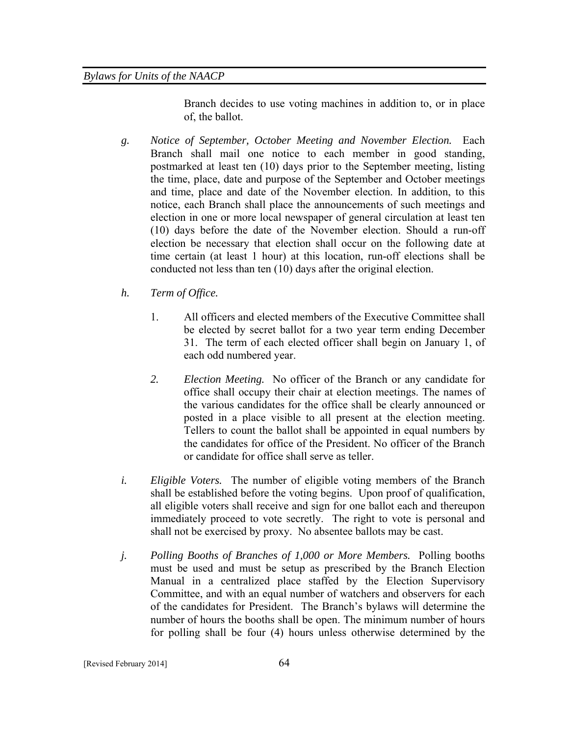Branch decides to use voting machines in addition to, or in place of, the ballot.

*g.* *Notice of September, October Meeting and November Election.* Each Branch shall mail one notice to each member in good standing, postmarked at least ten (10) days prior to the September meeting, listing the time, place, date and purpose of the September and October meetings and time, place and date of the November election. In addition, to this notice, each Branch shall place the announcements of such meetings and election in one or more local newspaper of general circulation at least ten (10) days before the date of the November election. Should a run-off election be necessary that election shall occur on the following date at time certain (at least 1 hour) at this location, run-off elections shall be conducted not less than ten (10) days after the original election.

*h.* *Term of Office.*

1. All officers and elected members of the Executive Committee shall be elected by secret ballot for a two year term ending December 31. The term of each elected officer shall begin on January 1, of each odd numbered year.

2. *Election Meeting.* No officer of the Branch or any candidate for office shall occupy their chair at election meetings. The names of the various candidates for the office shall be clearly announced or posted in a place visible to all present at the election meeting. Tellers to count the ballot shall be appointed in equal numbers by the candidates for office of the President. No officer of the Branch or candidate for office shall serve as teller.

*i.* *Eligible Voters.* The number of eligible voting members of the Branch shall be established before the voting begins. Upon proof of qualification, all eligible voters shall receive and sign for one ballot each and thereupon immediately proceed to vote secretly. The right to vote is personal and shall not be exercised by proxy. No absentee ballots may be cast.

*j.* *Polling Booths of Branches of 1,000 or More Members.* Polling booths must be used and must be setup as prescribed by the Branch Election Manual in a centralized place staffed by the Election Supervisory Committee, and with an equal number of watchers and observers for each of the candidates for President. The Branch's bylaws will determine the number of hours the booths shall be open. The minimum number of hours for polling shall be four (4) hours unless otherwise determined by the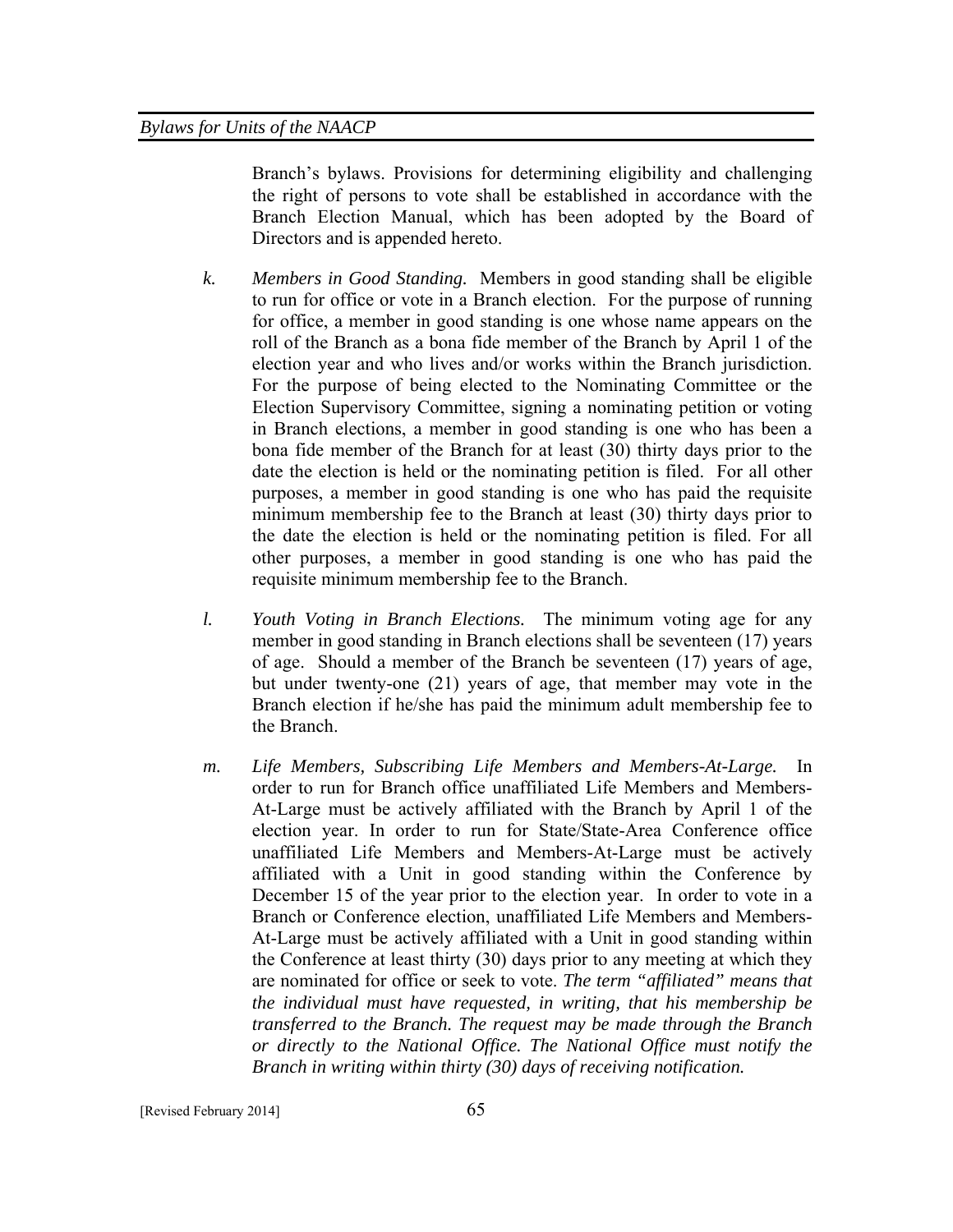Branch's bylaws. Provisions for determining eligibility and challenging the right of persons to vote shall be established in accordance with the Branch Election Manual, which has been adopted by the Board of Directors and is appended hereto.

*k.* *Members in Good Standing.* Members in good standing shall be eligible to run for office or vote in a Branch election. For the purpose of running for office, a member in good standing is one whose name appears on the roll of the Branch as a bona fide member of the Branch by April 1 of the election year and who lives and/or works within the Branch jurisdiction. For the purpose of being elected to the Nominating Committee or the Election Supervisory Committee, signing a nominating petition or voting in Branch elections, a member in good standing is one who has been a bona fide member of the Branch for at least (30) thirty days prior to the date the election is held or the nominating petition is filed. For all other purposes, a member in good standing is one who has paid the requisite minimum membership fee to the Branch at least (30) thirty days prior to the date the election is held or the nominating petition is filed. For all other purposes, a member in good standing is one who has paid the requisite minimum membership fee to the Branch.

*l.* *Youth Voting in Branch Elections.* The minimum voting age for any member in good standing in Branch elections shall be seventeen (17) years of age. Should a member of the Branch be seventeen (17) years of age, but under twenty-one (21) years of age, that member may vote in the Branch election if he/she has paid the minimum adult membership fee to the Branch.

*m.* *Life Members, Subscribing Life Members and Members-At-Large.* In order to run for Branch office unaffiliated Life Members and Members-At-Large must be actively affiliated with the Branch by April 1 of the election year. In order to run for State/State-Area Conference office unaffiliated Life Members and Members-At-Large must be actively affiliated with a Unit in good standing within the Conference by December 15 of the year prior to the election year. In order to vote in a Branch or Conference election, unaffiliated Life Members and Members-At-Large must be actively affiliated with a Unit in good standing within the Conference at least thirty (30) days prior to any meeting at which they are nominated for office or seek to vote. *The term "affiliated" means that the individual must have requested, in writing, that his membership be transferred to the Branch. The request may be made through the Branch or directly to the National Office. The National Office must notify the Branch in writing within thirty (30) days of receiving notification.*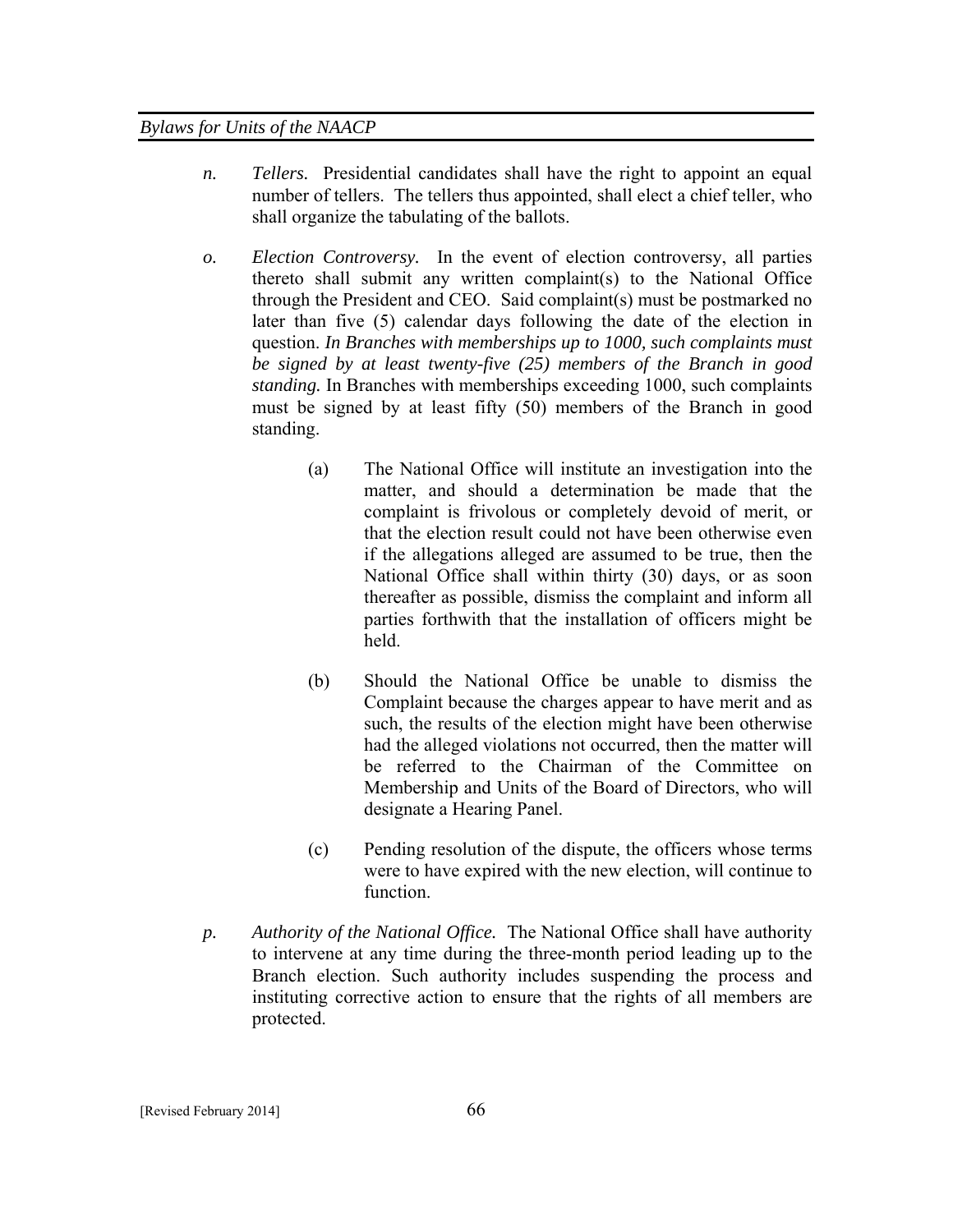*n.* *Tellers.* Presidential candidates shall have the right to appoint an equal number of tellers. The tellers thus appointed, shall elect a chief teller, who shall organize the tabulating of the ballots.

*o.* *Election Controversy.* In the event of election controversy, all parties thereto shall submit any written complaint(s) to the National Office through the President and CEO. Said complaint(s) must be postmarked no later than five (5) calendar days following the date of the election in question. *In Branches with memberships up to 1000, such complaints must be signed by at least twenty-five (25) members of the Branch in good standing.* In Branches with memberships exceeding 1000, such complaints must be signed by at least fifty (50) members of the Branch in good standing.

(a) The National Office will institute an investigation into the matter, and should a determination be made that the complaint is frivolous or completely devoid of merit, or that the election result could not have been otherwise even if the allegations alleged are assumed to be true, then the National Office shall within thirty (30) days, or as soon thereafter as possible, dismiss the complaint and inform all parties forthwith that the installation of officers might be held.

(b) Should the National Office be unable to dismiss the Complaint because the charges appear to have merit and as such, the results of the election might have been otherwise had the alleged violations not occurred, then the matter will be referred to the Chairman of the Committee on Membership and Units of the Board of Directors, who will designate a Hearing Panel.

(c) Pending resolution of the dispute, the officers whose terms were to have expired with the new election, will continue to function.

*p.* *Authority of the National Office.* The National Office shall have authority to intervene at any time during the three-month period leading up to the Branch election. Such authority includes suspending the process and instituting corrective action to ensure that the rights of all members are protected.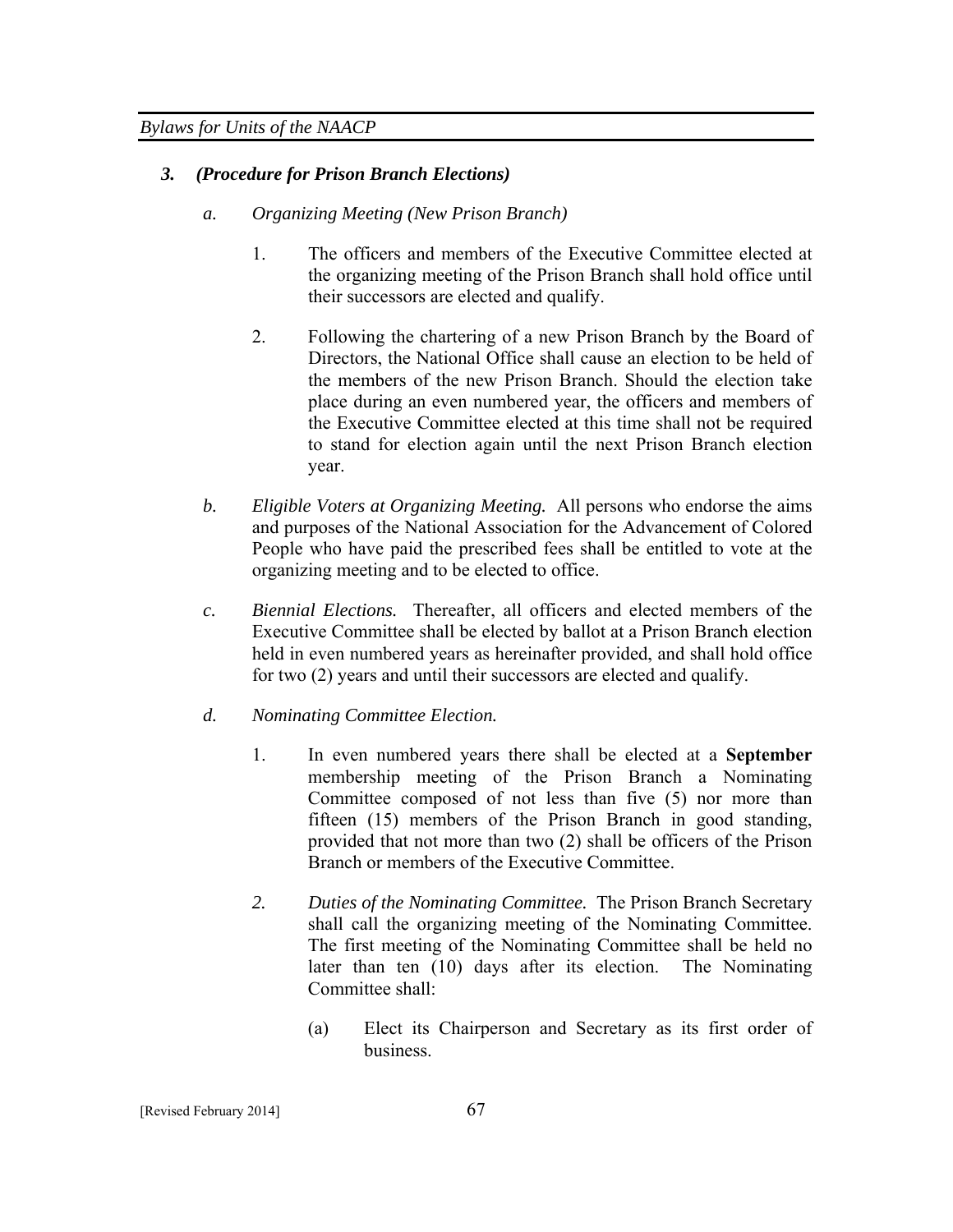### *3. (Procedure for Prison Branch Elections)*

*a. Organizing Meeting (New Prison Branch)*

1. The officers and members of the Executive Committee elected at the organizing meeting of the Prison Branch shall hold office until their successors are elected and qualify.

2. Following the chartering of a new Prison Branch by the Board of Directors, the National Office shall cause an election to be held of the members of the new Prison Branch. Should the election take place during an even numbered year, the officers and members of the Executive Committee elected at this time shall not be required to stand for election again until the next Prison Branch election year.

*b. Eligible Voters at Organizing Meeting.* All persons who endorse the aims and purposes of the National Association for the Advancement of Colored People who have paid the prescribed fees shall be entitled to vote at the organizing meeting and to be elected to office.

*c. Biennial Elections.* Thereafter, all officers and elected members of the Executive Committee shall be elected by ballot at a Prison Branch election held in even numbered years as hereinafter provided, and shall hold office for two (2) years and until their successors are elected and qualify.

*d. Nominating Committee Election.*

1. In even numbered years there shall be elected at a **September** membership meeting of the Prison Branch a Nominating Committee composed of not less than five (5) nor more than fifteen (15) members of the Prison Branch in good standing, provided that not more than two (2) shall be officers of the Prison Branch or members of the Executive Committee.

2. *Duties of the Nominating Committee.* The Prison Branch Secretary shall call the organizing meeting of the Nominating Committee. The first meeting of the Nominating Committee shall be held no later than ten (10) days after its election. The Nominating Committee shall:

   (a) Elect its Chairperson and Secretary as its first order of business.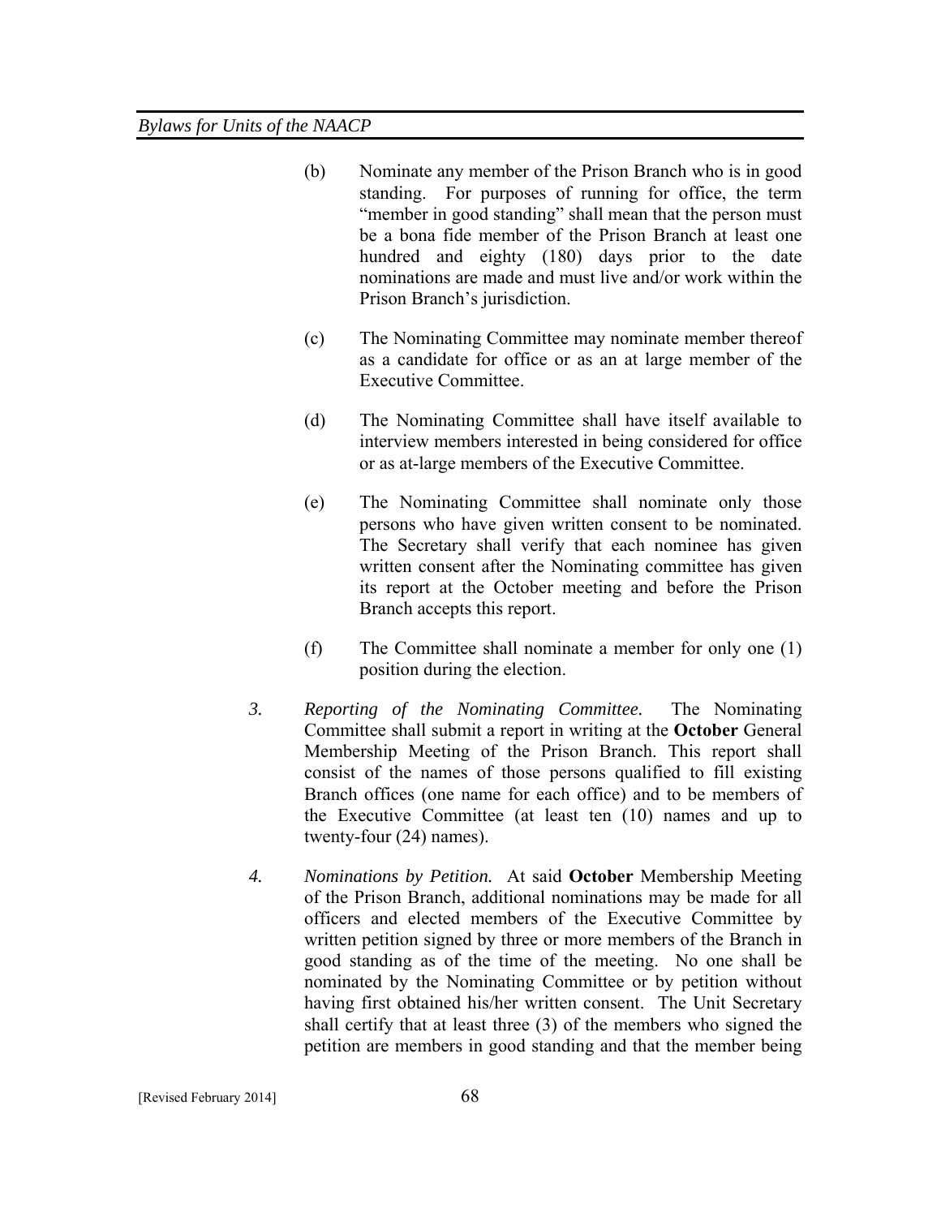(b) Nominate any member of the Prison Branch who is in good standing. For purposes of running for office, the term "member in good standing" shall mean that the person must be a bona fide member of the Prison Branch at least one hundred and eighty (180) days prior to the date nominations are made and must live and/or work within the Prison Branch's jurisdiction.

(c) The Nominating Committee may nominate member thereof as a candidate for office or as an at large member of the Executive Committee.

(d) The Nominating Committee shall have itself available to interview members interested in being considered for office or as at-large members of the Executive Committee.

(e) The Nominating Committee shall nominate only those persons who have given written consent to be nominated. The Secretary shall verify that each nominee has given written consent after the Nominating committee has given its report at the October meeting and before the Prison Branch accepts this report.

(f) The Committee shall nominate a member for only one (1) position during the election.

*3. Reporting of the Nominating Committee.* The Nominating Committee shall submit a report in writing at the **October** General Membership Meeting of the Prison Branch. This report shall consist of the names of those persons qualified to fill existing Branch offices (one name for each office) and to be members of the Executive Committee (at least ten (10) names and up to twenty-four (24) names).

*4. Nominations by Petition.* At said **October** Membership Meeting of the Prison Branch, additional nominations may be made for all officers and elected members of the Executive Committee by written petition signed by three or more members of the Branch in good standing as of the time of the meeting. No one shall be nominated by the Nominating Committee or by petition without having first obtained his/her written consent. The Unit Secretary shall certify that at least three (3) of the members who signed the petition are members in good standing and that the member being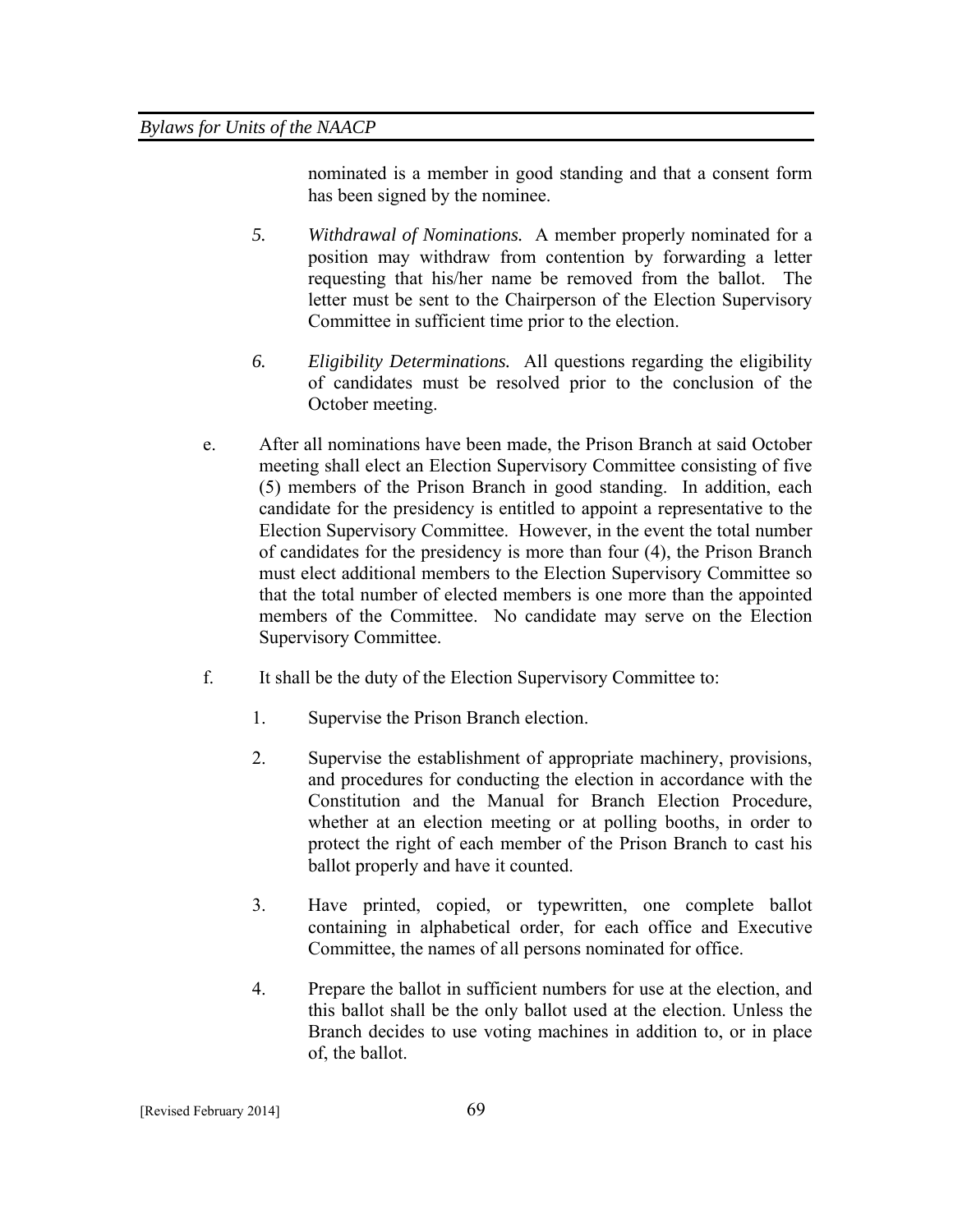nominated is a member in good standing and that a consent form has been signed by the nominee.

5. *Withdrawal of Nominations.* A member properly nominated for a position may withdraw from contention by forwarding a letter requesting that his/her name be removed from the ballot. The letter must be sent to the Chairperson of the Election Supervisory Committee in sufficient time prior to the election.

6. *Eligibility Determinations.* All questions regarding the eligibility of candidates must be resolved prior to the conclusion of the October meeting.

e. After all nominations have been made, the Prison Branch at said October meeting shall elect an Election Supervisory Committee consisting of five (5) members of the Prison Branch in good standing. In addition, each candidate for the presidency is entitled to appoint a representative to the Election Supervisory Committee. However, in the event the total number of candidates for the presidency is more than four (4), the Prison Branch must elect additional members to the Election Supervisory Committee so that the total number of elected members is one more than the appointed members of the Committee. No candidate may serve on the Election Supervisory Committee.

f. It shall be the duty of the Election Supervisory Committee to:

1. Supervise the Prison Branch election.

2. Supervise the establishment of appropriate machinery, provisions, and procedures for conducting the election in accordance with the Constitution and the Manual for Branch Election Procedure, whether at an election meeting or at polling booths, in order to protect the right of each member of the Prison Branch to cast his ballot properly and have it counted.

3. Have printed, copied, or typewritten, one complete ballot containing in alphabetical order, for each office and Executive Committee, the names of all persons nominated for office.

4. Prepare the ballot in sufficient numbers for use at the election, and this ballot shall be the only ballot used at the election. Unless the Branch decides to use voting machines in addition to, or in place of, the ballot.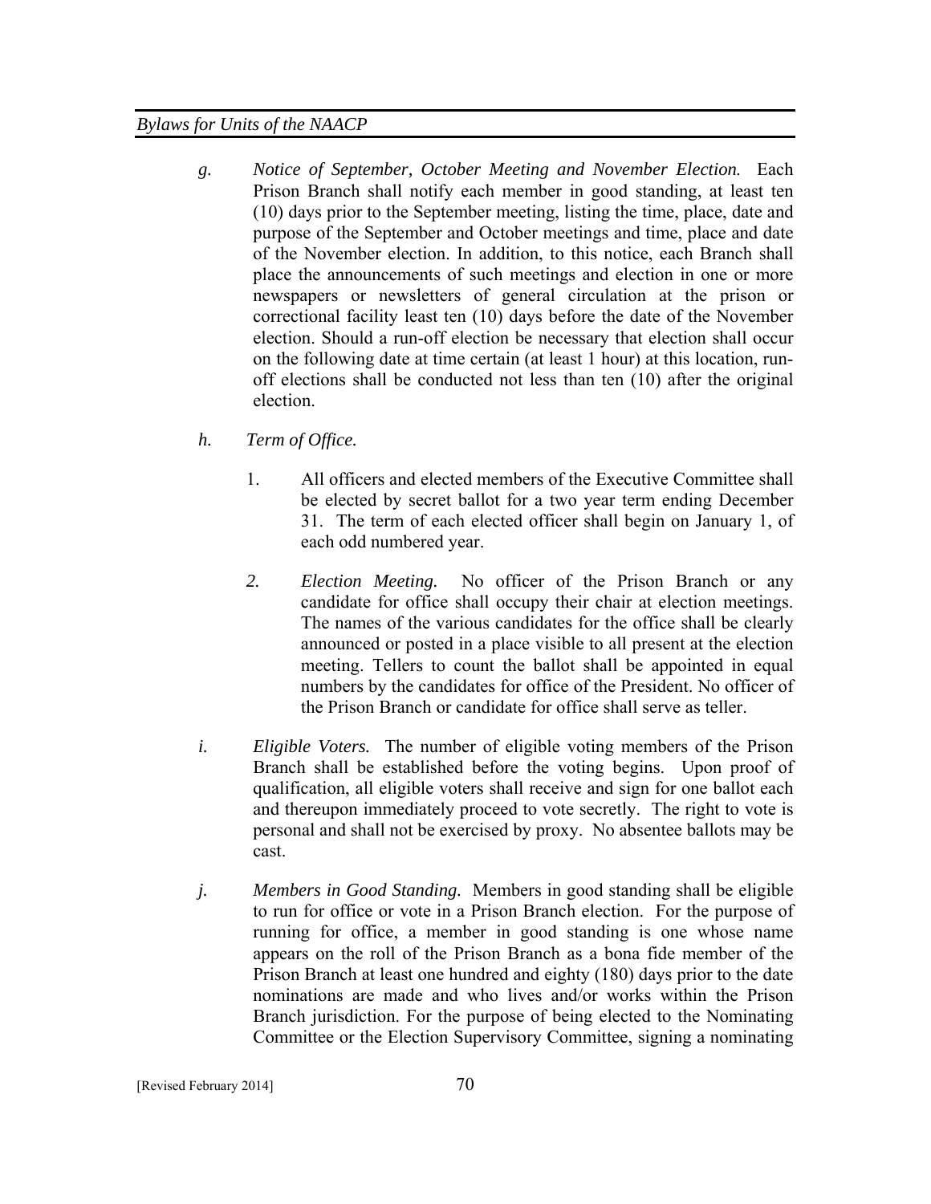*g. Notice of September, October Meeting and November Election.* Each Prison Branch shall notify each member in good standing, at least ten (10) days prior to the September meeting, listing the time, place, date and purpose of the September and October meetings and time, place and date of the November election. In addition, to this notice, each Branch shall place the announcements of such meetings and election in one or more newspapers or newsletters of general circulation at the prison or correctional facility least ten (10) days before the date of the November election. Should a run-off election be necessary that election shall occur on the following date at time certain (at least 1 hour) at this location, run-off elections shall be conducted not less than ten (10) after the original election.

*h. Term of Office.*

1. All officers and elected members of the Executive Committee shall be elected by secret ballot for a two year term ending December 31. The term of each elected officer shall begin on January 1, of each odd numbered year.

2. *Election Meeting.* No officer of the Prison Branch or any candidate for office shall occupy their chair at election meetings. The names of the various candidates for the office shall be clearly announced or posted in a place visible to all present at the election meeting. Tellers to count the ballot shall be appointed in equal numbers by the candidates for office of the President. No officer of the Prison Branch or candidate for office shall serve as teller.

*i. Eligible Voters.* The number of eligible voting members of the Prison Branch shall be established before the voting begins. Upon proof of qualification, all eligible voters shall receive and sign for one ballot each and thereupon immediately proceed to vote secretly. The right to vote is personal and shall not be exercised by proxy. No absentee ballots may be cast.

*j. Members in Good Standing.* Members in good standing shall be eligible to run for office or vote in a Prison Branch election. For the purpose of running for office, a member in good standing is one whose name appears on the roll of the Prison Branch as a bona fide member of the Prison Branch at least one hundred and eighty (180) days prior to the date nominations are made and who lives and/or works within the Prison Branch jurisdiction. For the purpose of being elected to the Nominating Committee or the Election Supervisory Committee, signing a nominating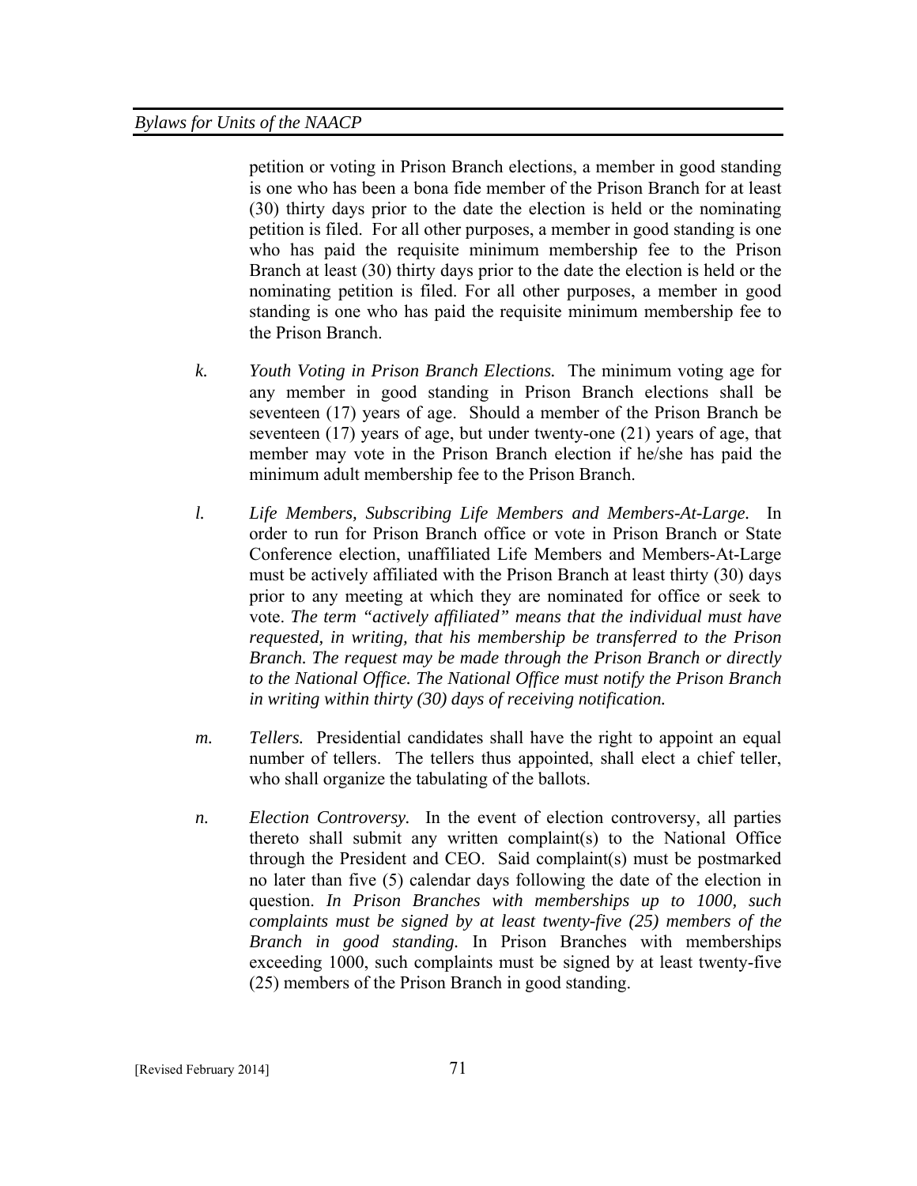petition or voting in Prison Branch elections, a member in good standing is one who has been a bona fide member of the Prison Branch for at least (30) thirty days prior to the date the election is held or the nominating petition is filed. For all other purposes, a member in good standing is one who has paid the requisite minimum membership fee to the Prison Branch at least (30) thirty days prior to the date the election is held or the nominating petition is filed. For all other purposes, a member in good standing is one who has paid the requisite minimum membership fee to the Prison Branch.

*k.* *Youth Voting in Prison Branch Elections.* The minimum voting age for any member in good standing in Prison Branch elections shall be seventeen (17) years of age. Should a member of the Prison Branch be seventeen (17) years of age, but under twenty-one (21) years of age, that member may vote in the Prison Branch election if he/she has paid the minimum adult membership fee to the Prison Branch.

*l.* *Life Members, Subscribing Life Members and Members-At-Large.* In order to run for Prison Branch office or vote in Prison Branch or State Conference election, unaffiliated Life Members and Members-At-Large must be actively affiliated with the Prison Branch at least thirty (30) days prior to any meeting at which they are nominated for office or seek to vote. *The term "actively affiliated" means that the individual must have requested, in writing, that his membership be transferred to the Prison Branch. The request may be made through the Prison Branch or directly to the National Office. The National Office must notify the Prison Branch in writing within thirty (30) days of receiving notification.*

*m.* *Tellers.* Presidential candidates shall have the right to appoint an equal number of tellers. The tellers thus appointed, shall elect a chief teller, who shall organize the tabulating of the ballots.

*n.* *Election Controversy.* In the event of election controversy, all parties thereto shall submit any written complaint(s) to the National Office through the President and CEO. Said complaint(s) must be postmarked no later than five (5) calendar days following the date of the election in question. *In Prison Branches with memberships up to 1000, such complaints must be signed by at least twenty-five (25) members of the Branch in good standing.* In Prison Branches with memberships exceeding 1000, such complaints must be signed by at least twenty-five (25) members of the Prison Branch in good standing.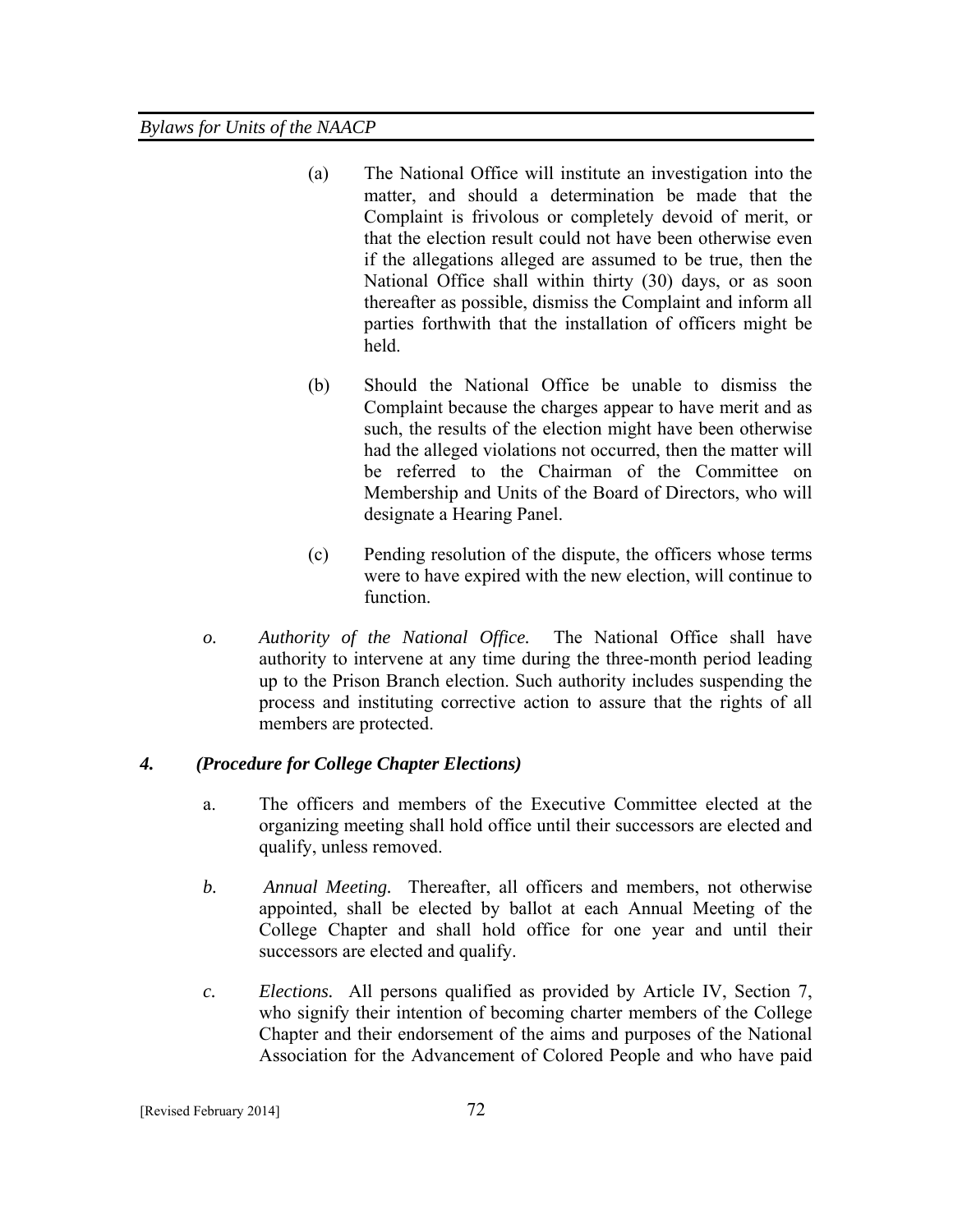(a) The National Office will institute an investigation into the matter, and should a determination be made that the Complaint is frivolous or completely devoid of merit, or that the election result could not have been otherwise even if the allegations alleged are assumed to be true, then the National Office shall within thirty (30) days, or as soon thereafter as possible, dismiss the Complaint and inform all parties forthwith that the installation of officers might be held.

(b) Should the National Office be unable to dismiss the Complaint because the charges appear to have merit and as such, the results of the election might have been otherwise had the alleged violations not occurred, then the matter will be referred to the Chairman of the Committee on Membership and Units of the Board of Directors, who will designate a Hearing Panel.

(c) Pending resolution of the dispute, the officers whose terms were to have expired with the new election, will continue to function.

*o.* *Authority of the National Office.* The National Office shall have authority to intervene at any time during the three-month period leading up to the Prison Branch election. Such authority includes suspending the process and instituting corrective action to assure that the rights of all members are protected.

### *4. (Procedure for College Chapter Elections)*

a. The officers and members of the Executive Committee elected at the organizing meeting shall hold office until their successors are elected and qualify, unless removed.

*b.* *Annual Meeting.* Thereafter, all officers and members, not otherwise appointed, shall be elected by ballot at each Annual Meeting of the College Chapter and shall hold office for one year and until their successors are elected and qualify.

*c.* *Elections.* All persons qualified as provided by Article IV, Section 7, who signify their intention of becoming charter members of the College Chapter and their endorsement of the aims and purposes of the National Association for the Advancement of Colored People and who have paid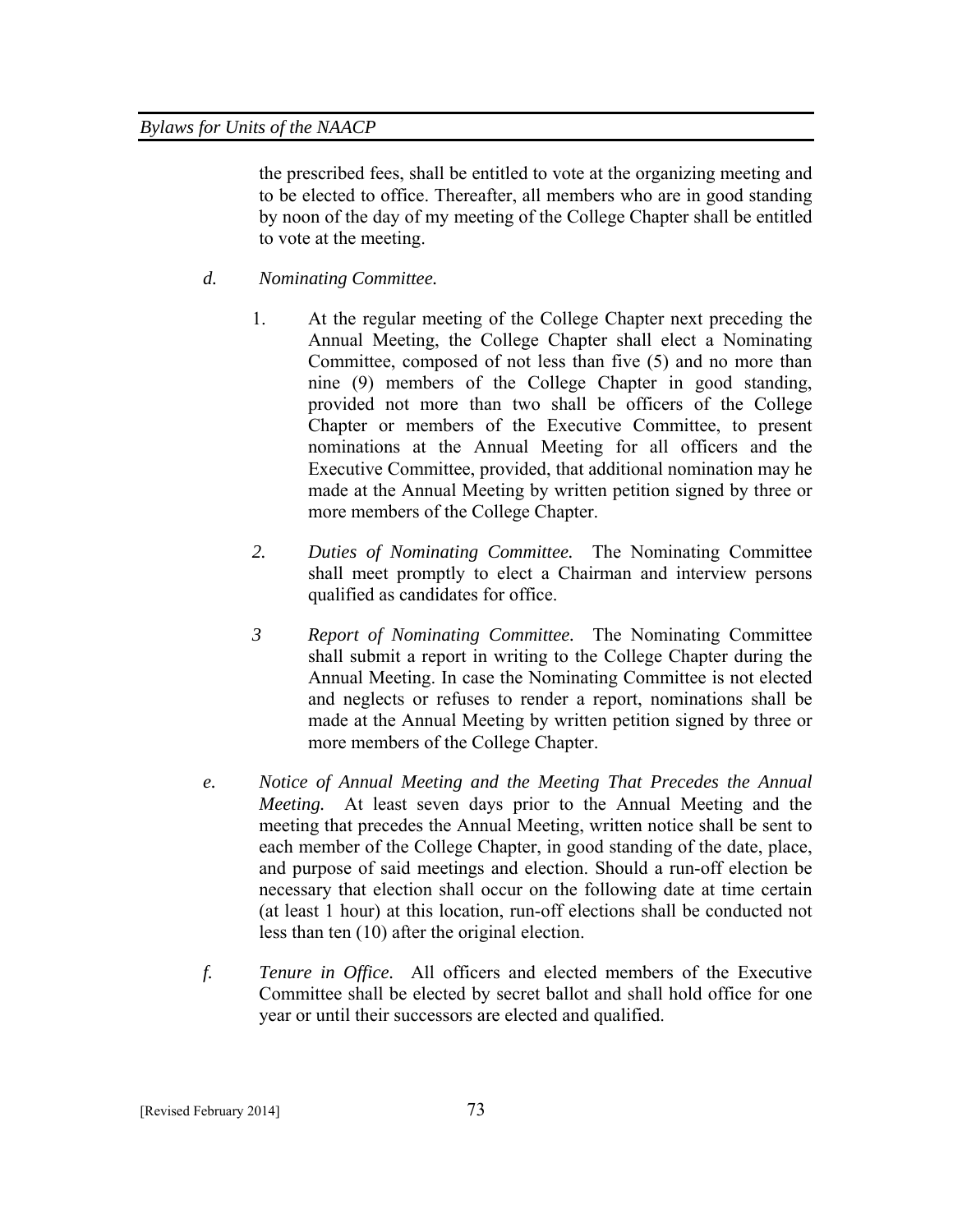the prescribed fees, shall be entitled to vote at the organizing meeting and to be elected to office. Thereafter, all members who are in good standing by noon of the day of my meeting of the College Chapter shall be entitled to vote at the meeting.

*d.* *Nominating Committee.*

1. At the regular meeting of the College Chapter next preceding the Annual Meeting, the College Chapter shall elect a Nominating Committee, composed of not less than five (5) and no more than nine (9) members of the College Chapter in good standing, provided not more than two shall be officers of the College Chapter or members of the Executive Committee, to present nominations at the Annual Meeting for all officers and the Executive Committee, provided, that additional nomination may he made at the Annual Meeting by written petition signed by three or more members of the College Chapter.

*2.* *Duties of Nominating Committee.* The Nominating Committee shall meet promptly to elect a Chairman and interview persons qualified as candidates for office.

*3* *Report of Nominating Committee.* The Nominating Committee shall submit a report in writing to the College Chapter during the Annual Meeting. In case the Nominating Committee is not elected and neglects or refuses to render a report, nominations shall be made at the Annual Meeting by written petition signed by three or more members of the College Chapter.

*e.* *Notice of Annual Meeting and the Meeting That Precedes the Annual Meeting.* At least seven days prior to the Annual Meeting and the meeting that precedes the Annual Meeting, written notice shall be sent to each member of the College Chapter, in good standing of the date, place, and purpose of said meetings and election. Should a run-off election be necessary that election shall occur on the following date at time certain (at least 1 hour) at this location, run-off elections shall be conducted not less than ten (10) after the original election.

*f.* *Tenure in Office.* All officers and elected members of the Executive Committee shall be elected by secret ballot and shall hold office for one year or until their successors are elected and qualified.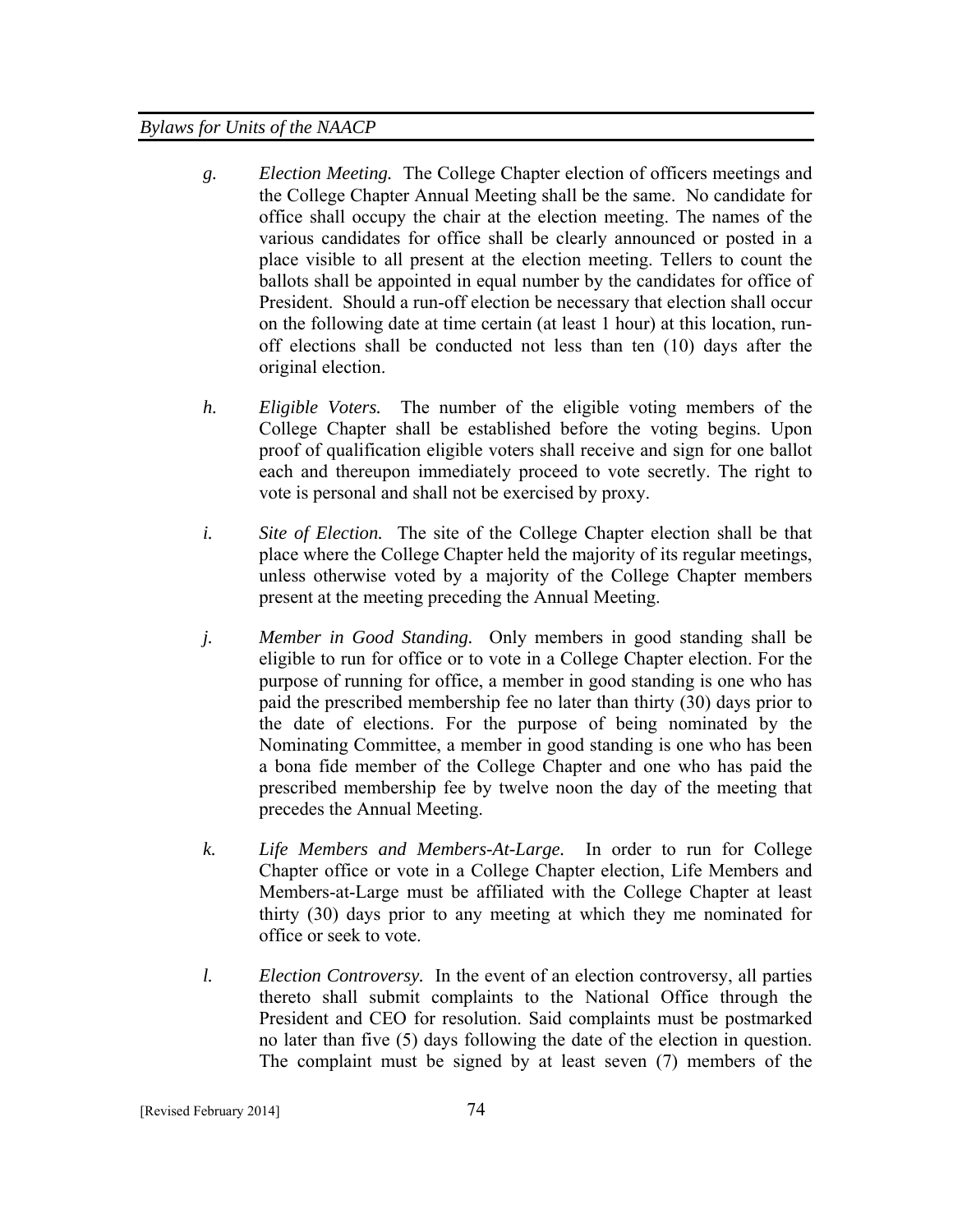*g.* *Election Meeting.* The College Chapter election of officers meetings and the College Chapter Annual Meeting shall be the same. No candidate for office shall occupy the chair at the election meeting. The names of the various candidates for office shall be clearly announced or posted in a place visible to all present at the election meeting. Tellers to count the ballots shall be appointed in equal number by the candidates for office of President. Should a run-off election be necessary that election shall occur on the following date at time certain (at least 1 hour) at this location, run-off elections shall be conducted not less than ten (10) days after the original election.

*h.* *Eligible Voters.* The number of the eligible voting members of the College Chapter shall be established before the voting begins. Upon proof of qualification eligible voters shall receive and sign for one ballot each and thereupon immediately proceed to vote secretly. The right to vote is personal and shall not be exercised by proxy.

*i.* *Site of Election.* The site of the College Chapter election shall be that place where the College Chapter held the majority of its regular meetings, unless otherwise voted by a majority of the College Chapter members present at the meeting preceding the Annual Meeting.

*j.* *Member in Good Standing.* Only members in good standing shall be eligible to run for office or to vote in a College Chapter election. For the purpose of running for office, a member in good standing is one who has paid the prescribed membership fee no later than thirty (30) days prior to the date of elections. For the purpose of being nominated by the Nominating Committee, a member in good standing is one who has been a bona fide member of the College Chapter and one who has paid the prescribed membership fee by twelve noon the day of the meeting that precedes the Annual Meeting.

*k.* *Life Members and Members-At-Large.* In order to run for College Chapter office or vote in a College Chapter election, Life Members and Members-at-Large must be affiliated with the College Chapter at least thirty (30) days prior to any meeting at which they me nominated for office or seek to vote.

*l.* *Election Controversy.* In the event of an election controversy, all parties thereto shall submit complaints to the National Office through the President and CEO for resolution. Said complaints must be postmarked no later than five (5) days following the date of the election in question. The complaint must be signed by at least seven (7) members of the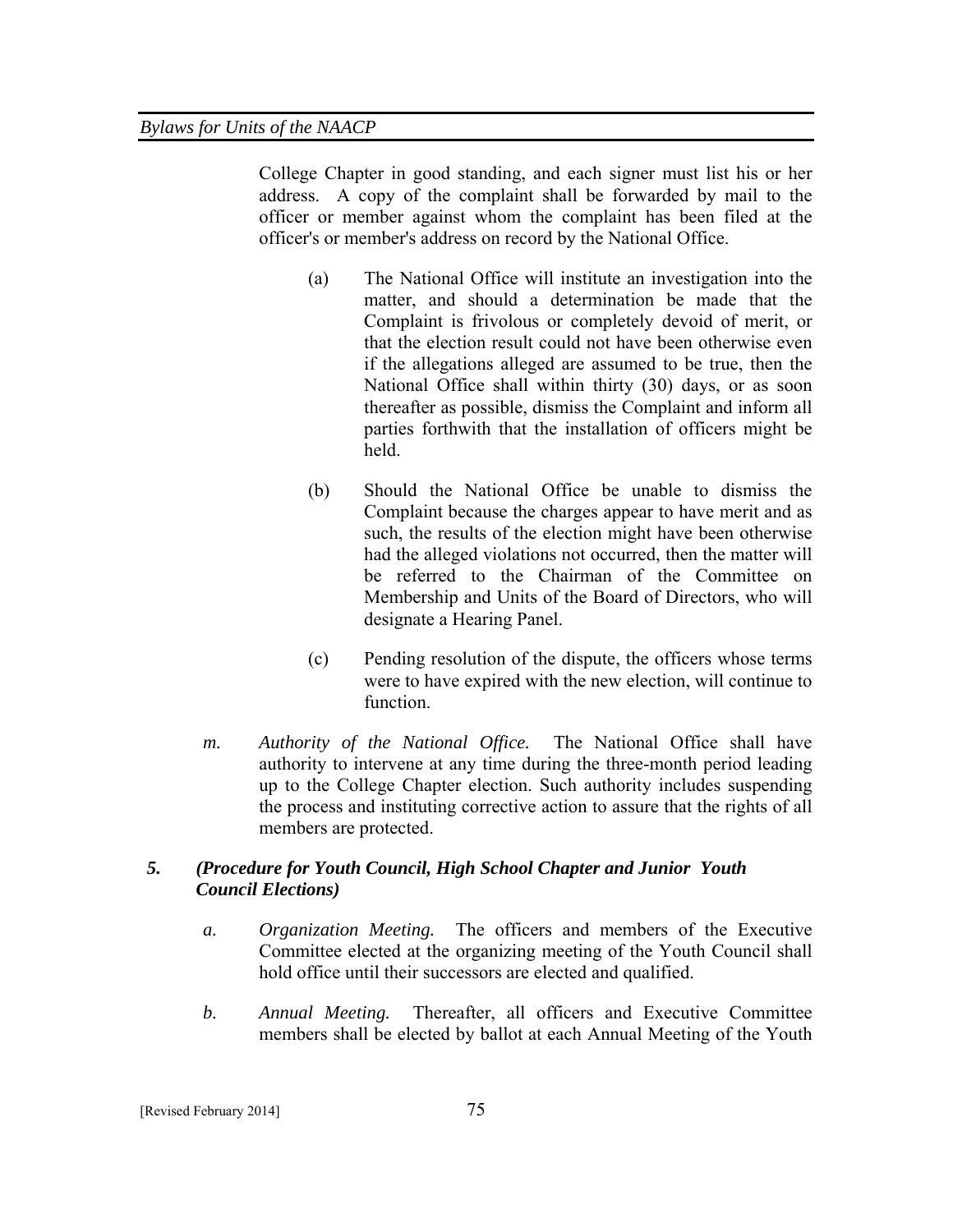College Chapter in good standing, and each signer must list his or her address. A copy of the complaint shall be forwarded by mail to the officer or member against whom the complaint has been filed at the officer's or member's address on record by the National Office.

(a) The National Office will institute an investigation into the matter, and should a determination be made that the Complaint is frivolous or completely devoid of merit, or that the election result could not have been otherwise even if the allegations alleged are assumed to be true, then the National Office shall within thirty (30) days, or as soon thereafter as possible, dismiss the Complaint and inform all parties forthwith that the installation of officers might be held.

(b) Should the National Office be unable to dismiss the Complaint because the charges appear to have merit and as such, the results of the election might have been otherwise had the alleged violations not occurred, then the matter will be referred to the Chairman of the Committee on Membership and Units of the Board of Directors, who will designate a Hearing Panel.

(c) Pending resolution of the dispute, the officers whose terms were to have expired with the new election, will continue to function.

*m. Authority of the National Office.* The National Office shall have authority to intervene at any time during the three-month period leading up to the College Chapter election. Such authority includes suspending the process and instituting corrective action to assure that the rights of all members are protected.

### *5. (Procedure for Youth Council, High School Chapter and Junior Youth Council Elections)*

*a. Organization Meeting.* The officers and members of the Executive Committee elected at the organizing meeting of the Youth Council shall hold office until their successors are elected and qualified.

*b. Annual Meeting.* Thereafter, all officers and Executive Committee members shall be elected by ballot at each Annual Meeting of the Youth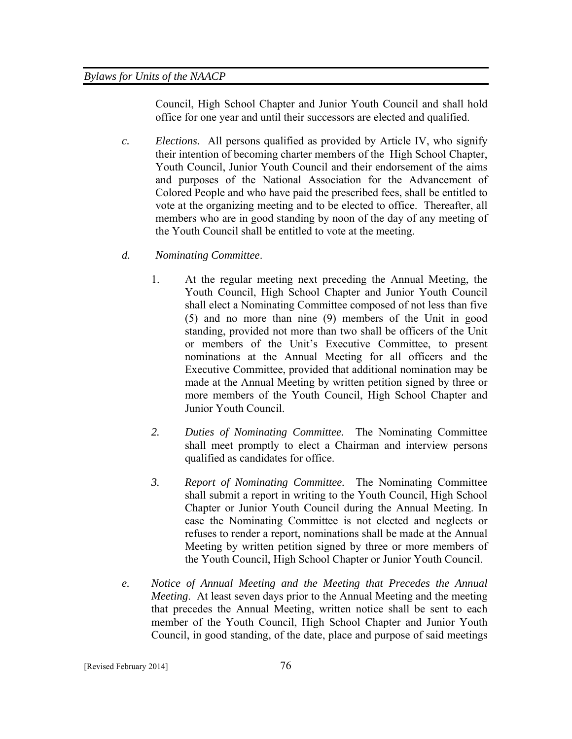Council, High School Chapter and Junior Youth Council and shall hold office for one year and until their successors are elected and qualified.

*c.* *Elections.* All persons qualified as provided by Article IV, who signify their intention of becoming charter members of the High School Chapter, Youth Council, Junior Youth Council and their endorsement of the aims and purposes of the National Association for the Advancement of Colored People and who have paid the prescribed fees, shall be entitled to vote at the organizing meeting and to be elected to office. Thereafter, all members who are in good standing by noon of the day of any meeting of the Youth Council shall be entitled to vote at the meeting.

*d.* *Nominating Committee*.

1. At the regular meeting next preceding the Annual Meeting, the Youth Council, High School Chapter and Junior Youth Council shall elect a Nominating Committee composed of not less than five (5) and no more than nine (9) members of the Unit in good standing, provided not more than two shall be officers of the Unit or members of the Unit's Executive Committee, to present nominations at the Annual Meeting for all officers and the Executive Committee, provided that additional nomination may be made at the Annual Meeting by written petition signed by three or more members of the Youth Council, High School Chapter and Junior Youth Council.

2. *Duties of Nominating Committee.* The Nominating Committee shall meet promptly to elect a Chairman and interview persons qualified as candidates for office.

3. *Report of Nominating Committee.* The Nominating Committee shall submit a report in writing to the Youth Council, High School Chapter or Junior Youth Council during the Annual Meeting. In case the Nominating Committee is not elected and neglects or refuses to render a report, nominations shall be made at the Annual Meeting by written petition signed by three or more members of the Youth Council, High School Chapter or Junior Youth Council.

*e.* *Notice of Annual Meeting and the Meeting that Precedes the Annual Meeting*. At least seven days prior to the Annual Meeting and the meeting that precedes the Annual Meeting, written notice shall be sent to each member of the Youth Council, High School Chapter and Junior Youth Council, in good standing, of the date, place and purpose of said meetings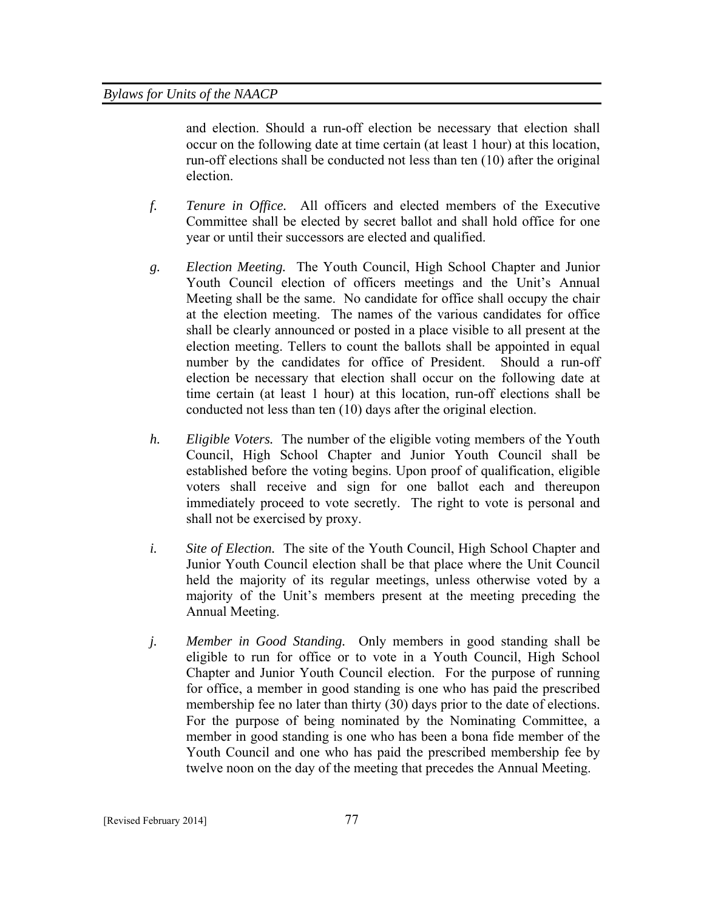and election. Should a run-off election be necessary that election shall occur on the following date at time certain (at least 1 hour) at this location, run-off elections shall be conducted not less than ten (10) after the original election.

*f.* *Tenure in Office.* All officers and elected members of the Executive Committee shall be elected by secret ballot and shall hold office for one year or until their successors are elected and qualified.

*g.* *Election Meeting.* The Youth Council, High School Chapter and Junior Youth Council election of officers meetings and the Unit's Annual Meeting shall be the same. No candidate for office shall occupy the chair at the election meeting. The names of the various candidates for office shall be clearly announced or posted in a place visible to all present at the election meeting. Tellers to count the ballots shall be appointed in equal number by the candidates for office of President. Should a run-off election be necessary that election shall occur on the following date at time certain (at least 1 hour) at this location, run-off elections shall be conducted not less than ten (10) days after the original election.

*h.* *Eligible Voters.* The number of the eligible voting members of the Youth Council, High School Chapter and Junior Youth Council shall be established before the voting begins. Upon proof of qualification, eligible voters shall receive and sign for one ballot each and thereupon immediately proceed to vote secretly. The right to vote is personal and shall not be exercised by proxy.

*i.* *Site of Election.* The site of the Youth Council, High School Chapter and Junior Youth Council election shall be that place where the Unit Council held the majority of its regular meetings, unless otherwise voted by a majority of the Unit's members present at the meeting preceding the Annual Meeting.

*j.* *Member in Good Standing.* Only members in good standing shall be eligible to run for office or to vote in a Youth Council, High School Chapter and Junior Youth Council election. For the purpose of running for office, a member in good standing is one who has paid the prescribed membership fee no later than thirty (30) days prior to the date of elections. For the purpose of being nominated by the Nominating Committee, a member in good standing is one who has been a bona fide member of the Youth Council and one who has paid the prescribed membership fee by twelve noon on the day of the meeting that precedes the Annual Meeting.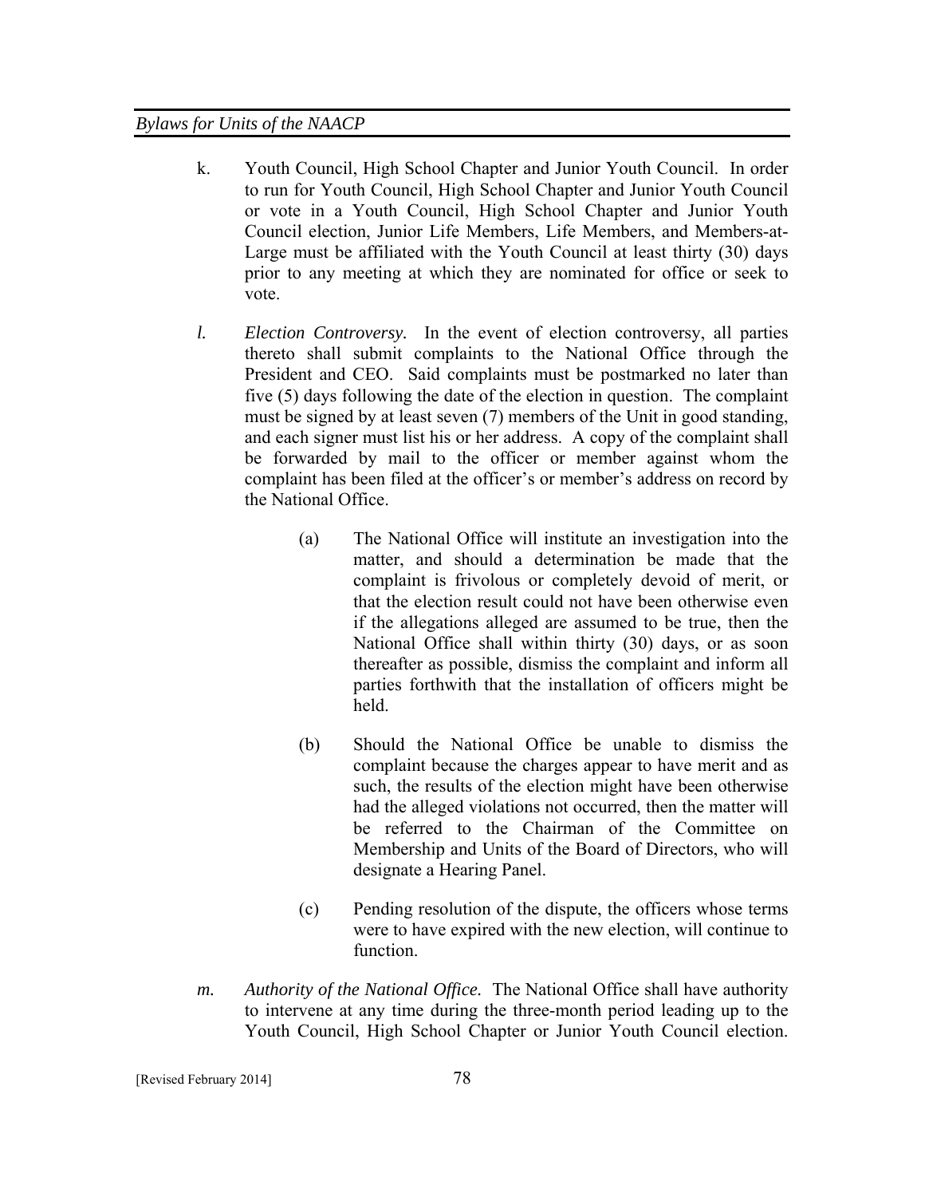k. Youth Council, High School Chapter and Junior Youth Council. In order to run for Youth Council, High School Chapter and Junior Youth Council or vote in a Youth Council, High School Chapter and Junior Youth Council election, Junior Life Members, Life Members, and Members-at-Large must be affiliated with the Youth Council at least thirty (30) days prior to any meeting at which they are nominated for office or seek to vote.

*l.* *Election Controversy.* In the event of election controversy, all parties thereto shall submit complaints to the National Office through the President and CEO. Said complaints must be postmarked no later than five (5) days following the date of the election in question. The complaint must be signed by at least seven (7) members of the Unit in good standing, and each signer must list his or her address. A copy of the complaint shall be forwarded by mail to the officer or member against whom the complaint has been filed at the officer's or member's address on record by the National Office.

(a) The National Office will institute an investigation into the matter, and should a determination be made that the complaint is frivolous or completely devoid of merit, or that the election result could not have been otherwise even if the allegations alleged are assumed to be true, then the National Office shall within thirty (30) days, or as soon thereafter as possible, dismiss the complaint and inform all parties forthwith that the installation of officers might be held.

(b) Should the National Office be unable to dismiss the complaint because the charges appear to have merit and as such, the results of the election might have been otherwise had the alleged violations not occurred, then the matter will be referred to the Chairman of the Committee on Membership and Units of the Board of Directors, who will designate a Hearing Panel.

(c) Pending resolution of the dispute, the officers whose terms were to have expired with the new election, will continue to function.

*m.* *Authority of the National Office.* The National Office shall have authority to intervene at any time during the three-month period leading up to the Youth Council, High School Chapter or Junior Youth Council election.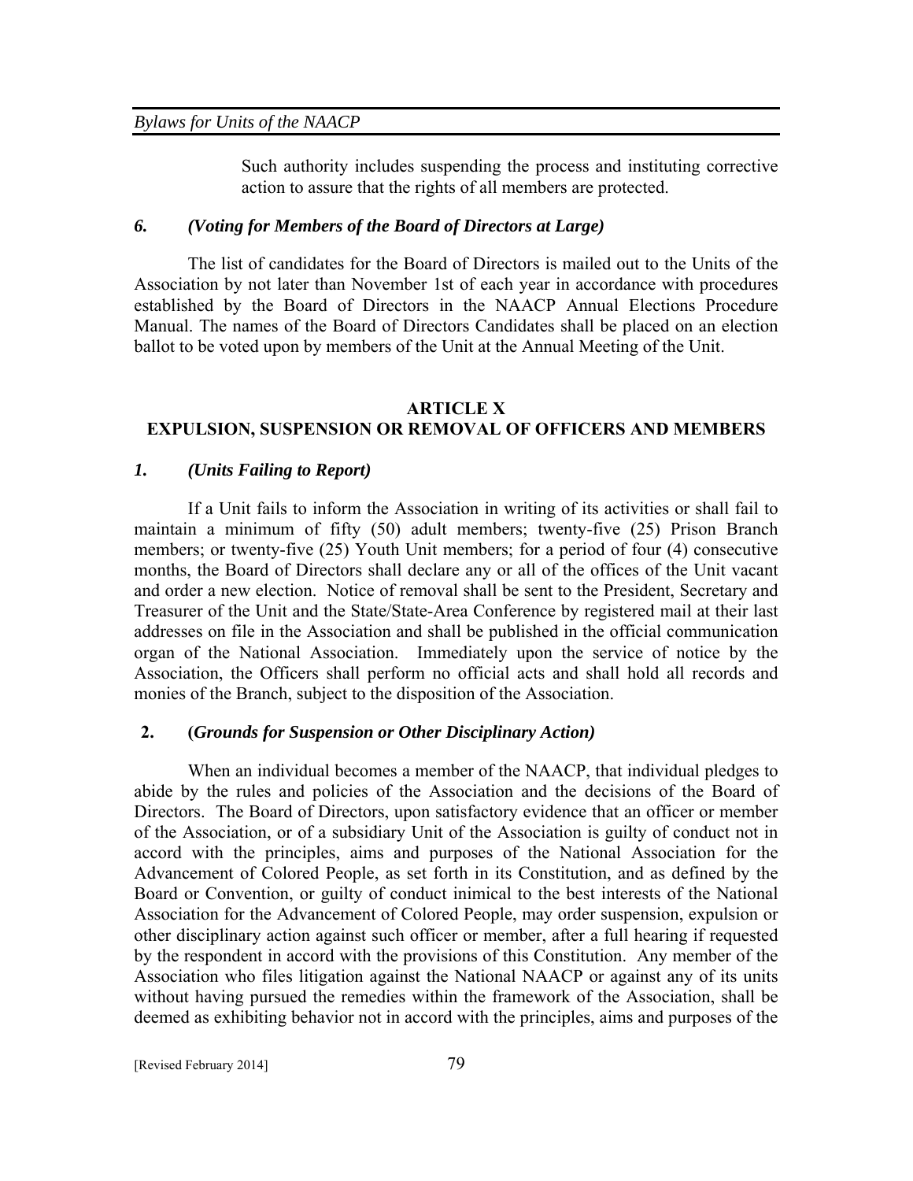Such authority includes suspending the process and instituting corrective action to assure that the rights of all members are protected.

### *6. (Voting for Members of the Board of Directors at Large)*

The list of candidates for the Board of Directors is mailed out to the Units of the Association by not later than November 1st of each year in accordance with procedures established by the Board of Directors in the NAACP Annual Elections Procedure Manual. The names of the Board of Directors Candidates shall be placed on an election ballot to be voted upon by members of the Unit at the Annual Meeting of the Unit.

## ARTICLE X
## EXPULSION, SUSPENSION OR REMOVAL OF OFFICERS AND MEMBERS

### *1. (Units Failing to Report)*

If a Unit fails to inform the Association in writing of its activities or shall fail to maintain a minimum of fifty (50) adult members; twenty-five (25) Prison Branch members; or twenty-five (25) Youth Unit members; for a period of four (4) consecutive months, the Board of Directors shall declare any or all of the offices of the Unit vacant and order a new election. Notice of removal shall be sent to the President, Secretary and Treasurer of the Unit and the State/State-Area Conference by registered mail at their last addresses on file in the Association and shall be published in the official communication organ of the National Association. Immediately upon the service of notice by the Association, the Officers shall perform no official acts and shall hold all records and monies of the Branch, subject to the disposition of the Association.

### 2. (*Grounds for Suspension or Other Disciplinary Action)*

When an individual becomes a member of the NAACP, that individual pledges to abide by the rules and policies of the Association and the decisions of the Board of Directors. The Board of Directors, upon satisfactory evidence that an officer or member of the Association, or of a subsidiary Unit of the Association is guilty of conduct not in accord with the principles, aims and purposes of the National Association for the Advancement of Colored People, as set forth in its Constitution, and as defined by the Board or Convention, or guilty of conduct inimical to the best interests of the National Association for the Advancement of Colored People, may order suspension, expulsion or other disciplinary action against such officer or member, after a full hearing if requested by the respondent in accord with the provisions of this Constitution. Any member of the Association who files litigation against the National NAACP or against any of its units without having pursued the remedies within the framework of the Association, shall be deemed as exhibiting behavior not in accord with the principles, aims and purposes of the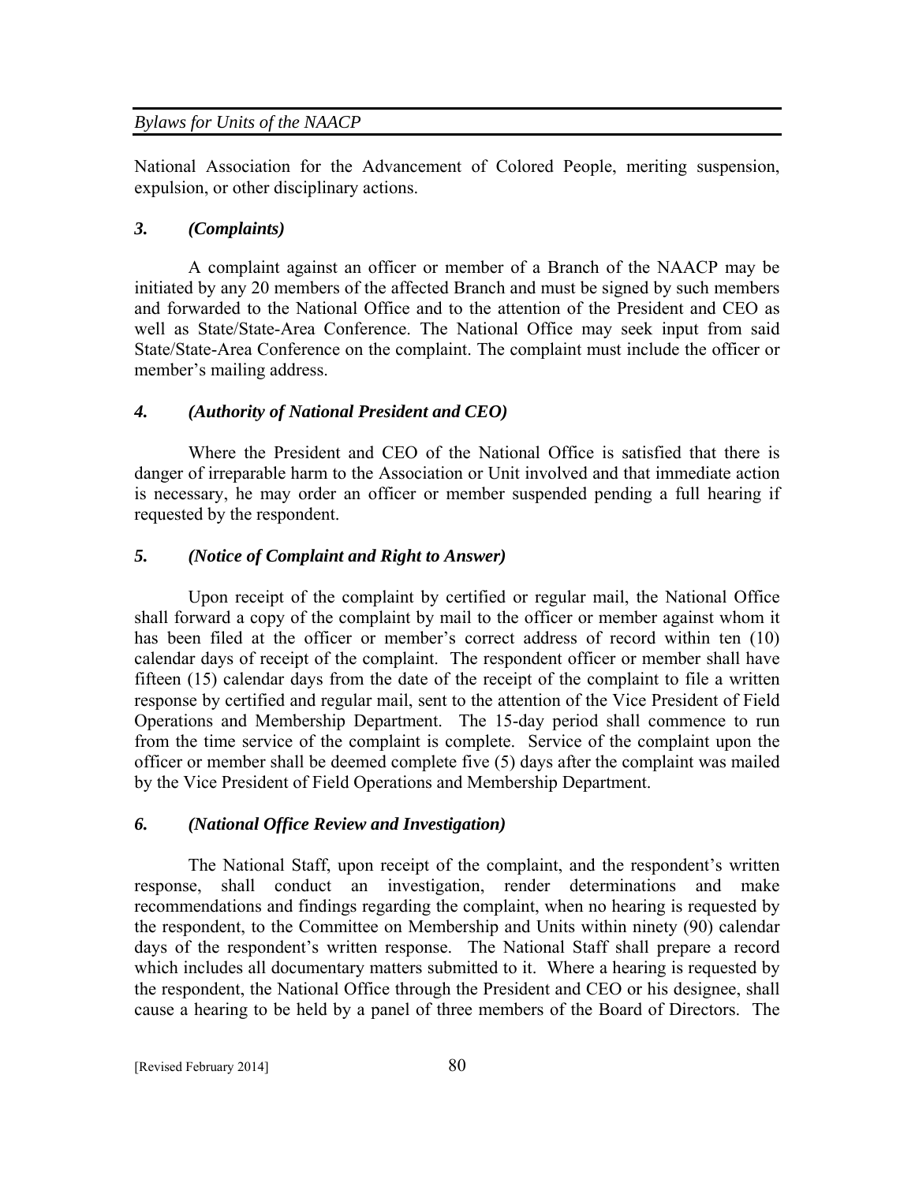National Association for the Advancement of Colored People, meriting suspension, expulsion, or other disciplinary actions.

### *3. (Complaints)*

A complaint against an officer or member of a Branch of the NAACP may be initiated by any 20 members of the affected Branch and must be signed by such members and forwarded to the National Office and to the attention of the President and CEO as well as State/State-Area Conference. The National Office may seek input from said State/State-Area Conference on the complaint. The complaint must include the officer or member's mailing address.

### *4. (Authority of National President and CEO)*

Where the President and CEO of the National Office is satisfied that there is danger of irreparable harm to the Association or Unit involved and that immediate action is necessary, he may order an officer or member suspended pending a full hearing if requested by the respondent.

### *5. (Notice of Complaint and Right to Answer)*

Upon receipt of the complaint by certified or regular mail, the National Office shall forward a copy of the complaint by mail to the officer or member against whom it has been filed at the officer or member's correct address of record within ten (10) calendar days of receipt of the complaint. The respondent officer or member shall have fifteen (15) calendar days from the date of the receipt of the complaint to file a written response by certified and regular mail, sent to the attention of the Vice President of Field Operations and Membership Department. The 15-day period shall commence to run from the time service of the complaint is complete. Service of the complaint upon the officer or member shall be deemed complete five (5) days after the complaint was mailed by the Vice President of Field Operations and Membership Department.

### *6. (National Office Review and Investigation)*

The National Staff, upon receipt of the complaint, and the respondent's written response, shall conduct an investigation, render determinations and make recommendations and findings regarding the complaint, when no hearing is requested by the respondent, to the Committee on Membership and Units within ninety (90) calendar days of the respondent's written response. The National Staff shall prepare a record which includes all documentary matters submitted to it. Where a hearing is requested by the respondent, the National Office through the President and CEO or his designee, shall cause a hearing to be held by a panel of three members of the Board of Directors. The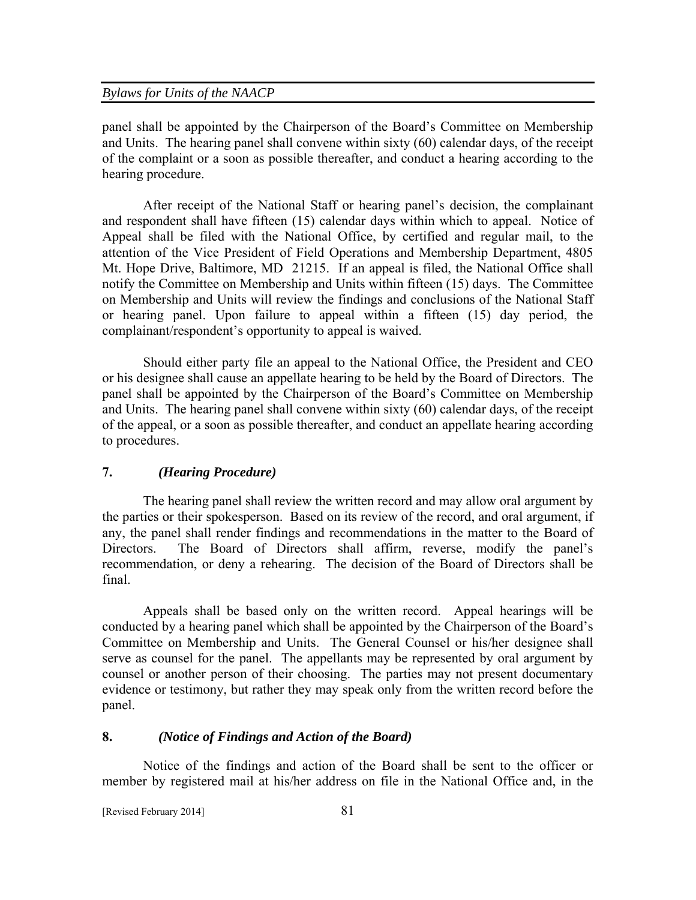panel shall be appointed by the Chairperson of the Board's Committee on Membership and Units. The hearing panel shall convene within sixty (60) calendar days, of the receipt of the complaint or a soon as possible thereafter, and conduct a hearing according to the hearing procedure.

After receipt of the National Staff or hearing panel's decision, the complainant and respondent shall have fifteen (15) calendar days within which to appeal. Notice of Appeal shall be filed with the National Office, by certified and regular mail, to the attention of the Vice President of Field Operations and Membership Department, 4805 Mt. Hope Drive, Baltimore, MD 21215. If an appeal is filed, the National Office shall notify the Committee on Membership and Units within fifteen (15) days. The Committee on Membership and Units will review the findings and conclusions of the National Staff or hearing panel. Upon failure to appeal within a fifteen (15) day period, the complainant/respondent's opportunity to appeal is waived.

Should either party file an appeal to the National Office, the President and CEO or his designee shall cause an appellate hearing to be held by the Board of Directors. The panel shall be appointed by the Chairperson of the Board's Committee on Membership and Units. The hearing panel shall convene within sixty (60) calendar days, of the receipt of the appeal, or a soon as possible thereafter, and conduct an appellate hearing according to procedures.

## 7. *(Hearing Procedure)*

The hearing panel shall review the written record and may allow oral argument by the parties or their spokesperson. Based on its review of the record, and oral argument, if any, the panel shall render findings and recommendations in the matter to the Board of Directors. The Board of Directors shall affirm, reverse, modify the panel's recommendation, or deny a rehearing. The decision of the Board of Directors shall be final.

Appeals shall be based only on the written record. Appeal hearings will be conducted by a hearing panel which shall be appointed by the Chairperson of the Board's Committee on Membership and Units. The General Counsel or his/her designee shall serve as counsel for the panel. The appellants may be represented by oral argument by counsel or another person of their choosing. The parties may not present documentary evidence or testimony, but rather they may speak only from the written record before the panel.

## 8. *(Notice of Findings and Action of the Board)*

Notice of the findings and action of the Board shall be sent to the officer or member by registered mail at his/her address on file in the National Office and, in the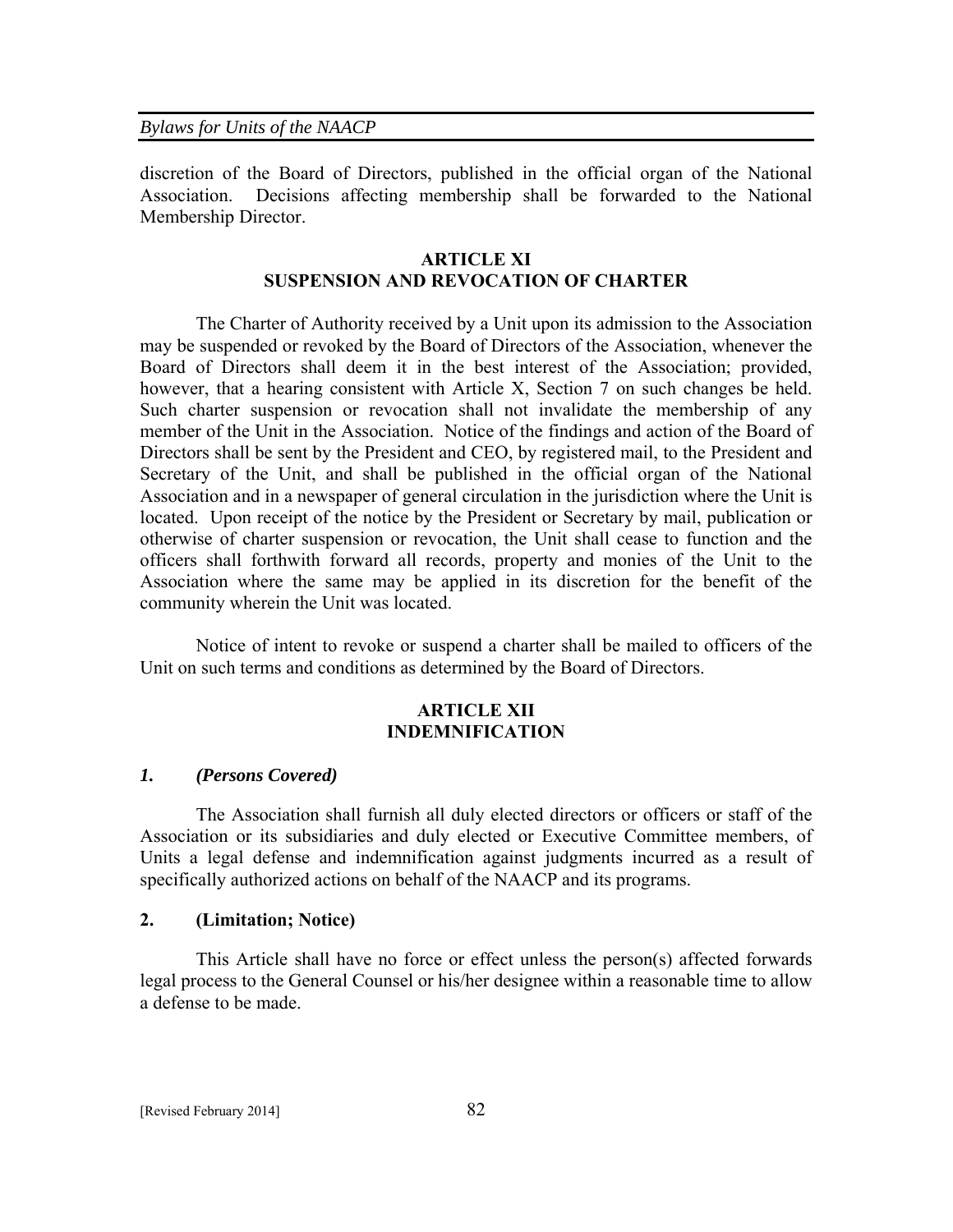discretion of the Board of Directors, published in the official organ of the National Association. Decisions affecting membership shall be forwarded to the National Membership Director.

## ARTICLE XI
## SUSPENSION AND REVOCATION OF CHARTER

The Charter of Authority received by a Unit upon its admission to the Association may be suspended or revoked by the Board of Directors of the Association, whenever the Board of Directors shall deem it in the best interest of the Association; provided, however, that a hearing consistent with Article X, Section 7 on such changes be held. Such charter suspension or revocation shall not invalidate the membership of any member of the Unit in the Association. Notice of the findings and action of the Board of Directors shall be sent by the President and CEO, by registered mail, to the President and Secretary of the Unit, and shall be published in the official organ of the National Association and in a newspaper of general circulation in the jurisdiction where the Unit is located. Upon receipt of the notice by the President or Secretary by mail, publication or otherwise of charter suspension or revocation, the Unit shall cease to function and the officers shall forthwith forward all records, property and monies of the Unit to the Association where the same may be applied in its discretion for the benefit of the community wherein the Unit was located.

Notice of intent to revoke or suspend a charter shall be mailed to officers of the Unit on such terms and conditions as determined by the Board of Directors.

## ARTICLE XII
## INDEMNIFICATION

### *1. (Persons Covered)*

The Association shall furnish all duly elected directors or officers or staff of the Association or its subsidiaries and duly elected or Executive Committee members, of Units a legal defense and indemnification against judgments incurred as a result of specifically authorized actions on behalf of the NAACP and its programs.

### 2. (Limitation; Notice)

This Article shall have no force or effect unless the person(s) affected forwards legal process to the General Counsel or his/her designee within a reasonable time to allow a defense to be made.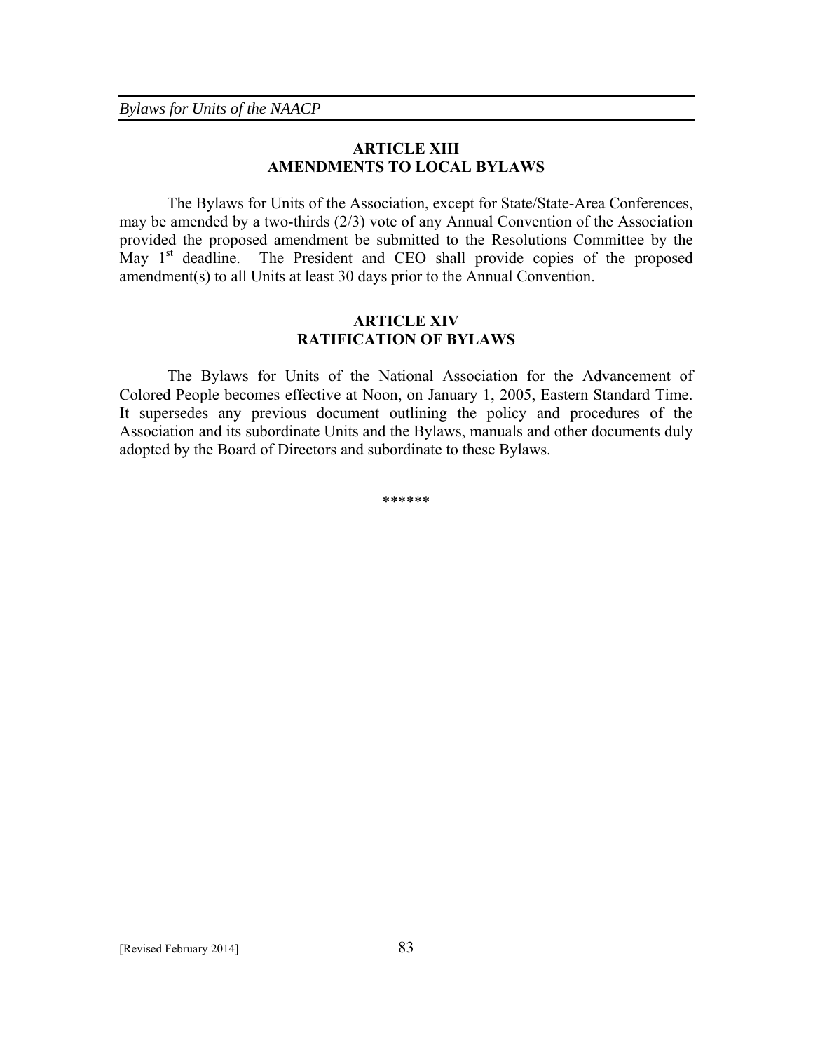## ARTICLE XIII
## AMENDMENTS TO LOCAL BYLAWS

The Bylaws for Units of the Association, except for State/State-Area Conferences, may be amended by a two-thirds (2/3) vote of any Annual Convention of the Association provided the proposed amendment be submitted to the Resolutions Committee by the May 1st deadline. The President and CEO shall provide copies of the proposed amendment(s) to all Units at least 30 days prior to the Annual Convention.

## ARTICLE XIV
## RATIFICATION OF BYLAWS

The Bylaws for Units of the National Association for the Advancement of Colored People becomes effective at Noon, on January 1, 2005, Eastern Standard Time. It supersedes any previous document outlining the policy and procedures of the Association and its subordinate Units and the Bylaws, manuals and other documents duly adopted by the Board of Directors and subordinate to these Bylaws.

******